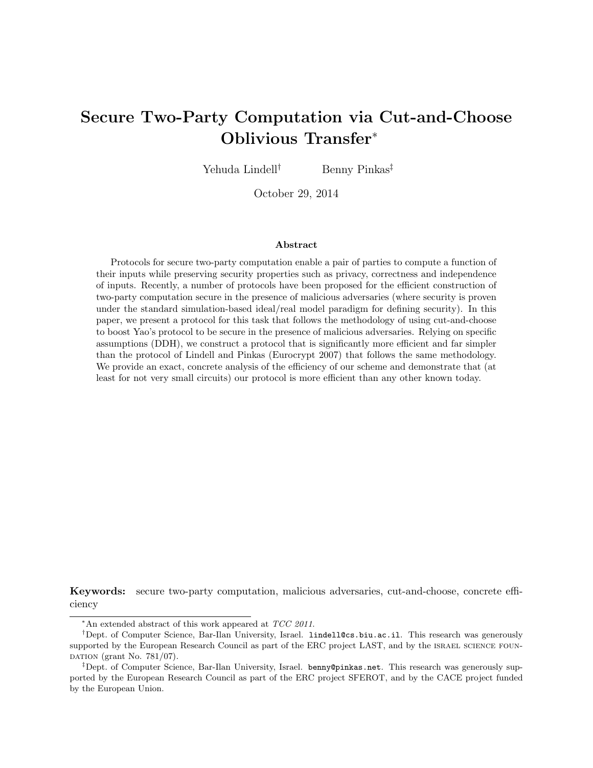# Secure Two-Party Computation via Cut-and-Choose Oblivious Transfer*

Yehuda Lindell[†] Benny Pinkas[‡]

October 29, 2014

## Abstract

Protocols for secure two-party computation enable a pair of parties to compute a function of their inputs while preserving security properties such as privacy, correctness and independence of inputs. Recently, a number of protocols have been proposed for the efficient construction of two-party computation secure in the presence of malicious adversaries (where security is proven under the standard simulation-based ideal/real model paradigm for defining security). In this paper, we present a protocol for this task that follows the methodology of using cut-and-choose to boost Yao's protocol to be secure in the presence of malicious adversaries. Relying on specific assumptions (DDH), we construct a protocol that is significantly more efficient and far simpler than the protocol of Lindell and Pinkas (Eurocrypt 2007) that follows the same methodology. We provide an exact, concrete analysis of the efficiency of our scheme and demonstrate that (at least for not very small circuits) our protocol is more efficient than any other known today.

**Keywords:** secure two-party computation, malicious adversaries, cut-and-choose, concrete efficiency

---

*An extended abstract of this work appeared at *TCC 2011*.

[†]Dept. of Computer Science, Bar-Ilan University, Israel. `lindell@cs.biu.ac.il`. This research was generously supported by the European Research Council as part of the ERC project LAST, and by the ISRAEL SCIENCE FOUNDATION (grant No. 781/07).

[‡]Dept. of Computer Science, Bar-Ilan University, Israel. `benny@pinkas.net`. This research was generously supported by the European Research Council as part of the ERC project SFEROT, and by the CACE project funded by the European Union.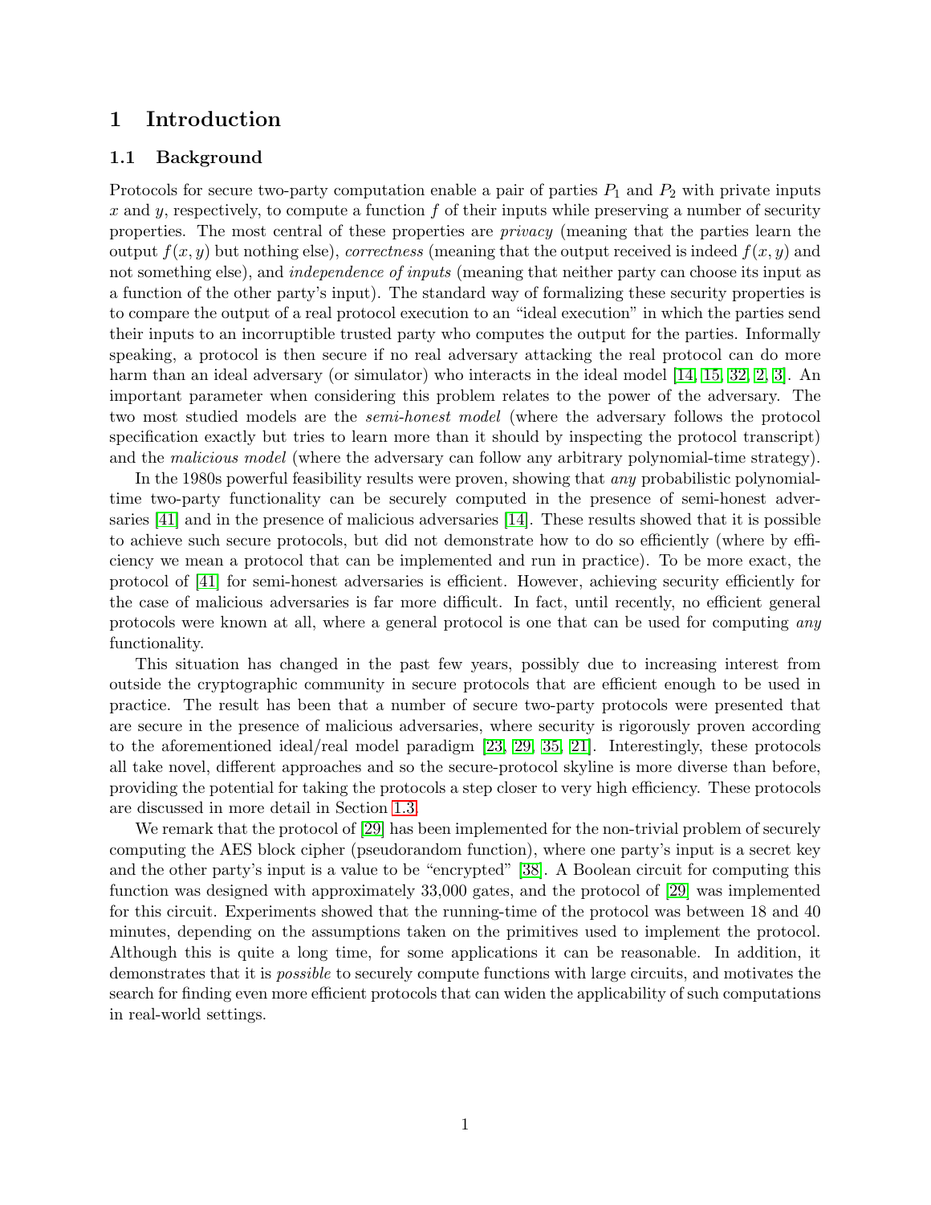# 1 Introduction

## 1.1 Background

Protocols for secure two-party computation enable a pair of parties $P_1$ and $P_2$ with private inputs $x$ and $y$, respectively, to compute a function $f$ of their inputs while preserving a number of security properties. The most central of these properties are *privacy* (meaning that the parties learn the output $f(x, y)$ but nothing else), *correctness* (meaning that the output received is indeed $f(x, y)$ and not something else), and *independence of inputs* (meaning that neither party can choose its input as a function of the other party's input). The standard way of formalizing these security properties is to compare the output of a real protocol execution to an "ideal execution" in which the parties send their inputs to an incorruptible trusted party who computes the output for the parties. Informally speaking, a protocol is then secure if no real adversary attacking the real protocol can do more harm than an ideal adversary (or simulator) who interacts in the ideal model [14, 15, 32, 2, 3]. An important parameter when considering this problem relates to the power of the adversary. The two most studied models are the *semi-honest model* (where the adversary follows the protocol specification exactly but tries to learn more than it should by inspecting the protocol transcript) and the *malicious model* (where the adversary can follow any arbitrary polynomial-time strategy).

In the 1980s powerful feasibility results were proven, showing that *any* probabilistic polynomial-time two-party functionality can be securely computed in the presence of semi-honest adversaries [41] and in the presence of malicious adversaries [14]. These results showed that it is possible to achieve such secure protocols, but did not demonstrate how to do so efficiently (where by efficiency we mean a protocol that can be implemented and run in practice). To be more exact, the protocol of [41] for semi-honest adversaries is efficient. However, achieving security efficiently for the case of malicious adversaries is far more difficult. In fact, until recently, no efficient general protocols were known at all, where a general protocol is one that can be used for computing *any* functionality.

This situation has changed in the past few years, possibly due to increasing interest from outside the cryptographic community in secure protocols that are efficient enough to be used in practice. The result has been that a number of secure two-party protocols were presented that are secure in the presence of malicious adversaries, where security is rigorously proven according to the aforementioned ideal/real model paradigm [23, 29, 35, 21]. Interestingly, these protocols all take novel, different approaches and so the secure-protocol skyline is more diverse than before, providing the potential for taking the protocols a step closer to very high efficiency. These protocols are discussed in more detail in Section 1.3.

We remark that the protocol of [29] has been implemented for the non-trivial problem of securely computing the AES block cipher (pseudorandom function), where one party's input is a secret key and the other party's input is a value to be "encrypted" [38]. A Boolean circuit for computing this function was designed with approximately 33,000 gates, and the protocol of [29] was implemented for this circuit. Experiments showed that the running-time of the protocol was between 18 and 40 minutes, depending on the assumptions taken on the primitives used to implement the protocol. Although this is quite a long time, for some applications it can be reasonable. In addition, it demonstrates that it is *possible* to securely compute functions with large circuits, and motivates the search for finding even more efficient protocols that can widen the applicability of such computations in real-world settings.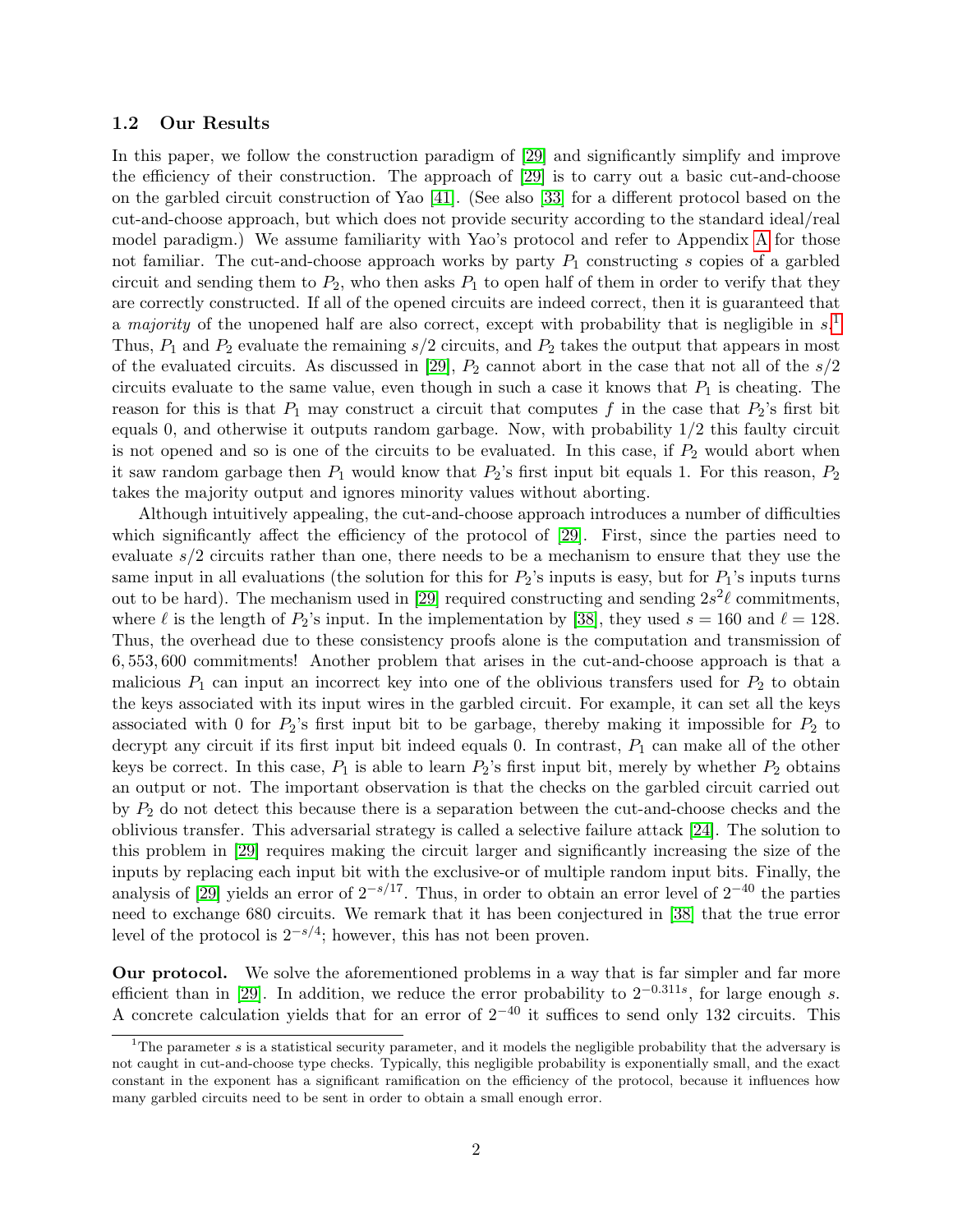### 1.2 Our Results

In this paper, we follow the construction paradigm of [29] and significantly simplify and improve the efficiency of their construction. The approach of [29] is to carry out a basic cut-and-choose on the garbled circuit construction of Yao [41]. (See also [33] for a different protocol based on the cut-and-choose approach, but which does not provide security according to the standard ideal/real model paradigm.) We assume familiarity with Yao's protocol and refer to Appendix A for those not familiar. The cut-and-choose approach works by party $P_1$ constructing $s$ copies of a garbled circuit and sending them to $P_2$, who then asks $P_1$ to open half of them in order to verify that they are correctly constructed. If all of the opened circuits are indeed correct, then it is guaranteed that a *majority* of the unopened half are also correct, except with probability that is negligible in $s$.[1] Thus, $P_1$ and $P_2$ evaluate the remaining $s/2$ circuits, and $P_2$ takes the output that appears in most of the evaluated circuits. As discussed in [29], $P_2$ cannot abort in the case that not all of the $s/2$ circuits evaluate to the same value, even though in such a case it knows that $P_1$ is cheating. The reason for this is that $P_1$ may construct a circuit that computes $f$ in the case that $P_2$'s first bit equals 0, and otherwise it outputs random garbage. Now, with probability 1/2 this faulty circuit is not opened and so is one of the circuits to be evaluated. In this case, if $P_2$ would abort when it saw random garbage then $P_1$ would know that $P_2$'s first input bit equals 1. For this reason, $P_2$ takes the majority output and ignores minority values without aborting.

Although intuitively appealing, the cut-and-choose approach introduces a number of difficulties which significantly affect the efficiency of the protocol of [29]. First, since the parties need to evaluate $s/2$ circuits rather than one, there needs to be a mechanism to ensure that they use the same input in all evaluations (the solution for this for $P_2$'s inputs is easy, but for $P_1$'s inputs turns out to be hard). The mechanism used in [29] required constructing and sending $2s^2\ell$ commitments, where $\ell$ is the length of $P_2$'s input. In the implementation by [38], they used $s = 160$ and $\ell = 128$. Thus, the overhead due to these consistency proofs alone is the computation and transmission of 6,553,600 commitments! Another problem that arises in the cut-and-choose approach is that a malicious $P_1$ can input an incorrect key into one of the oblivious transfers used for $P_2$ to obtain the keys associated with its input wires in the garbled circuit. For example, it can set all the keys associated with 0 for $P_2$'s first input bit to be garbage, thereby making it impossible for $P_2$ to decrypt any circuit if its first input bit indeed equals 0. In contrast, $P_1$ can make all of the other keys be correct. In this case, $P_1$ is able to learn $P_2$'s first input bit, merely by whether $P_2$ obtains an output or not. The important observation is that the checks on the garbled circuit carried out by $P_2$ do not detect this because there is a separation between the cut-and-choose checks and the oblivious transfer. This adversarial strategy is called a selective failure attack [24]. The solution to this problem in [29] requires making the circuit larger and significantly increasing the size of the inputs by replacing each input bit with the exclusive-or of multiple random input bits. Finally, the analysis of [29] yields an error of $2^{-s/17}$. Thus, in order to obtain an error level of $2^{-40}$ the parties need to exchange 680 circuits. We remark that it has been conjectured in [38] that the true error level of the protocol is $2^{-s/4}$; however, this has not been proven.

**Our protocol.** We solve the aforementioned problems in a way that is far simpler and far more efficient than in [29]. In addition, we reduce the error probability to $2^{-0.311s}$, for large enough $s$. A concrete calculation yields that for an error of $2^{-40}$ it suffices to send only 132 circuits. This

[1] The parameter $s$ is a statistical security parameter, and it models the negligible probability that the adversary is not caught in cut-and-choose type checks. Typically, this negligible probability is exponentially small, and the exact constant in the exponent has a significant ramification on the efficiency of the protocol, because it influences how many garbled circuits need to be sent in order to obtain a small enough error.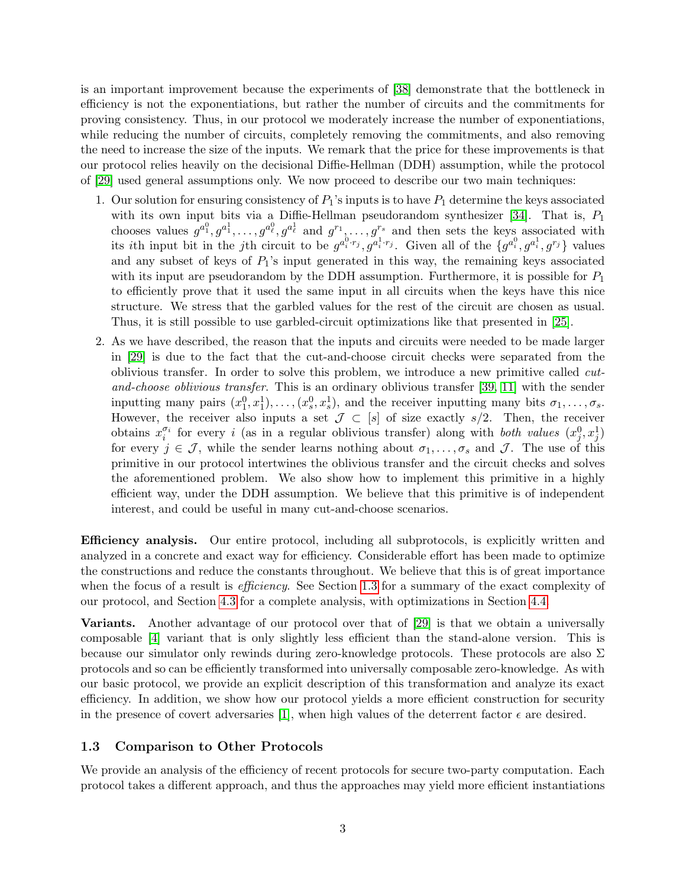is an important improvement because the experiments of [38] demonstrate that the bottleneck in efficiency is not the exponentiations, but rather the number of circuits and the commitments for proving consistency. Thus, in our protocol we moderately increase the number of exponentiations, while reducing the number of circuits, completely removing the commitments, and also removing the need to increase the size of the inputs. We remark that the price for these improvements is that our protocol relies heavily on the decisional Diffie-Hellman (DDH) assumption, while the protocol of [29] used general assumptions only. We now proceed to describe our two main techniques:

1. Our solution for ensuring consistency of $P_1$'s inputs is to have $P_1$ determine the keys associated with its own input bits via a Diffie-Hellman pseudorandom synthesizer [34]. That is, $P_1$ chooses values $g^{a_1^0}, g^{a_1^1}, \ldots, g^{a_\ell^0}, g^{a_\ell^1}$ and $g^{r_1}, \ldots, g^{r_s}$ and then sets the keys associated with its $i$th input bit in the $j$th circuit to be $g^{a_i^0 \cdot r_j}, g^{a_i^1 \cdot r_j}$. Given all of the $\{g^{a_i^0}, g^{a_i^1}, g^{r_j}\}$ values and any subset of keys of $P_1$'s input generated in this way, the remaining keys associated with its input are pseudorandom by the DDH assumption. Furthermore, it is possible for $P_1$ to efficiently prove that it used the same input in all circuits when the keys have this nice structure. We stress that the garbled values for the rest of the circuit are chosen as usual. Thus, it is still possible to use garbled-circuit optimizations like that presented in [25].

2. As we have described, the reason that the inputs and circuits were needed to be made larger in [29] is due to the fact that the cut-and-choose circuit checks were separated from the oblivious transfer. In order to solve this problem, we introduce a new primitive called *cut-and-choose oblivious transfer*. This is an ordinary oblivious transfer [39, 11] with the sender inputting many pairs $(x_1^0, x_1^1), \ldots, (x_s^0, x_s^1)$, and the receiver inputting many bits $\sigma_1, \ldots, \sigma_s$. However, the receiver also inputs a set $\mathcal{J} \subset [s]$ of size exactly $s/2$. Then, the receiver obtains $x_i^{\sigma_i}$ for every $i$ (as in a regular oblivious transfer) along with *both values* $(x_j^0, x_j^1)$ for every $j \in \mathcal{J}$, while the sender learns nothing about $\sigma_1, \ldots, \sigma_s$ and $\mathcal{J}$. The use of this primitive in our protocol intertwines the oblivious transfer and the circuit checks and solves the aforementioned problem. We also show how to implement this primitive in a highly efficient way, under the DDH assumption. We believe that this primitive is of independent interest, and could be useful in many cut-and-choose scenarios.

**Efficiency analysis.** Our entire protocol, including all subprotocols, is explicitly written and analyzed in a concrete and exact way for efficiency. Considerable effort has been made to optimize the constructions and reduce the constants throughout. We believe that this is of great importance when the focus of a result is *efficiency*. See Section 1.3 for a summary of the exact complexity of our protocol, and Section 4.3 for a complete analysis, with optimizations in Section 4.4.

**Variants.** Another advantage of our protocol over that of [29] is that we obtain a universally composable [4] variant that is only slightly less efficient than the stand-alone version. This is because our simulator only rewinds during zero-knowledge protocols. These protocols are also $\Sigma$ protocols and so can be efficiently transformed into universally composable zero-knowledge. As with our basic protocol, we provide an explicit description of this transformation and analyze its exact efficiency. In addition, we show how our protocol yields a more efficient construction for security in the presence of covert adversaries [1], when high values of the deterrent factor $\epsilon$ are desired.

### 1.3 Comparison to Other Protocols

We provide an analysis of the efficiency of recent protocols for secure two-party computation. Each protocol takes a different approach, and thus the approaches may yield more efficient instantiations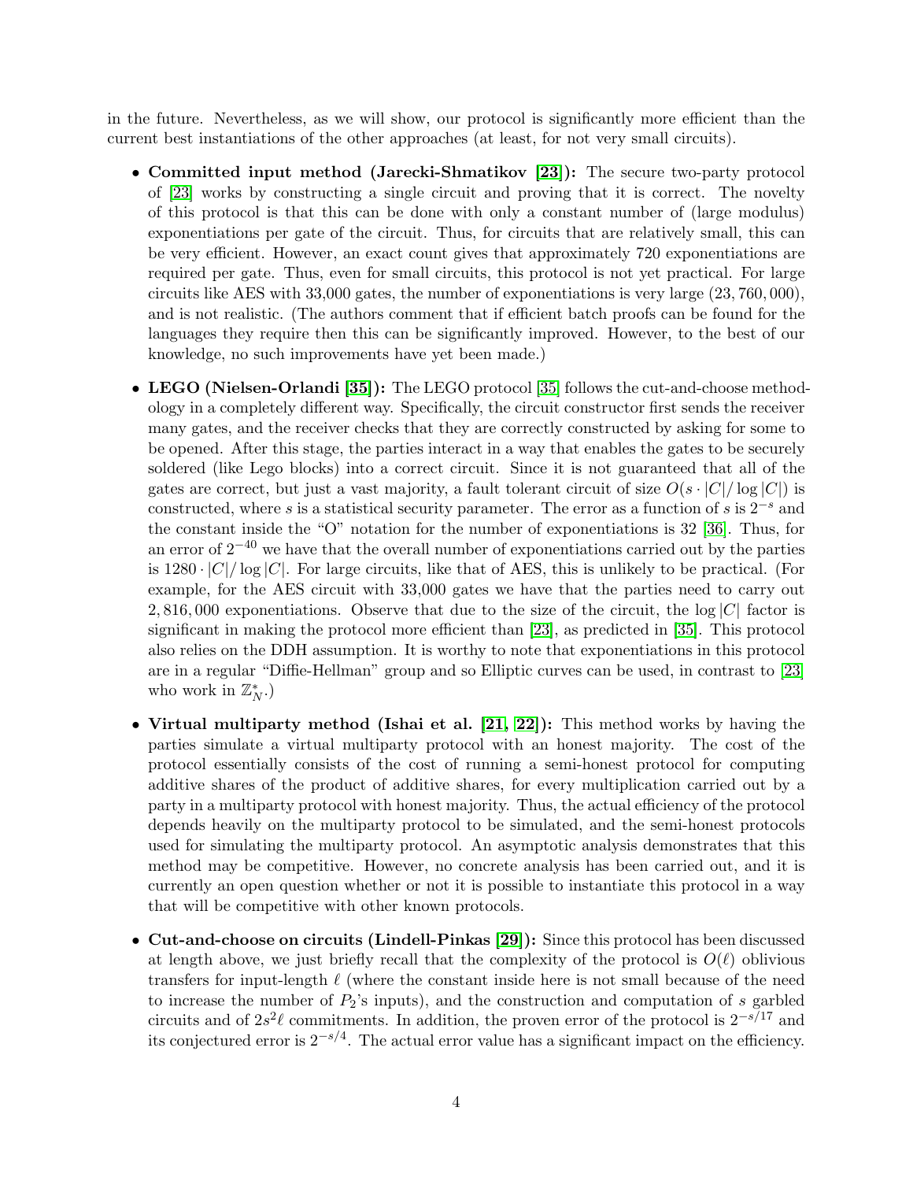in the future. Nevertheless, as we will show, our protocol is significantly more efficient than the current best instantiations of the other approaches (at least, for not very small circuits).

- **Committed input method (Jarecki-Shmatikov [23]):** The secure two-party protocol of [23] works by constructing a single circuit and proving that it is correct. The novelty of this protocol is that this can be done with only a constant number of (large modulus) exponentiations per gate of the circuit. Thus, for circuits that are relatively small, this can be very efficient. However, an exact count gives that approximately 720 exponentiations are required per gate. Thus, even for small circuits, this protocol is not yet practical. For large circuits like AES with 33,000 gates, the number of exponentiations is very large (23, 760, 000), and is not realistic. (The authors comment that if efficient batch proofs can be found for the languages they require then this can be significantly improved. However, to the best of our knowledge, no such improvements have yet been made.)

- **LEGO (Nielsen-Orlandi [35]):** The LEGO protocol [35] follows the cut-and-choose methodology in a completely different way. Specifically, the circuit constructor first sends the receiver many gates, and the receiver checks that they are correctly constructed by asking for some to be opened. After this stage, the parties interact in a way that enables the gates to be securely soldered (like Lego blocks) into a correct circuit. Since it is not guaranteed that all of the gates are correct, but just a vast majority, a fault tolerant circuit of size $O(s \cdot |C|/\log|C|)$ is constructed, where $s$ is a statistical security parameter. The error as a function of $s$ is $2^{-s}$ and the constant inside the "O" notation for the number of exponentiations is 32 [36]. Thus, for an error of $2^{-40}$ we have that the overall number of exponentiations carried out by the parties is $1280 \cdot |C|/\log|C|$. For large circuits, like that of AES, this is unlikely to be practical. (For example, for the AES circuit with 33,000 gates we have that the parties need to carry out 2, 816, 000 exponentiations. Observe that due to the size of the circuit, the $\log|C|$ factor is significant in making the protocol more efficient than [23], as predicted in [35]. This protocol also relies on the DDH assumption. It is worthy to note that exponentiations in this protocol are in a regular "Diffie-Hellman" group and so Elliptic curves can be used, in contrast to [23] who work in $\mathbb{Z}_N^*$.)

- **Virtual multiparty method (Ishai et al. [21, 22]):** This method works by having the parties simulate a virtual multiparty protocol with an honest majority. The cost of the protocol essentially consists of the cost of running a semi-honest protocol for computing additive shares of the product of additive shares, for every multiplication carried out by a party in a multiparty protocol with honest majority. Thus, the actual efficiency of the protocol depends heavily on the multiparty protocol to be simulated, and the semi-honest protocols used for simulating the multiparty protocol. An asymptotic analysis demonstrates that this method may be competitive. However, no concrete analysis has been carried out, and it is currently an open question whether or not it is possible to instantiate this protocol in a way that will be competitive with other known protocols.

- **Cut-and-choose on circuits (Lindell-Pinkas [29]):** Since this protocol has been discussed at length above, we just briefly recall that the complexity of the protocol is $O(\ell)$ oblivious transfers for input-length $\ell$ (where the constant inside here is not small because of the need to increase the number of $P_2$'s inputs), and the construction and computation of $s$ garbled circuits and of $2s^2\ell$ commitments. In addition, the proven error of the protocol is $2^{-s/17}$ and its conjectured error is $2^{-s/4}$. The actual error value has a significant impact on the efficiency.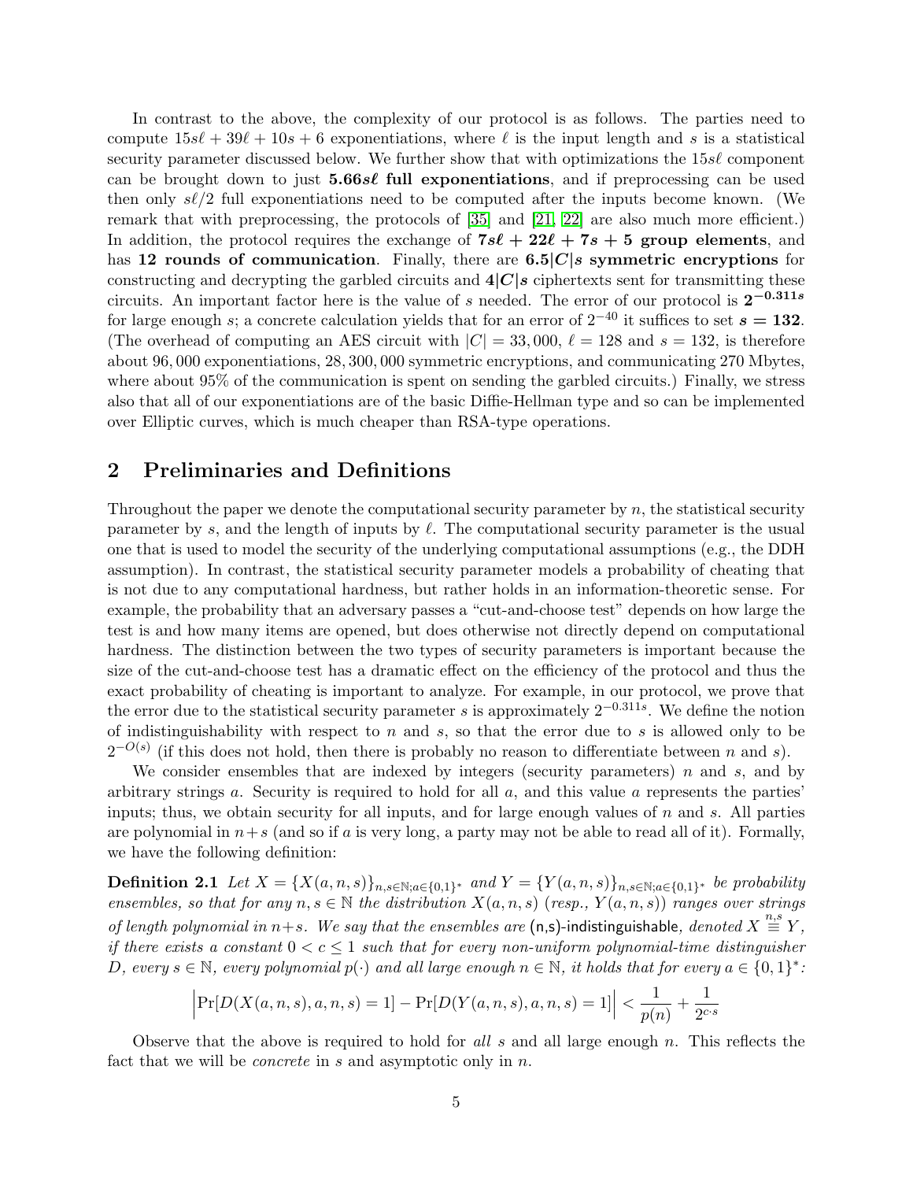In contrast to the above, the complexity of our protocol is as follows. The parties need to compute $15s\ell + 39\ell + 10s + 6$ exponentiations, where $\ell$ is the input length and $s$ is a statistical security parameter discussed below. We further show that with optimizations the $15s\ell$ component can be brought down to just **$5.66s\ell$ full exponentiations**, and if preprocessing can be used then only $s\ell/2$ full exponentiations need to be computed after the inputs become known. (We remark that with preprocessing, the protocols of [35] and [21, 22] are also much more efficient.) In addition, the protocol requires the exchange of **$7s\ell + 22\ell + 7s + 5$ group elements**, and has **12 rounds of communication**. Finally, there are **$6.5|C|s$ symmetric encryptions** for constructing and decrypting the garbled circuits and **$4|C|s$** ciphertexts sent for transmitting these circuits. An important factor here is the value of $s$ needed. The error of our protocol is $\mathbf{2^{-0.311s}}$ for large enough $s$; a concrete calculation yields that for an error of $2^{-40}$ it suffices to set $\boldsymbol{s = 132}$. (The overhead of computing an AES circuit with $|C| = 33,000$, $\ell = 128$ and $s = 132$, is therefore about 96,000 exponentiations, 28,300,000 symmetric encryptions, and communicating 270 Mbytes, where about 95% of the communication is spent on sending the garbled circuits.) Finally, we stress also that all of our exponentiations are of the basic Diffie-Hellman type and so can be implemented over Elliptic curves, which is much cheaper than RSA-type operations.

## 2 Preliminaries and Definitions

Throughout the paper we denote the computational security parameter by $n$, the statistical security parameter by $s$, and the length of inputs by $\ell$. The computational security parameter is the usual one that is used to model the security of the underlying computational assumptions (e.g., the DDH assumption). In contrast, the statistical security parameter models a probability of cheating that is not due to any computational hardness, but rather holds in an information-theoretic sense. For example, the probability that an adversary passes a "cut-and-choose test" depends on how large the test is and how many items are opened, but does otherwise not directly depend on computational hardness. The distinction between the two types of security parameters is important because the size of the cut-and-choose test has a dramatic effect on the efficiency of the protocol and thus the exact probability of cheating is important to analyze. For example, in our protocol, we prove that the error due to the statistical security parameter $s$ is approximately $2^{-0.311s}$. We define the notion of indistinguishability with respect to $n$ and $s$, so that the error due to $s$ is allowed only to be $2^{-O(s)}$ (if this does not hold, then there is probably no reason to differentiate between $n$ and $s$).

We consider ensembles that are indexed by integers (security parameters) $n$ and $s$, and by arbitrary strings $a$. Security is required to hold for all $a$, and this value $a$ represents the parties' inputs; thus, we obtain security for all inputs, and for large enough values of $n$ and $s$. All parties are polynomial in $n+s$ (and so if $a$ is very long, a party may not be able to read all of it). Formally, we have the following definition:

**Definition 2.1** *Let $X = \{X(a,n,s)\}_{n,s\in\mathbb{N};a\in\{0,1\}^*}$ and $Y = \{Y(a,n,s)\}_{n,s\in\mathbb{N};a\in\{0,1\}^*}$ be probability ensembles, so that for any $n,s \in \mathbb{N}$ the distribution $X(a,n,s)$ (resp., $Y(a,n,s)$) ranges over strings of length polynomial in $n+s$. We say that the ensembles are* (n,s)-indistinguishable*, denoted $X \stackrel{n,s}{\equiv} Y$, if there exists a constant $0 < c \leq 1$ such that for every non-uniform polynomial-time distinguisher $D$, every $s \in \mathbb{N}$, every polynomial $p(\cdot)$ and all large enough $n \in \mathbb{N}$, it holds that for every $a \in \{0,1\}^*$:*

$$\Big|\Pr[D(X(a,n,s),a,n,s) = 1] - \Pr[D(Y(a,n,s),a,n,s) = 1]\Big| < \frac{1}{p(n)} + \frac{1}{2^{c\cdot s}}$$

Observe that the above is required to hold for *all* $s$ and all large enough $n$. This reflects the fact that we will be *concrete* in $s$ and asymptotic only in $n$.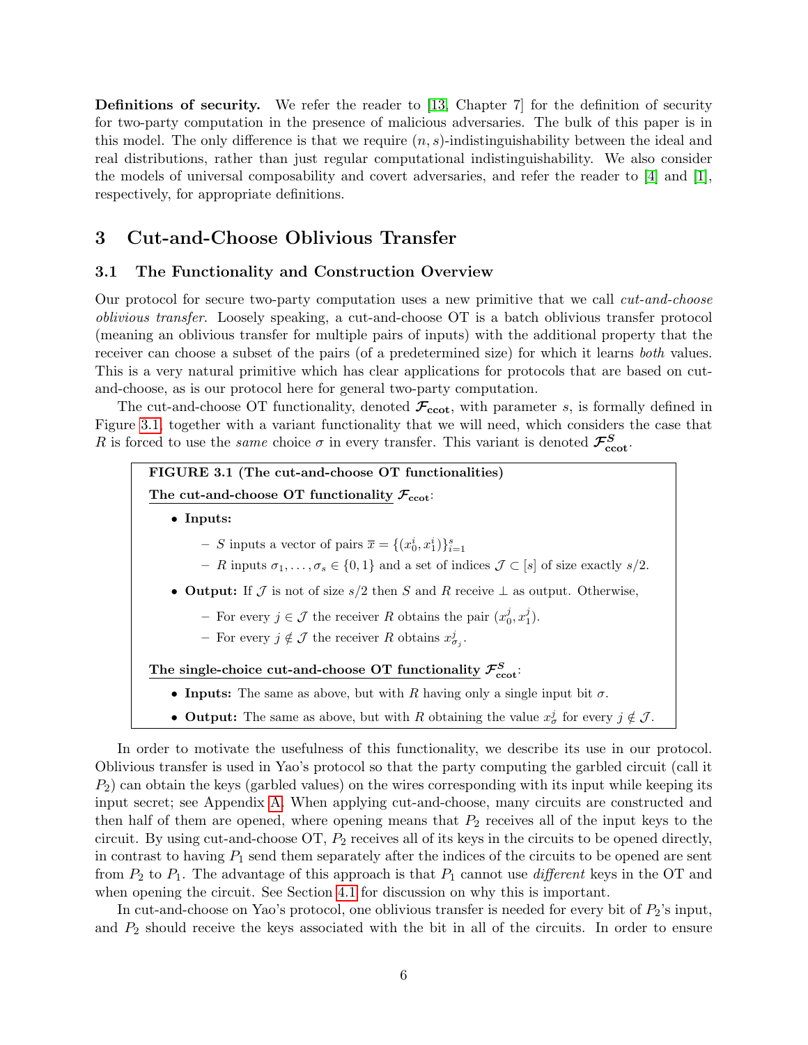**Definitions of security.** We refer the reader to [13, Chapter 7] for the definition of security for two-party computation in the presence of malicious adversaries. The bulk of this paper is in this model. The only difference is that we require $(n, s)$-indistinguishability between the ideal and real distributions, rather than just regular computational indistinguishability. We also consider the models of universal composability and covert adversaries, and refer the reader to [4] and [1], respectively, for appropriate definitions.

## 3 Cut-and-Choose Oblivious Transfer

### 3.1 The Functionality and Construction Overview

Our protocol for secure two-party computation uses a new primitive that we call *cut-and-choose oblivious transfer*. Loosely speaking, a cut-and-choose OT is a batch oblivious transfer protocol (meaning an oblivious transfer for multiple pairs of inputs) with the additional property that the receiver can choose a subset of the pairs (of a predetermined size) for which it learns *both* values. This is a very natural primitive which has clear applications for protocols that are based on cut-and-choose, as is our protocol here for general two-party computation.

The cut-and-choose OT functionality, denoted $\mathcal{F}_{\text{ccot}}$, with parameter $s$, is formally defined in Figure 3.1, together with a variant functionality that we will need, which considers the case that $R$ is forced to use the *same* choice $\sigma$ in every transfer. This variant is denoted $\mathcal{F}^{S}_{\text{ccot}}$.

> **FIGURE 3.1 (The cut-and-choose OT functionalities)**
>
> **The cut-and-choose OT functionality** $\mathcal{F}_{\text{ccot}}$:
>
> - **Inputs:**
>   - $S$ inputs a vector of pairs $\overline{x} = \{(x_0^i, x_1^i)\}_{i=1}^{s}$
>   - $R$ inputs $\sigma_1, \ldots, \sigma_s \in \{0, 1\}$ and a set of indices $\mathcal{J} \subset [s]$ of size exactly $s/2$.
> - **Output:** If $\mathcal{J}$ is not of size $s/2$ then $S$ and $R$ receive $\perp$ as output. Otherwise,
>   - For every $j \in \mathcal{J}$ the receiver $R$ obtains the pair $(x_0^j, x_1^j)$.
>   - For every $j \notin \mathcal{J}$ the receiver $R$ obtains $x_{\sigma_j}^j$.
>
> **The single-choice cut-and-choose OT functionality** $\mathcal{F}^{S}_{\text{ccot}}$:
>
> - **Inputs:** The same as above, but with $R$ having only a single input bit $\sigma$.
> - **Output:** The same as above, but with $R$ obtaining the value $x_{\sigma}^j$ for every $j \notin \mathcal{J}$.

In order to motivate the usefulness of this functionality, we describe its use in our protocol. Oblivious transfer is used in Yao's protocol so that the party computing the garbled circuit (call it $P_2$) can obtain the keys (garbled values) on the wires corresponding with its input while keeping its input secret; see Appendix A. When applying cut-and-choose, many circuits are constructed and then half of them are opened, where opening means that $P_2$ receives all of the input keys to the circuit. By using cut-and-choose OT, $P_2$ receives all of its keys in the circuits to be opened directly, in contrast to having $P_1$ send them separately after the indices of the circuits to be opened are sent from $P_2$ to $P_1$. The advantage of this approach is that $P_1$ cannot use *different* keys in the OT and when opening the circuit. See Section 4.1 for discussion on why this is important.

In cut-and-choose on Yao's protocol, one oblivious transfer is needed for every bit of $P_2$'s input, and $P_2$ should receive the keys associated with the bit in all of the circuits. In order to ensure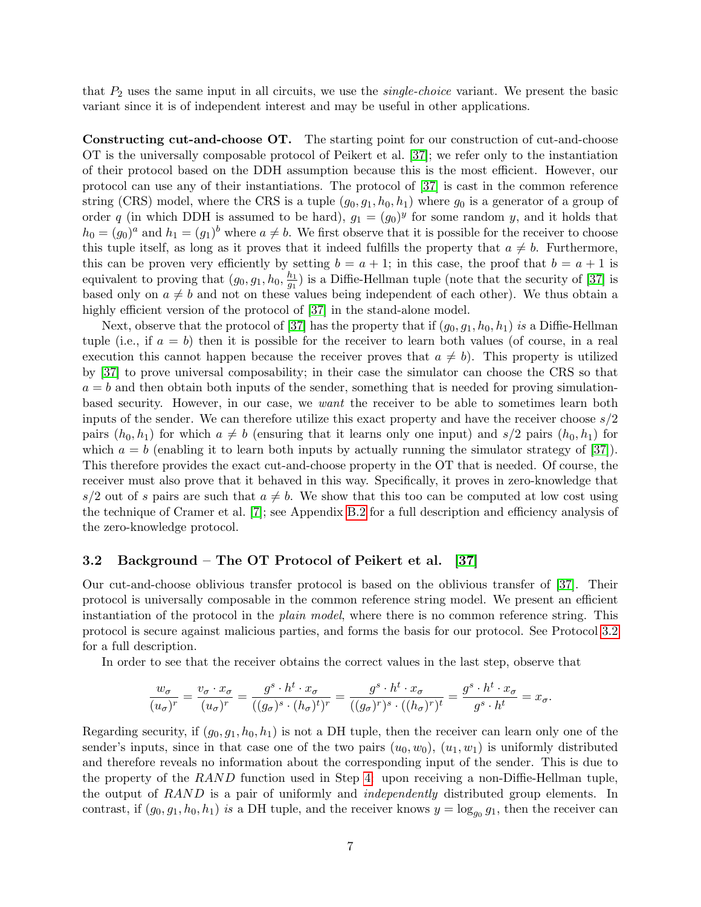that $P_2$ uses the same input in all circuits, we use the *single-choice* variant. We present the basic variant since it is of independent interest and may be useful in other applications.

**Constructing cut-and-choose OT.** The starting point for our construction of cut-and-choose OT is the universally composable protocol of Peikert et al. [37]; we refer only to the instantiation of their protocol based on the DDH assumption because this is the most efficient. However, our protocol can use any of their instantiations. The protocol of [37] is cast in the common reference string (CRS) model, where the CRS is a tuple $(g_0, g_1, h_0, h_1)$ where $g_0$ is a generator of a group of order $q$ (in which DDH is assumed to be hard), $g_1 = (g_0)^y$ for some random $y$, and it holds that $h_0 = (g_0)^a$ and $h_1 = (g_1)^b$ where $a \neq b$. We first observe that it is possible for the receiver to choose this tuple itself, as long as it proves that it indeed fulfills the property that $a \neq b$. Furthermore, this can be proven very efficiently by setting $b = a + 1$; in this case, the proof that $b = a + 1$ is equivalent to proving that $(g_0, g_1, h_0, \frac{h_1}{g_1})$ is a Diffie-Hellman tuple (note that the security of [37] is based only on $a \neq b$ and not on these values being independent of each other). We thus obtain a highly efficient version of the protocol of [37] in the stand-alone model.

Next, observe that the protocol of [37] has the property that if $(g_0, g_1, h_0, h_1)$ *is* a Diffie-Hellman tuple (i.e., if $a = b$) then it is possible for the receiver to learn both values (of course, in a real execution this cannot happen because the receiver proves that $a \neq b$). This property is utilized by [37] to prove universal composability; in their case the simulator can choose the CRS so that $a = b$ and then obtain both inputs of the sender, something that is needed for proving simulation-based security. However, in our case, we *want* the receiver to be able to sometimes learn both inputs of the sender. We can therefore utilize this exact property and have the receiver choose $s/2$ pairs $(h_0, h_1)$ for which $a \neq b$ (ensuring that it learns only one input) and $s/2$ pairs $(h_0, h_1)$ for which $a = b$ (enabling it to learn both inputs by actually running the simulator strategy of [37]). This therefore provides the exact cut-and-choose property in the OT that is needed. Of course, the receiver must also prove that it behaved in this way. Specifically, it proves in zero-knowledge that $s/2$ out of $s$ pairs are such that $a \neq b$. We show that this too can be computed at low cost using the technique of Cramer et al. [7]; see Appendix B.2 for a full description and efficiency analysis of the zero-knowledge protocol.

### 3.2 Background – The OT Protocol of Peikert et al. [37]

Our cut-and-choose oblivious transfer protocol is based on the oblivious transfer of [37]. Their protocol is universally composable in the common reference string model. We present an efficient instantiation of the protocol in the *plain model*, where there is no common reference string. This protocol is secure against malicious parties, and forms the basis for our protocol. See Protocol 3.2 for a full description.

In order to see that the receiver obtains the correct values in the last step, observe that

$$\frac{w_\sigma}{(u_\sigma)^r} = \frac{v_\sigma \cdot x_\sigma}{(u_\sigma)^r} = \frac{g^s \cdot h^t \cdot x_\sigma}{((g_\sigma)^s \cdot (h_\sigma)^t)^r} = \frac{g^s \cdot h^t \cdot x_\sigma}{((g_\sigma)^r)^s \cdot ((h_\sigma)^r)^t} = \frac{g^s \cdot h^t \cdot x_\sigma}{g^s \cdot h^t} = x_\sigma.$$

Regarding security, if $(g_0, g_1, h_0, h_1)$ is not a DH tuple, then the receiver can learn only one of the sender's inputs, since in that case one of the two pairs $(u_0, w_0)$, $(u_1, w_1)$ is uniformly distributed and therefore reveals no information about the corresponding input of the sender. This is due to the property of the $RAND$ function used in Step 4: upon receiving a non-Diffie-Hellman tuple, the output of $RAND$ is a pair of uniformly and *independently* distributed group elements. In contrast, if $(g_0, g_1, h_0, h_1)$ *is* a DH tuple, and the receiver knows $y = \log_{g_0} g_1$, then the receiver can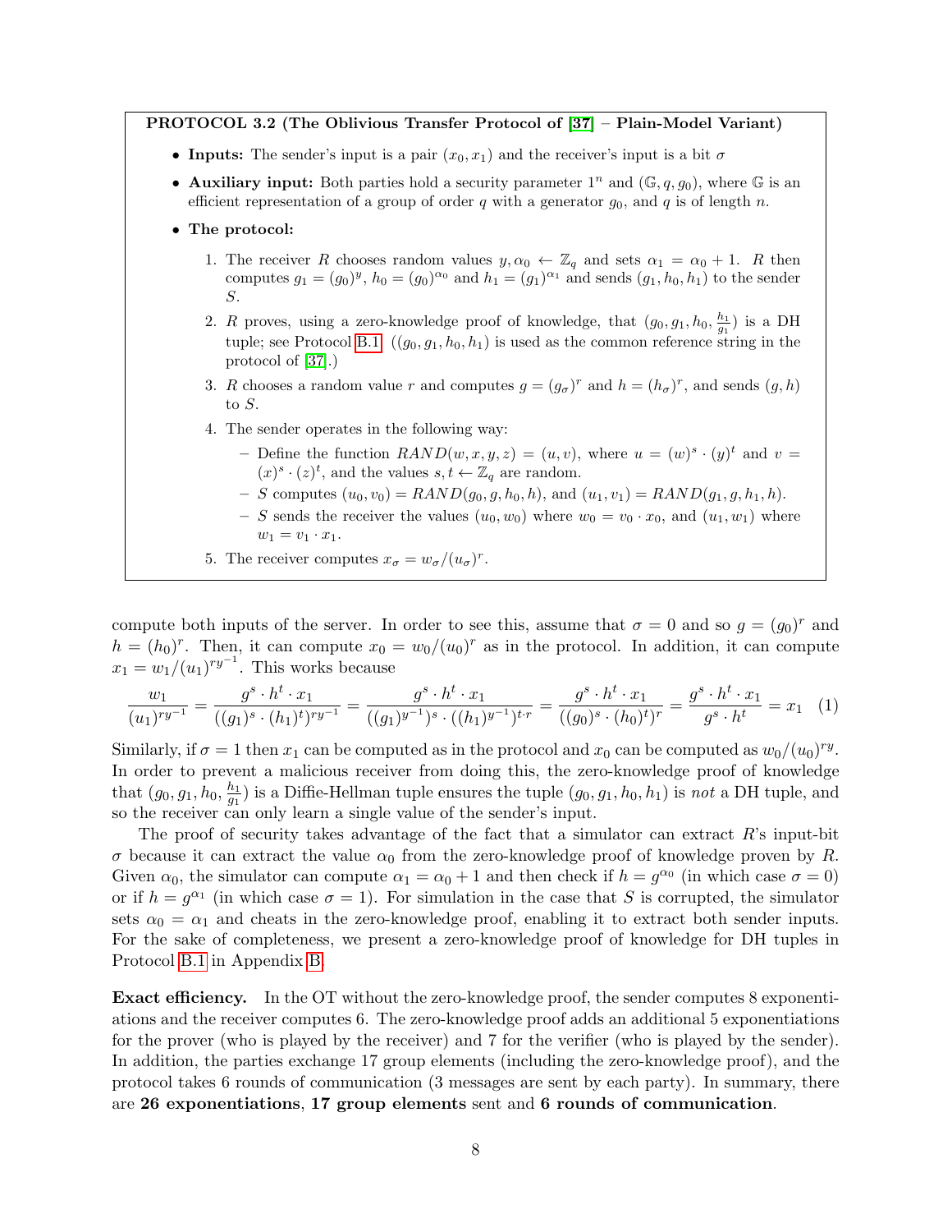**PROTOCOL 3.2 (The Oblivious Transfer Protocol of [37] – Plain-Model Variant)**

- **Inputs:** The sender's input is a pair $(x_0, x_1)$ and the receiver's input is a bit $\sigma$
- **Auxiliary input:** Both parties hold a security parameter $1^n$ and $(\mathbb{G}, q, g_0)$, where $\mathbb{G}$ is an efficient representation of a group of order $q$ with a generator $g_0$, and $q$ is of length $n$.
- **The protocol:**
  1. The receiver $R$ chooses random values $y, \alpha_0 \leftarrow \mathbb{Z}_q$ and sets $\alpha_1 = \alpha_0 + 1$. $R$ then computes $g_1 = (g_0)^y$, $h_0 = (g_0)^{\alpha_0}$ and $h_1 = (g_1)^{\alpha_1}$ and sends $(g_1, h_0, h_1)$ to the sender $S$.
  2. $R$ proves, using a zero-knowledge proof of knowledge, that $(g_0, g_1, h_0, \frac{h_1}{g_1})$ is a DH tuple; see Protocol B.1. ($(g_0, g_1, h_0, h_1)$ is used as the common reference string in the protocol of [37].)
  3. $R$ chooses a random value $r$ and computes $g = (g_\sigma)^r$ and $h = (h_\sigma)^r$, and sends $(g, h)$ to $S$.
  4. The sender operates in the following way:
     - Define the function $RAND(w, x, y, z) = (u, v)$, where $u = (w)^s \cdot (y)^t$ and $v = (x)^s \cdot (z)^t$, and the values $s, t \leftarrow \mathbb{Z}_q$ are random.
     - $S$ computes $(u_0, v_0) = RAND(g_0, g, h_0, h)$, and $(u_1, v_1) = RAND(g_1, g, h_1, h)$.
     - $S$ sends the receiver the values $(u_0, w_0)$ where $w_0 = v_0 \cdot x_0$, and $(u_1, w_1)$ where $w_1 = v_1 \cdot x_1$.
  5. The receiver computes $x_\sigma = w_\sigma / (u_\sigma)^r$.

compute both inputs of the server. In order to see this, assume that $\sigma = 0$ and so $g = (g_0)^r$ and $h = (h_0)^r$. Then, it can compute $x_0 = w_0/(u_0)^r$ as in the protocol. In addition, it can compute $x_1 = w_1/(u_1)^{ry^{-1}}$. This works because

$$\frac{w_1}{(u_1)^{ry^{-1}}} = \frac{g^s \cdot h^t \cdot x_1}{((g_1)^s \cdot (h_1)^t)^{ry^{-1}}} = \frac{g^s \cdot h^t \cdot x_1}{((g_1)^{y^{-1}})^s \cdot ((h_1)^{y^{-1}})^{t \cdot r}} = \frac{g^s \cdot h^t \cdot x_1}{((g_0)^s \cdot (h_0)^t)^r} = \frac{g^s \cdot h^t \cdot x_1}{g^s \cdot h^t} = x_1 \quad (1)$$

Similarly, if $\sigma = 1$ then $x_1$ can be computed as in the protocol and $x_0$ can be computed as $w_0/(u_0)^{ry}$. In order to prevent a malicious receiver from doing this, the zero-knowledge proof of knowledge that $(g_0, g_1, h_0, \frac{h_1}{g_1})$ is a Diffie-Hellman tuple ensures the tuple $(g_0, g_1, h_0, h_1)$ is *not* a DH tuple, and so the receiver can only learn a single value of the sender's input.

The proof of security takes advantage of the fact that a simulator can extract $R$'s input-bit $\sigma$ because it can extract the value $\alpha_0$ from the zero-knowledge proof of knowledge proven by $R$. Given $\alpha_0$, the simulator can compute $\alpha_1 = \alpha_0 + 1$ and then check if $h = g^{\alpha_0}$ (in which case $\sigma = 0$) or if $h = g^{\alpha_1}$ (in which case $\sigma = 1$). For simulation in the case that $S$ is corrupted, the simulator sets $\alpha_0 = \alpha_1$ and cheats in the zero-knowledge proof, enabling it to extract both sender inputs. For the sake of completeness, we present a zero-knowledge proof of knowledge for DH tuples in Protocol B.1 in Appendix B.

**Exact efficiency.** In the OT without the zero-knowledge proof, the sender computes 8 exponentiations and the receiver computes 6. The zero-knowledge proof adds an additional 5 exponentiations for the prover (who is played by the receiver) and 7 for the verifier (who is played by the sender). In addition, the parties exchange 17 group elements (including the zero-knowledge proof), and the protocol takes 6 rounds of communication (3 messages are sent by each party). In summary, there are **26 exponentiations**, **17 group elements** sent and **6 rounds of communication**.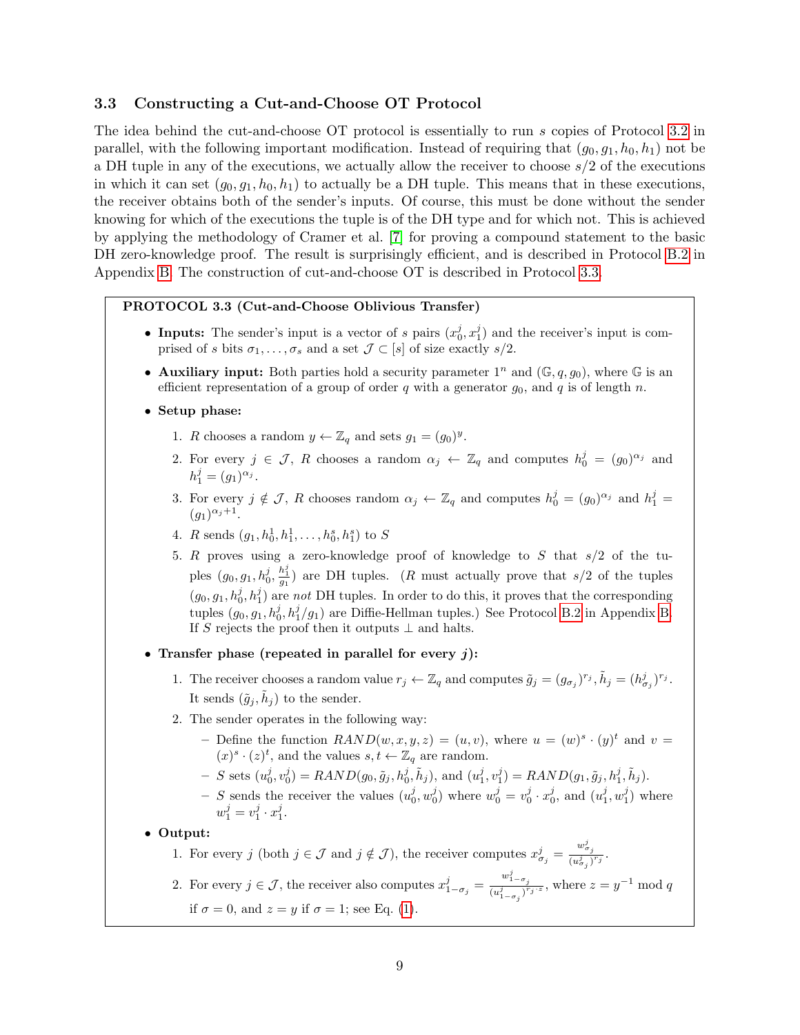### 3.3 Constructing a Cut-and-Choose OT Protocol

The idea behind the cut-and-choose OT protocol is essentially to run $s$ copies of Protocol 3.2 in parallel, with the following important modification. Instead of requiring that $(g_0, g_1, h_0, h_1)$ not be a DH tuple in any of the executions, we actually allow the receiver to choose $s/2$ of the executions in which it can set $(g_0, g_1, h_0, h_1)$ to actually be a DH tuple. This means that in these executions, the receiver obtains both of the sender's inputs. Of course, this must be done without the sender knowing for which of the executions the tuple is of the DH type and for which not. This is achieved by applying the methodology of Cramer et al. [7] for proving a compound statement to the basic DH zero-knowledge proof. The result is surprisingly efficient, and is described in Protocol B.2 in Appendix B. The construction of cut-and-choose OT is described in Protocol 3.3.

---

**PROTOCOL 3.3 (Cut-and-Choose Oblivious Transfer)**

- **Inputs:** The sender's input is a vector of $s$ pairs $(x_0^j, x_1^j)$ and the receiver's input is comprised of $s$ bits $\sigma_1, \ldots, \sigma_s$ and a set $\mathcal{J} \subset [s]$ of size exactly $s/2$.
- **Auxiliary input:** Both parties hold a security parameter $1^n$ and $(\mathbb{G}, q, g_0)$, where $\mathbb{G}$ is an efficient representation of a group of order $q$ with a generator $g_0$, and $q$ is of length $n$.
- **Setup phase:**
  1. $R$ chooses a random $y \leftarrow \mathbb{Z}_q$ and sets $g_1 = (g_0)^y$.
  2. For every $j \in \mathcal{J}$, $R$ chooses a random $\alpha_j \leftarrow \mathbb{Z}_q$ and computes $h_0^j = (g_0)^{\alpha_j}$ and $h_1^j = (g_1)^{\alpha_j}$.
  3. For every $j \notin \mathcal{J}$, $R$ chooses random $\alpha_j \leftarrow \mathbb{Z}_q$ and computes $h_0^j = (g_0)^{\alpha_j}$ and $h_1^j = (g_1)^{\alpha_j+1}$.
  4. $R$ sends $(g_1, h_0^1, h_1^1, \ldots, h_0^s, h_1^s)$ to $S$
  5. $R$ proves using a zero-knowledge proof of knowledge to $S$ that $s/2$ of the tuples $(g_0, g_1, h_0^j, \frac{h_1^j}{g_1})$ are DH tuples. ($R$ must actually prove that $s/2$ of the tuples $(g_0, g_1, h_0^j, h_1^j)$ are *not* DH tuples. In order to do this, it proves that the corresponding tuples $(g_0, g_1, h_0^j, h_1^j/g_1)$ are Diffie-Hellman tuples.) See Protocol B.2 in Appendix B. If $S$ rejects the proof then it outputs $\perp$ and halts.
- **Transfer phase (repeated in parallel for every $j$):**
  1. The receiver chooses a random value $r_j \leftarrow \mathbb{Z}_q$ and computes $\tilde{g}_j = (g_{\sigma_j})^{r_j}, \tilde{h}_j = (h_{\sigma_j}^j)^{r_j}$. It sends $(\tilde{g}_j, \tilde{h}_j)$ to the sender.
  2. The sender operates in the following way:
     - Define the function $RAND(w, x, y, z) = (u, v)$, where $u = (w)^s \cdot (y)^t$ and $v = (x)^s \cdot (z)^t$, and the values $s, t \leftarrow \mathbb{Z}_q$ are random.
     - $S$ sets $(u_0^j, v_0^j) = RAND(g_0, \tilde{g}_j, h_0^j, \tilde{h}_j)$, and $(u_1^j, v_1^j) = RAND(g_1, \tilde{g}_j, h_1^j, \tilde{h}_j)$.
     - $S$ sends the receiver the values $(u_0^j, w_0^j)$ where $w_0^j = v_0^j \cdot x_0^j$, and $(u_1^j, w_1^j)$ where $w_1^j = v_1^j \cdot x_1^j$.
- **Output:**
  1. For every $j$ (both $j \in \mathcal{J}$ and $j \notin \mathcal{J}$), the receiver computes $x_{\sigma_j}^j = \frac{w_{\sigma_j}^j}{(u_{\sigma_j}^j)^{r_j}}$.
  2. For every $j \in \mathcal{J}$, the receiver also computes $x_{1-\sigma_j}^j = \frac{w_{1-\sigma_j}^j}{(u_{1-\sigma_j}^j)^{r_j \cdot z}}$, where $z = y^{-1} \bmod q$ if $\sigma = 0$, and $z = y$ if $\sigma = 1$; see Eq. (1).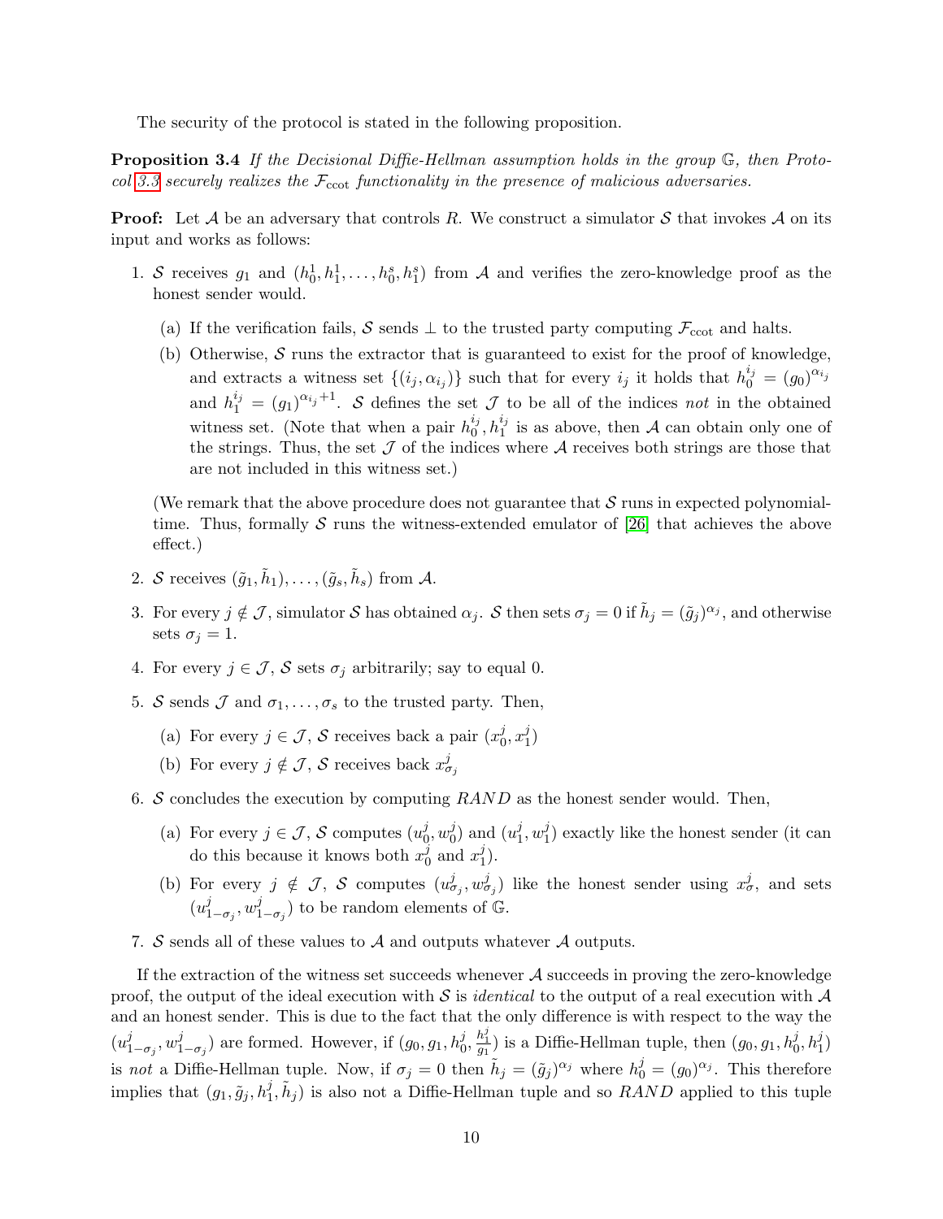The security of the protocol is stated in the following proposition.

**Proposition 3.4** *If the Decisional Diffie-Hellman assumption holds in the group $\mathbb{G}$, then Protocol 3.3 securely realizes the $\mathcal{F}_{\text{ccot}}$ functionality in the presence of malicious adversaries.*

**Proof:** Let $\mathcal{A}$ be an adversary that controls $R$. We construct a simulator $\mathcal{S}$ that invokes $\mathcal{A}$ on its input and works as follows:

1. $\mathcal{S}$ receives $g_1$ and $(h_0^1, h_1^1, \ldots, h_0^s, h_1^s)$ from $\mathcal{A}$ and verifies the zero-knowledge proof as the honest sender would.
   (a) If the verification fails, $\mathcal{S}$ sends $\perp$ to the trusted party computing $\mathcal{F}_{\text{ccot}}$ and halts.
   (b) Otherwise, $\mathcal{S}$ runs the extractor that is guaranteed to exist for the proof of knowledge, and extracts a witness set $\{(i_j, \alpha_{i_j})\}$ such that for every $i_j$ it holds that $h_0^{i_j} = (g_0)^{\alpha_{i_j}}$ and $h_1^{i_j} = (g_1)^{\alpha_{i_j}+1}$. $\mathcal{S}$ defines the set $\mathcal{J}$ to be all of the indices *not* in the obtained witness set. (Note that when a pair $h_0^{i_j}, h_1^{i_j}$ is as above, then $\mathcal{A}$ can obtain only one of the strings. Thus, the set $\mathcal{J}$ of the indices where $\mathcal{A}$ receives both strings are those that are not included in this witness set.)

   (We remark that the above procedure does not guarantee that $\mathcal{S}$ runs in expected polynomial-time. Thus, formally $\mathcal{S}$ runs the witness-extended emulator of [26] that achieves the above effect.)

2. $\mathcal{S}$ receives $(\tilde{g}_1, \tilde{h}_1), \ldots, (\tilde{g}_s, \tilde{h}_s)$ from $\mathcal{A}$.
3. For every $j \notin \mathcal{J}$, simulator $\mathcal{S}$ has obtained $\alpha_j$. $\mathcal{S}$ then sets $\sigma_j = 0$ if $\tilde{h}_j = (\tilde{g}_j)^{\alpha_j}$, and otherwise sets $\sigma_j = 1$.
4. For every $j \in \mathcal{J}$, $\mathcal{S}$ sets $\sigma_j$ arbitrarily; say to equal 0.
5. $\mathcal{S}$ sends $\mathcal{J}$ and $\sigma_1, \ldots, \sigma_s$ to the trusted party. Then,
   (a) For every $j \in \mathcal{J}$, $\mathcal{S}$ receives back a pair $(x_0^j, x_1^j)$
   (b) For every $j \notin \mathcal{J}$, $\mathcal{S}$ receives back $x_{\sigma_j}^j$
6. $\mathcal{S}$ concludes the execution by computing *RAND* as the honest sender would. Then,
   (a) For every $j \in \mathcal{J}$, $\mathcal{S}$ computes $(u_0^j, w_0^j)$ and $(u_1^j, w_1^j)$ exactly like the honest sender (it can do this because it knows both $x_0^j$ and $x_1^j$).
   (b) For every $j \notin \mathcal{J}$, $\mathcal{S}$ computes $(u_{\sigma_j}^j, w_{\sigma_j}^j)$ like the honest sender using $x_\sigma^j$, and sets $(u_{1-\sigma_j}^j, w_{1-\sigma_j}^j)$ to be random elements of $\mathbb{G}$.
7. $\mathcal{S}$ sends all of these values to $\mathcal{A}$ and outputs whatever $\mathcal{A}$ outputs.

If the extraction of the witness set succeeds whenever $\mathcal{A}$ succeeds in proving the zero-knowledge proof, the output of the ideal execution with $\mathcal{S}$ is *identical* to the output of a real execution with $\mathcal{A}$ and an honest sender. This is due to the fact that the only difference is with respect to the way the $(u_{1-\sigma_j}^j, w_{1-\sigma_j}^j)$ are formed. However, if $(g_0, g_1, h_0^j, \frac{h_1^j}{g_1})$ is a Diffie-Hellman tuple, then $(g_0, g_1, h_0^j, h_1^j)$ is *not* a Diffie-Hellman tuple. Now, if $\sigma_j = 0$ then $\tilde{h}_j = (\tilde{g}_j)^{\alpha_j}$ where $h_0^j = (g_0)^{\alpha_j}$. This therefore implies that $(g_1, \tilde{g}_j, h_1^j, \tilde{h}_j)$ is also not a Diffie-Hellman tuple and so *RAND* applied to this tuple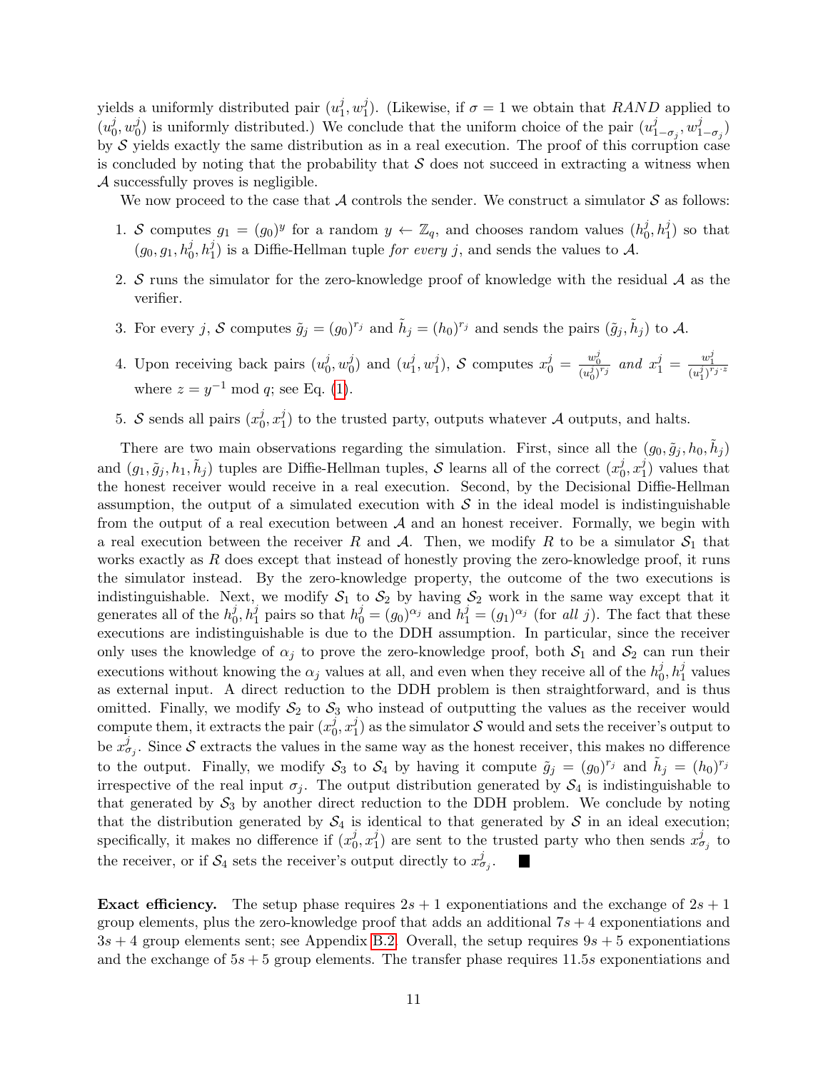yields a uniformly distributed pair $(u_1^j, w_1^j)$. (Likewise, if $\sigma = 1$ we obtain that $RAND$ applied to $(u_0^j, w_0^j)$ is uniformly distributed.) We conclude that the uniform choice of the pair $(u_{1-\sigma_j}^j, w_{1-\sigma_j}^j)$ by $\mathcal{S}$ yields exactly the same distribution as in a real execution. The proof of this corruption case is concluded by noting that the probability that $\mathcal{S}$ does not succeed in extracting a witness when $\mathcal{A}$ successfully proves is negligible.

We now proceed to the case that $\mathcal{A}$ controls the sender. We construct a simulator $\mathcal{S}$ as follows:

1. $\mathcal{S}$ computes $g_1 = (g_0)^y$ for a random $y \leftarrow \mathbb{Z}_q$, and chooses random values $(h_0^j, h_1^j)$ so that $(g_0, g_1, h_0^j, h_1^j)$ is a Diffie-Hellman tuple *for every* $j$, and sends the values to $\mathcal{A}$.
2. $\mathcal{S}$ runs the simulator for the zero-knowledge proof of knowledge with the residual $\mathcal{A}$ as the verifier.
3. For every $j$, $\mathcal{S}$ computes $\tilde{g}_j = (g_0)^{r_j}$ and $\tilde{h}_j = (h_0)^{r_j}$ and sends the pairs $(\tilde{g}_j, \tilde{h}_j)$ to $\mathcal{A}$.
4. Upon receiving back pairs $(u_0^j, w_0^j)$ and $(u_1^j, w_1^j)$, $\mathcal{S}$ computes $x_0^j = \frac{w_0^j}{(u_0^j)^{r_j}}$ *and* $x_1^j = \frac{w_1^j}{(u_1^j)^{r_j \cdot z}}$ where $z = y^{-1} \bmod q$; see Eq. (1).
5. $\mathcal{S}$ sends all pairs $(x_0^j, x_1^j)$ to the trusted party, outputs whatever $\mathcal{A}$ outputs, and halts.

There are two main observations regarding the simulation. First, since all the $(g_0, \tilde{g}_j, h_0, \tilde{h}_j)$ and $(g_1, \tilde{g}_j, h_1, \tilde{h}_j)$ tuples are Diffie-Hellman tuples, $\mathcal{S}$ learns all of the correct $(x_0^j, x_1^j)$ values that the honest receiver would receive in a real execution. Second, by the Decisional Diffie-Hellman assumption, the output of a simulated execution with $\mathcal{S}$ in the ideal model is indistinguishable from the output of a real execution between $\mathcal{A}$ and an honest receiver. Formally, we begin with a real execution between the receiver $R$ and $\mathcal{A}$. Then, we modify $R$ to be a simulator $\mathcal{S}_1$ that works exactly as $R$ does except that instead of honestly proving the zero-knowledge proof, it runs the simulator instead. By the zero-knowledge property, the outcome of the two executions is indistinguishable. Next, we modify $\mathcal{S}_1$ to $\mathcal{S}_2$ by having $\mathcal{S}_2$ work in the same way except that it generates all of the $h_0^j, h_1^j$ pairs so that $h_0^j = (g_0)^{\alpha_j}$ and $h_1^j = (g_1)^{\alpha_j}$ (for *all* $j$). The fact that these executions are indistinguishable is due to the DDH assumption. In particular, since the receiver only uses the knowledge of $\alpha_j$ to prove the zero-knowledge proof, both $\mathcal{S}_1$ and $\mathcal{S}_2$ can run their executions without knowing the $\alpha_j$ values at all, and even when they receive all of the $h_0^j, h_1^j$ values as external input. A direct reduction to the DDH problem is then straightforward, and is thus omitted. Finally, we modify $\mathcal{S}_2$ to $\mathcal{S}_3$ who instead of outputting the values as the receiver would compute them, it extracts the pair $(x_0^j, x_1^j)$ as the simulator $\mathcal{S}$ would and sets the receiver's output to be $x_{\sigma_j}^j$. Since $\mathcal{S}$ extracts the values in the same way as the honest receiver, this makes no difference to the output. Finally, we modify $\mathcal{S}_3$ to $\mathcal{S}_4$ by having it compute $\tilde{g}_j = (g_0)^{r_j}$ and $\tilde{h}_j = (h_0)^{r_j}$ irrespective of the real input $\sigma_j$. The output distribution generated by $\mathcal{S}_4$ is indistinguishable to that generated by $\mathcal{S}_3$ by another direct reduction to the DDH problem. We conclude by noting that the distribution generated by $\mathcal{S}_4$ is identical to that generated by $\mathcal{S}$ in an ideal execution; specifically, it makes no difference if $(x_0^j, x_1^j)$ are sent to the trusted party who then sends $x_{\sigma_j}^j$ to the receiver, or if $\mathcal{S}_4$ sets the receiver's output directly to $x_{\sigma_j}^j$. ■

**Exact efficiency.** The setup phase requires $2s + 1$ exponentiations and the exchange of $2s + 1$ group elements, plus the zero-knowledge proof that adds an additional $7s + 4$ exponentiations and $3s + 4$ group elements sent; see Appendix B.2. Overall, the setup requires $9s + 5$ exponentiations and the exchange of $5s + 5$ group elements. The transfer phase requires $11.5s$ exponentiations and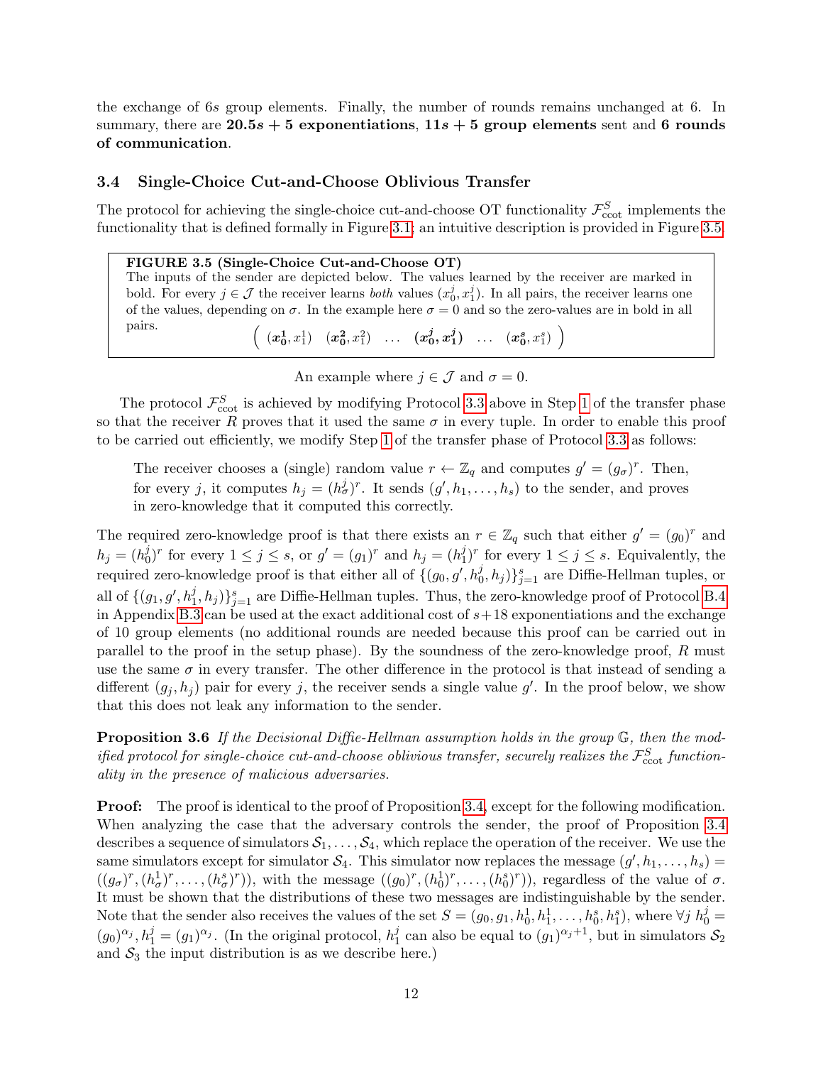the exchange of $6s$ group elements. Finally, the number of rounds remains unchanged at 6. In summary, there are **$20.5s + 5$ exponentiations**, **$11s + 5$ group elements** sent and **6 rounds of communication**.

### 3.4 Single-Choice Cut-and-Choose Oblivious Transfer

The protocol for achieving the single-choice cut-and-choose OT functionality $\mathcal{F}^{S}_{\rm ccot}$ implements the functionality that is defined formally in Figure 3.1; an intuitive description is provided in Figure 3.5.

> **FIGURE 3.5 (Single-Choice Cut-and-Choose OT)**
> The inputs of the sender are depicted below. The values learned by the receiver are marked in bold. For every $j \in \mathcal{J}$ the receiver learns *both* values $(x^j_0, x^j_1)$. In all pairs, the receiver learns one of the values, depending on $\sigma$. In the example here $\sigma = 0$ and so the zero-values are in bold in all pairs.
> $$\left( \ (\boldsymbol{x^1_0}, x^1_1) \quad (\boldsymbol{x^2_0}, x^2_1) \quad \ldots \quad (\boldsymbol{x^j_0}, \boldsymbol{x^j_1}) \quad \ldots \quad (\boldsymbol{x^s_0}, x^s_1) \ \right)$$

An example where $j \in \mathcal{J}$ and $\sigma = 0$.

The protocol $\mathcal{F}^{S}_{\rm ccot}$ is achieved by modifying Protocol 3.3 above in Step 1 of the transfer phase so that the receiver $R$ proves that it used the same $\sigma$ in every tuple. In order to enable this proof to be carried out efficiently, we modify Step 1 of the transfer phase of Protocol 3.3 as follows:

> The receiver chooses a (single) random value $r \leftarrow \mathbb{Z}_q$ and computes $g' = (g_\sigma)^r$. Then, for every $j$, it computes $h_j = (h^j_\sigma)^r$. It sends $(g', h_1, \ldots, h_s)$ to the sender, and proves in zero-knowledge that it computed this correctly.

The required zero-knowledge proof is that there exists an $r \in \mathbb{Z}_q$ such that either $g' = (g_0)^r$ and $h_j = (h^j_0)^r$ for every $1 \leq j \leq s$, or $g' = (g_1)^r$ and $h_j = (h^j_1)^r$ for every $1 \leq j \leq s$. Equivalently, the required zero-knowledge proof is that either all of $\{(g_0, g', h^j_0, h_j)\}_{j=1}^s$ are Diffie-Hellman tuples, or all of $\{(g_1, g', h^j_1, h_j)\}_{j=1}^s$ are Diffie-Hellman tuples. Thus, the zero-knowledge proof of Protocol B.4 in Appendix B.3 can be used at the exact additional cost of $s+18$ exponentiations and the exchange of 10 group elements (no additional rounds are needed because this proof can be carried out in parallel to the proof in the setup phase). By the soundness of the zero-knowledge proof, $R$ must use the same $\sigma$ in every transfer. The other difference in the protocol is that instead of sending a different $(g_j, h_j)$ pair for every $j$, the receiver sends a single value $g'$. In the proof below, we show that this does not leak any information to the sender.

**Proposition 3.6** *If the Decisional Diffie-Hellman assumption holds in the group $\mathbb{G}$, then the modified protocol for single-choice cut-and-choose oblivious transfer, securely realizes the $\mathcal{F}^{S}_{\rm ccot}$ functionality in the presence of malicious adversaries.*

**Proof:** The proof is identical to the proof of Proposition 3.4, except for the following modification. When analyzing the case that the adversary controls the sender, the proof of Proposition 3.4 describes a sequence of simulators $\mathcal{S}_1, \ldots, \mathcal{S}_4$, which replace the operation of the receiver. We use the same simulators except for simulator $\mathcal{S}_4$. This simulator now replaces the message $(g', h_1, \ldots, h_s) = ((g_\sigma)^r, (h^1_\sigma)^r, \ldots, (h^s_\sigma)^r))$, with the message $((g_0)^r, (h^1_0)^r, \ldots, (h^s_0)^r))$, regardless of the value of $\sigma$. It must be shown that the distributions of these two messages are indistinguishable by the sender. Note that the sender also receives the values of the set $S = (g_0, g_1, h^1_0, h^1_1, \ldots, h^s_0, h^s_1)$, where $\forall j \ h^j_0 = (g_0)^{\alpha_j}, h^j_1 = (g_1)^{\alpha_j}$. (In the original protocol, $h^j_1$ can also be equal to $(g_1)^{\alpha_j+1}$, but in simulators $\mathcal{S}_2$ and $\mathcal{S}_3$ the input distribution is as we describe here.)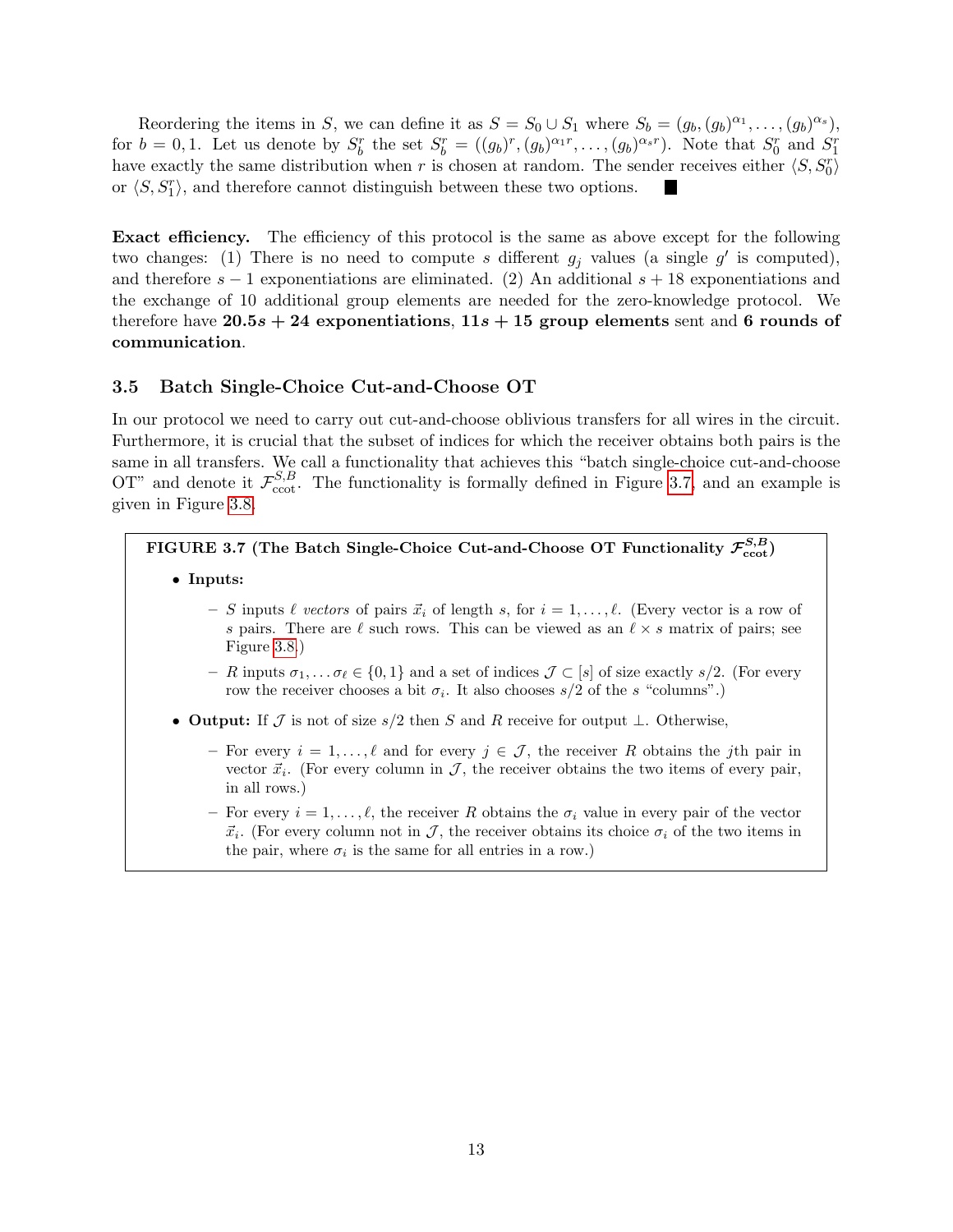Reordering the items in $S$, we can define it as $S = S_0 \cup S_1$ where $S_b = (g_b, (g_b)^{\alpha_1}, \ldots, (g_b)^{\alpha_s})$, for $b = 0, 1$. Let us denote by $S_b^r$ the set $S_b^r = ((g_b)^r, (g_b)^{\alpha_1 r}, \ldots, (g_b)^{\alpha_s r})$. Note that $S_0^r$ and $S_1^r$ have exactly the same distribution when $r$ is chosen at random. The sender receives either $\langle S, S_0^r \rangle$ or $\langle S, S_1^r \rangle$, and therefore cannot distinguish between these two options. ■

**Exact efficiency.** The efficiency of this protocol is the same as above except for the following two changes: (1) There is no need to compute $s$ different $g_j$ values (a single $g'$ is computed), and therefore $s - 1$ exponentiations are eliminated. (2) An additional $s + 18$ exponentiations and the exchange of 10 additional group elements are needed for the zero-knowledge protocol. We therefore have **$20.5s + 24$ exponentiations**, **$11s + 15$ group elements** sent and **6 rounds of communication**.

### 3.5 Batch Single-Choice Cut-and-Choose OT

In our protocol we need to carry out cut-and-choose oblivious transfers for all wires in the circuit. Furthermore, it is crucial that the subset of indices for which the receiver obtains both pairs is the same in all transfers. We call a functionality that achieves this "batch single-choice cut-and-choose OT" and denote it $\mathcal{F}_{\text{ccot}}^{S,B}$. The functionality is formally defined in Figure 3.7, and an example is given in Figure 3.8.

---

**FIGURE 3.7 (The Batch Single-Choice Cut-and-Choose OT Functionality $\mathcal{F}_{\text{ccot}}^{S,B}$)**

- **Inputs:**
  - $S$ inputs $\ell$ *vectors* of pairs $\vec{x}_i$ of length $s$, for $i = 1, \ldots, \ell$. (Every vector is a row of $s$ pairs. There are $\ell$ such rows. This can be viewed as an $\ell \times s$ matrix of pairs; see Figure 3.8.)
  - $R$ inputs $\sigma_1, \ldots \sigma_\ell \in \{0, 1\}$ and a set of indices $\mathcal{J} \subset [s]$ of size exactly $s/2$. (For every row the receiver chooses a bit $\sigma_i$. It also chooses $s/2$ of the $s$ "columns".)
- **Output:** If $\mathcal{J}$ is not of size $s/2$ then $S$ and $R$ receive for output $\perp$. Otherwise,
  - For every $i = 1, \ldots, \ell$ and for every $j \in \mathcal{J}$, the receiver $R$ obtains the $j$th pair in vector $\vec{x}_i$. (For every column in $\mathcal{J}$, the receiver obtains the two items of every pair, in all rows.)
  - For every $i = 1, \ldots, \ell$, the receiver $R$ obtains the $\sigma_i$ value in every pair of the vector $\vec{x}_i$. (For every column not in $\mathcal{J}$, the receiver obtains its choice $\sigma_i$ of the two items in the pair, where $\sigma_i$ is the same for all entries in a row.)

---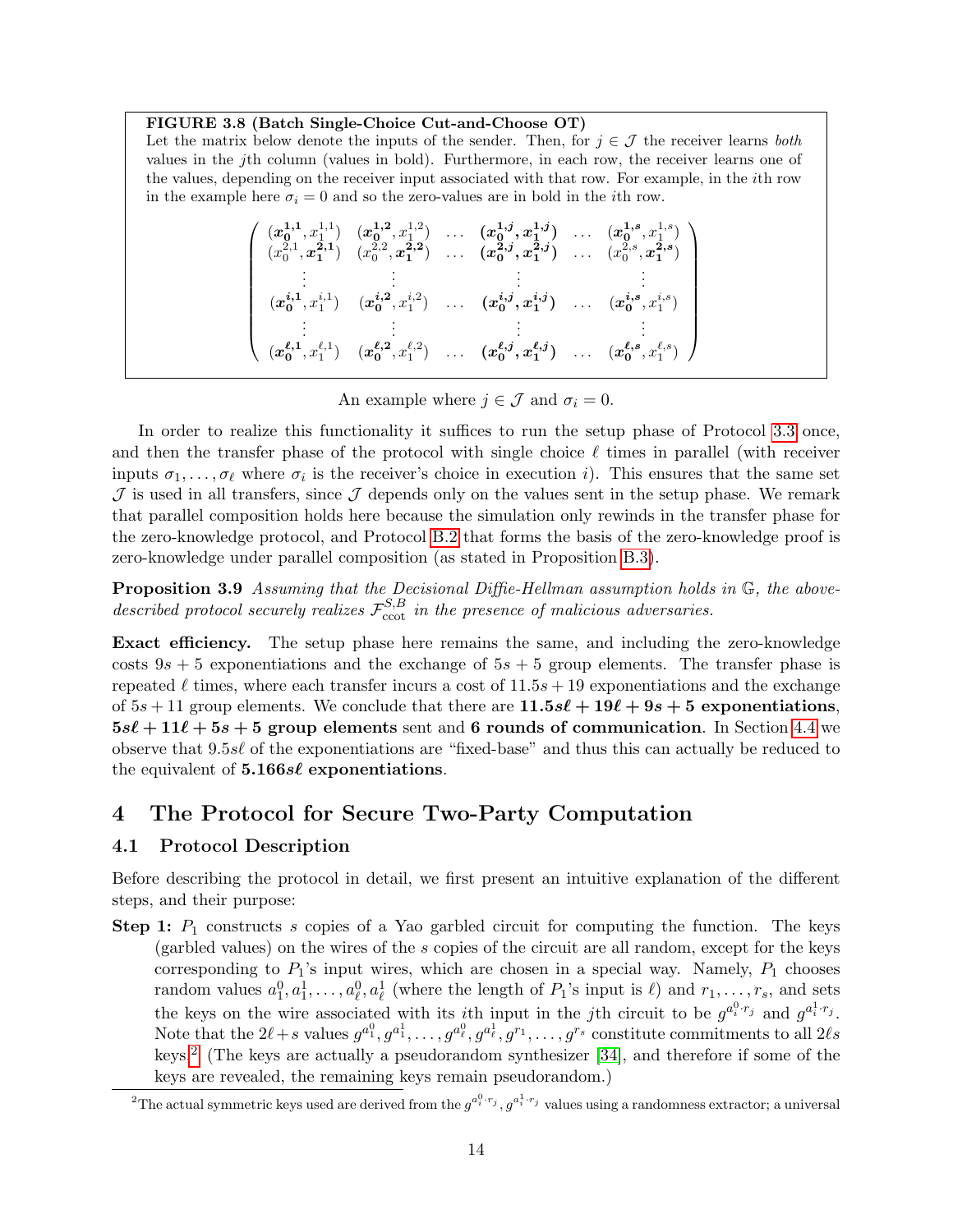**FIGURE 3.8 (Batch Single-Choice Cut-and-Choose OT)**
Let the matrix below denote the inputs of the sender. Then, for $j \in \mathcal{J}$ the receiver learns *both* values in the $j$th column (values in bold). Furthermore, in each row, the receiver learns one of the values, depending on the receiver input associated with that row. For example, in the $i$th row in the example here $\sigma_i = 0$ and so the zero-values are in bold in the $i$th row.

$$\begin{pmatrix}
(\boldsymbol{x_0^{1,1}}, x_1^{1,1}) & (\boldsymbol{x_0^{1,2}}, x_1^{1,2}) & \ldots & (\boldsymbol{x_0^{1,j}}, \boldsymbol{x_1^{1,j}}) & \ldots & (\boldsymbol{x_0^{1,s}}, x_1^{1,s}) \\
(x_0^{2,1}, \boldsymbol{x_1^{2,1}}) & (x_0^{2,2}, \boldsymbol{x_1^{2,2}}) & \ldots & (\boldsymbol{x_0^{2,j}}, \boldsymbol{x_1^{2,j}}) & \ldots & (x_0^{2,s}, \boldsymbol{x_1^{2,s}}) \\
\vdots & \vdots & & \vdots & & \vdots \\
(\boldsymbol{x_0^{i,1}}, x_1^{i,1}) & (\boldsymbol{x_0^{i,2}}, x_1^{i,2}) & \ldots & (\boldsymbol{x_0^{i,j}}, \boldsymbol{x_1^{i,j}}) & \ldots & (\boldsymbol{x_0^{i,s}}, x_1^{i,s}) \\
\vdots & \vdots & & \vdots & & \vdots \\
(\boldsymbol{x_0^{\ell,1}}, x_1^{\ell,1}) & (\boldsymbol{x_0^{\ell,2}}, x_1^{\ell,2}) & \ldots & (\boldsymbol{x_0^{\ell,j}}, \boldsymbol{x_1^{\ell,j}}) & \ldots & (\boldsymbol{x_0^{\ell,s}}, x_1^{\ell,s})
\end{pmatrix}$$

An example where $j \in \mathcal{J}$ and $\sigma_i = 0$.

In order to realize this functionality it suffices to run the setup phase of Protocol 3.3 once, and then the transfer phase of the protocol with single choice $\ell$ times in parallel (with receiver inputs $\sigma_1, \ldots, \sigma_\ell$ where $\sigma_i$ is the receiver's choice in execution $i$). This ensures that the same set $\mathcal{J}$ is used in all transfers, since $\mathcal{J}$ depends only on the values sent in the setup phase. We remark that parallel composition holds here because the simulation only rewinds in the transfer phase for the zero-knowledge protocol, and Protocol B.2 that forms the basis of the zero-knowledge proof is zero-knowledge under parallel composition (as stated in Proposition B.3).

**Proposition 3.9** *Assuming that the Decisional Diffie-Hellman assumption holds in $\mathbb{G}$, the above-described protocol securely realizes $\mathcal{F}_{\rm ccot}^{S,B}$ in the presence of malicious adversaries.*

**Exact efficiency.** The setup phase here remains the same, and including the zero-knowledge costs $9s + 5$ exponentiations and the exchange of $5s + 5$ group elements. The transfer phase is repeated $\ell$ times, where each transfer incurs a cost of $11.5s + 19$ exponentiations and the exchange of $5s + 11$ group elements. We conclude that there are $\mathbf{11.5s\ell + 19\ell + 9s + 5}$ **exponentiations**, $\mathbf{5s\ell + 11\ell + 5s + 5}$ **group elements** sent and **6 rounds of communication**. In Section 4.4 we observe that $9.5s\ell$ of the exponentiations are "fixed-base" and thus this can actually be reduced to the equivalent of $\mathbf{5.166s\ell}$ **exponentiations**.

# 4 The Protocol for Secure Two-Party Computation

## 4.1 Protocol Description

Before describing the protocol in detail, we first present an intuitive explanation of the different steps, and their purpose:

**Step 1:** $P_1$ constructs $s$ copies of a Yao garbled circuit for computing the function. The keys (garbled values) on the wires of the $s$ copies of the circuit are all random, except for the keys corresponding to $P_1$'s input wires, which are chosen in a special way. Namely, $P_1$ chooses random values $a_1^0, a_1^1, \ldots, a_\ell^0, a_\ell^1$ (where the length of $P_1$'s input is $\ell$) and $r_1, \ldots, r_s$, and sets the keys on the wire associated with its $i$th input in the $j$th circuit to be $g^{a_i^0 \cdot r_j}$ and $g^{a_i^1 \cdot r_j}$. Note that the $2\ell + s$ values $g^{a_1^0}, g^{a_1^1}, \ldots, g^{a_\ell^0}, g^{a_\ell^1}, g^{r_1}, \ldots, g^{r_s}$ constitute commitments to all $2\ell s$ keys.[2] (The keys are actually a pseudorandom synthesizer [34], and therefore if some of the keys are revealed, the remaining keys remain pseudorandom.)

[2]The actual symmetric keys used are derived from the $g^{a_i^0 \cdot r_j}, g^{a_i^1 \cdot r_j}$ values using a randomness extractor; a universal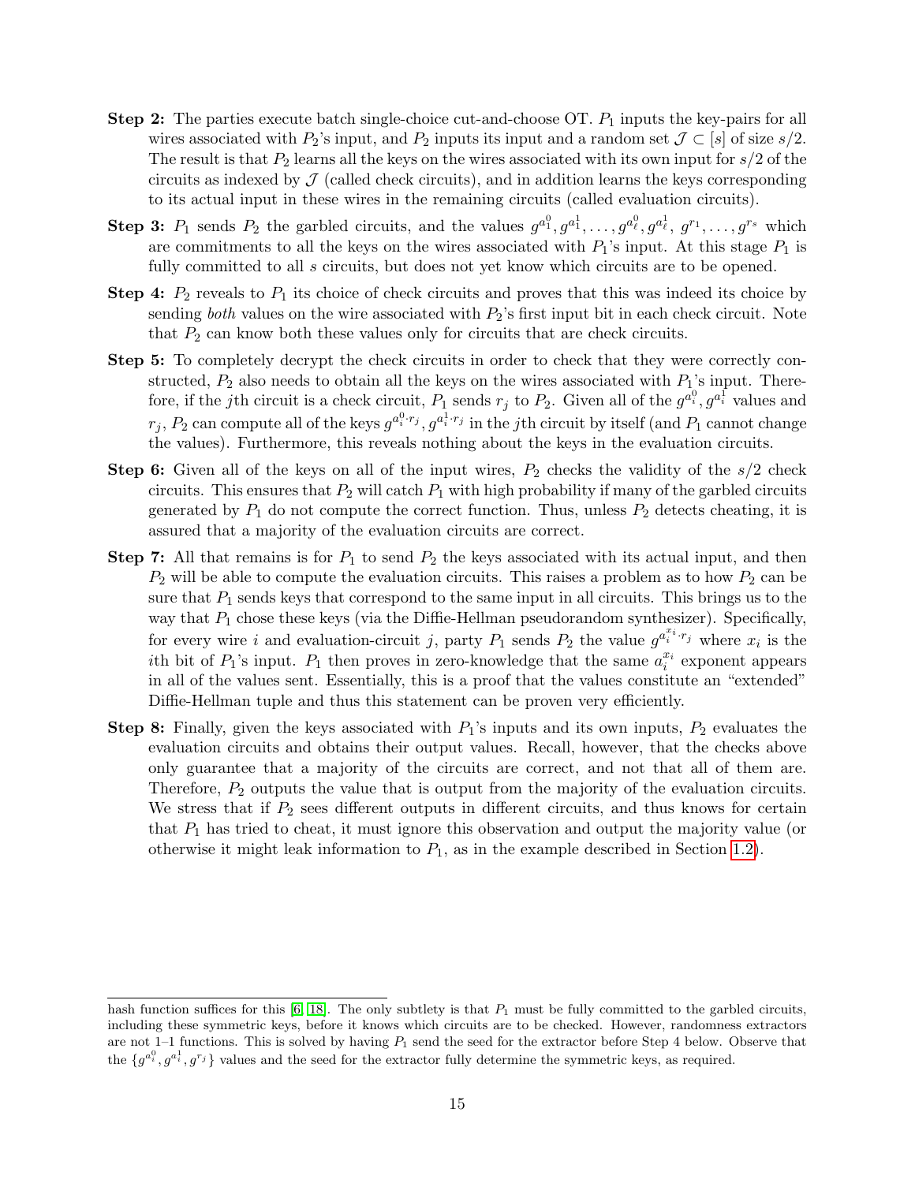**Step 2:** The parties execute batch single-choice cut-and-choose OT. $P_1$ inputs the key-pairs for all wires associated with $P_2$'s input, and $P_2$ inputs its input and a random set $\mathcal{J} \subset [s]$ of size $s/2$. The result is that $P_2$ learns all the keys on the wires associated with its own input for $s/2$ of the circuits as indexed by $\mathcal{J}$ (called check circuits), and in addition learns the keys corresponding to its actual input in these wires in the remaining circuits (called evaluation circuits).

**Step 3:** $P_1$ sends $P_2$ the garbled circuits, and the values $g^{a_1^0}, g^{a_1^1}, \ldots, g^{a_\ell^0}, g^{a_\ell^1}, g^{r_1}, \ldots, g^{r_s}$ which are commitments to all the keys on the wires associated with $P_1$'s input. At this stage $P_1$ is fully committed to all $s$ circuits, but does not yet know which circuits are to be opened.

**Step 4:** $P_2$ reveals to $P_1$ its choice of check circuits and proves that this was indeed its choice by sending *both* values on the wire associated with $P_2$'s first input bit in each check circuit. Note that $P_2$ can know both these values only for circuits that are check circuits.

**Step 5:** To completely decrypt the check circuits in order to check that they were correctly constructed, $P_2$ also needs to obtain all the keys on the wires associated with $P_1$'s input. Therefore, if the $j$th circuit is a check circuit, $P_1$ sends $r_j$ to $P_2$. Given all of the $g^{a_i^0}, g^{a_i^1}$ values and $r_j$, $P_2$ can compute all of the keys $g^{a_i^0 \cdot r_j}, g^{a_i^1 \cdot r_j}$ in the $j$th circuit by itself (and $P_1$ cannot change the values). Furthermore, this reveals nothing about the keys in the evaluation circuits.

**Step 6:** Given all of the keys on all of the input wires, $P_2$ checks the validity of the $s/2$ check circuits. This ensures that $P_2$ will catch $P_1$ with high probability if many of the garbled circuits generated by $P_1$ do not compute the correct function. Thus, unless $P_2$ detects cheating, it is assured that a majority of the evaluation circuits are correct.

**Step 7:** All that remains is for $P_1$ to send $P_2$ the keys associated with its actual input, and then $P_2$ will be able to compute the evaluation circuits. This raises a problem as to how $P_2$ can be sure that $P_1$ sends keys that correspond to the same input in all circuits. This brings us to the way that $P_1$ chose these keys (via the Diffie-Hellman pseudorandom synthesizer). Specifically, for every wire $i$ and evaluation-circuit $j$, party $P_1$ sends $P_2$ the value $g^{a_i^{x_i} \cdot r_j}$ where $x_i$ is the $i$th bit of $P_1$'s input. $P_1$ then proves in zero-knowledge that the same $a_i^{x_i}$ exponent appears in all of the values sent. Essentially, this is a proof that the values constitute an "extended" Diffie-Hellman tuple and thus this statement can be proven very efficiently.

**Step 8:** Finally, given the keys associated with $P_1$'s inputs and its own inputs, $P_2$ evaluates the evaluation circuits and obtains their output values. Recall, however, that the checks above only guarantee that a majority of the circuits are correct, and not that all of them are. Therefore, $P_2$ outputs the value that is output from the majority of the evaluation circuits. We stress that if $P_2$ sees different outputs in different circuits, and thus knows for certain that $P_1$ has tried to cheat, it must ignore this observation and output the majority value (or otherwise it might leak information to $P_1$, as in the example described in Section 1.2).

---

hash function suffices for this [6, 18]. The only subtlety is that $P_1$ must be fully committed to the garbled circuits, including these symmetric keys, before it knows which circuits are to be checked. However, randomness extractors are not 1–1 functions. This is solved by having $P_1$ send the seed for the extractor before Step 4 below. Observe that the $\{g^{a_i^0}, g^{a_i^1}, g^{r_j}\}$ values and the seed for the extractor fully determine the symmetric keys, as required.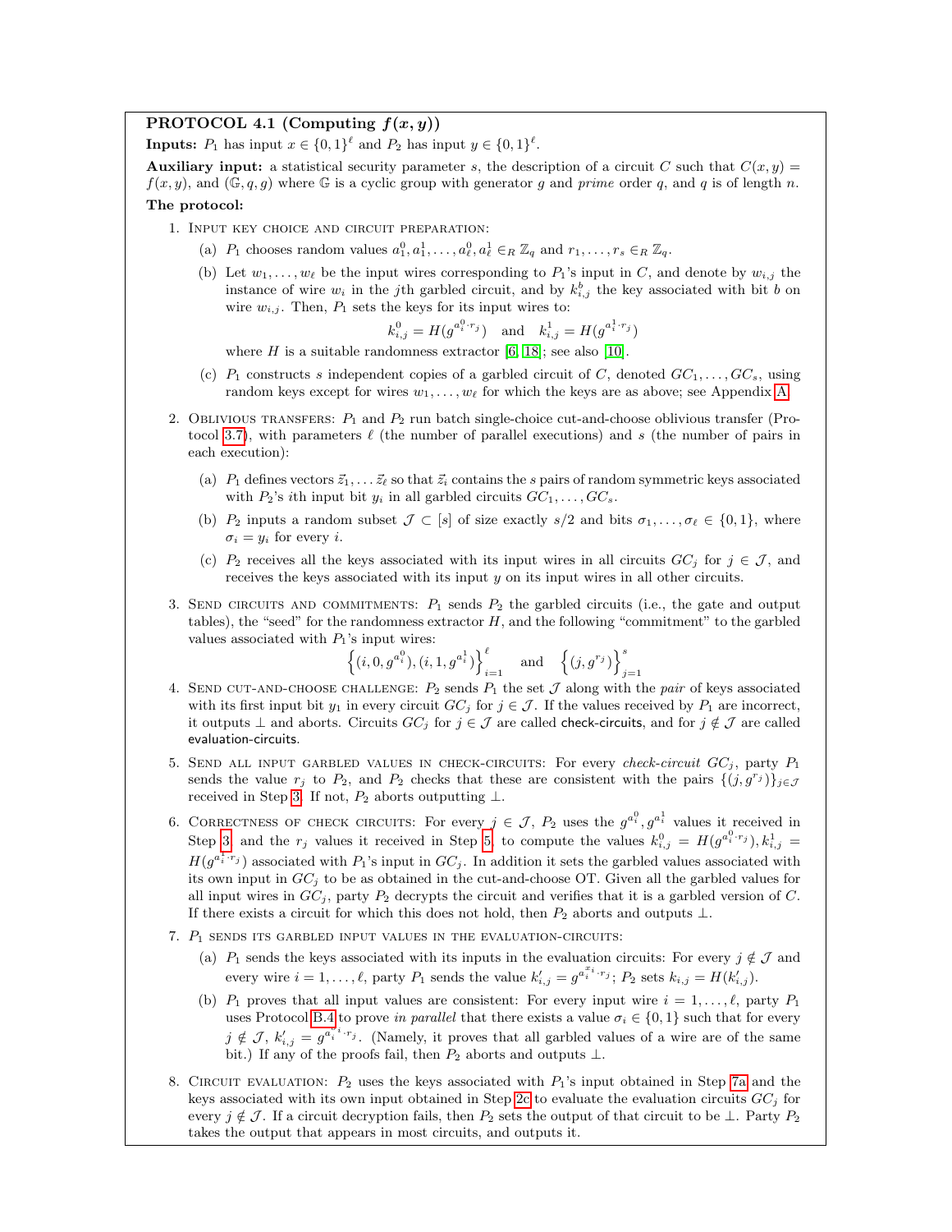**PROTOCOL 4.1 (Computing $f(x, y)$)**

**Inputs:** $P_1$ has input $x \in \{0,1\}^\ell$ and $P_2$ has input $y \in \{0,1\}^\ell$.

**Auxiliary input:** a statistical security parameter $s$, the description of a circuit $C$ such that $C(x, y) = f(x, y)$, and $(\mathbb{G}, q, g)$ where $\mathbb{G}$ is a cyclic group with generator $g$ and *prime* order $q$, and $q$ is of length $n$.

**The protocol:**

1. Input key choice and circuit preparation:
   (a) $P_1$ chooses random values $a_1^0, a_1^1, \ldots, a_\ell^0, a_\ell^1 \in_R \mathbb{Z}_q$ and $r_1, \ldots, r_s \in_R \mathbb{Z}_q$.
   (b) Let $w_1, \ldots, w_\ell$ be the input wires corresponding to $P_1$'s input in $C$, and denote by $w_{i,j}$ the instance of wire $w_i$ in the $j$th garbled circuit, and by $k_{i,j}^b$ the key associated with bit $b$ on wire $w_{i,j}$. Then, $P_1$ sets the keys for its input wires to:
   $$k_{i,j}^0 = H(g^{a_i^0 \cdot r_j}) \quad \text{and} \quad k_{i,j}^1 = H(g^{a_i^1 \cdot r_j})$$
   where $H$ is a suitable randomness extractor [6, 18]; see also [10].
   (c) $P_1$ constructs $s$ independent copies of a garbled circuit of $C$, denoted $GC_1, \ldots, GC_s$, using random keys except for wires $w_1, \ldots, w_\ell$ for which the keys are as above; see Appendix A.

2. Oblivious transfers: $P_1$ and $P_2$ run batch single-choice cut-and-choose oblivious transfer (Protocol 3.7), with parameters $\ell$ (the number of parallel executions) and $s$ (the number of pairs in each execution):
   (a) $P_1$ defines vectors $\vec{z}_1, \ldots \vec{z}_\ell$ so that $\vec{z}_i$ contains the $s$ pairs of random symmetric keys associated with $P_2$'s $i$th input bit $y_i$ in all garbled circuits $GC_1, \ldots, GC_s$.
   (b) $P_2$ inputs a random subset $\mathcal{J} \subset [s]$ of size exactly $s/2$ and bits $\sigma_1, \ldots, \sigma_\ell \in \{0,1\}$, where $\sigma_i = y_i$ for every $i$.
   (c) $P_2$ receives all the keys associated with its input wires in all circuits $GC_j$ for $j \in \mathcal{J}$, and receives the keys associated with its input $y$ on its input wires in all other circuits.

3. Send circuits and commitments: $P_1$ sends $P_2$ the garbled circuits (i.e., the gate and output tables), the "seed" for the randomness extractor $H$, and the following "commitment" to the garbled values associated with $P_1$'s input wires:
$$\left\{(i, 0, g^{a_i^0}), (i, 1, g^{a_i^1})\right\}_{i=1}^{\ell} \quad \text{and} \quad \left\{(j, g^{r_j})\right\}_{j=1}^{s}$$

4. Send cut-and-choose challenge: $P_2$ sends $P_1$ the set $\mathcal{J}$ along with the *pair* of keys associated with its first input bit $y_1$ in every circuit $GC_j$ for $j \in \mathcal{J}$. If the values received by $P_1$ are incorrect, it outputs $\perp$ and aborts. Circuits $GC_j$ for $j \in \mathcal{J}$ are called check-circuits, and for $j \notin \mathcal{J}$ are called evaluation-circuits.

5. Send all input garbled values in check-circuits: For every *check-circuit* $GC_j$, party $P_1$ sends the value $r_j$ to $P_2$, and $P_2$ checks that these are consistent with the pairs $\{(j, g^{r_j})\}_{j\in\mathcal{J}}$ received in Step 3. If not, $P_2$ aborts outputting $\perp$.

6. Correctness of check circuits: For every $j \in \mathcal{J}$, $P_2$ uses the $g^{a_i^0}, g^{a_i^1}$ values it received in Step 3, and the $r_j$ values it received in Step 5, to compute the values $k_{i,j}^0 = H(g^{a_i^0 \cdot r_j}), k_{i,j}^1 = H(g^{a_i^1 \cdot r_j})$ associated with $P_1$'s input in $GC_j$. In addition it sets the garbled values associated with its own input in $GC_j$ to be as obtained in the cut-and-choose OT. Given all the garbled values for all input wires in $GC_j$, party $P_2$ decrypts the circuit and verifies that it is a garbled version of $C$. If there exists a circuit for which this does not hold, then $P_2$ aborts and outputs $\perp$.

7. $P_1$ sends its garbled input values in the evaluation-circuits:
   (a) $P_1$ sends the keys associated with its inputs in the evaluation circuits: For every $j \notin \mathcal{J}$ and every wire $i = 1, \ldots, \ell$, party $P_1$ sends the value $k'_{i,j} = g^{a_i^{x_i} \cdot r_j}$; $P_2$ sets $k_{i,j} = H(k'_{i,j})$.
   (b) $P_1$ proves that all input values are consistent: For every input wire $i = 1, \ldots, \ell$, party $P_1$ uses Protocol B.4 to prove *in parallel* that there exists a value $\sigma_i \in \{0,1\}$ such that for every $j \notin \mathcal{J}$, $k'_{i,j} = g^{a_i^{\sigma_i} \cdot r_j}$. (Namely, it proves that all garbled values of a wire are of the same bit.) If any of the proofs fail, then $P_2$ aborts and outputs $\perp$.

8. Circuit evaluation: $P_2$ uses the keys associated with $P_1$'s input obtained in Step 7a and the keys associated with its own input obtained in Step 2c to evaluate the evaluation circuits $GC_j$ for every $j \notin \mathcal{J}$. If a circuit decryption fails, then $P_2$ sets the output of that circuit to be $\perp$. Party $P_2$ takes the output that appears in most circuits, and outputs it.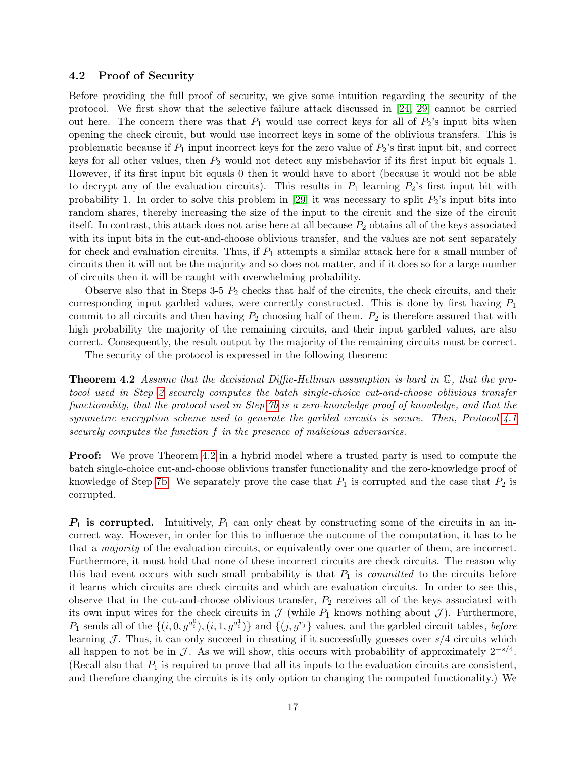### 4.2 Proof of Security

Before providing the full proof of security, we give some intuition regarding the security of the protocol. We first show that the selective failure attack discussed in [24, 29] cannot be carried out here. The concern there was that $P_1$ would use correct keys for all of $P_2$'s input bits when opening the check circuit, but would use incorrect keys in some of the oblivious transfers. This is problematic because if $P_1$ input incorrect keys for the zero value of $P_2$'s first input bit, and correct keys for all other values, then $P_2$ would not detect any misbehavior if its first input bit equals 1. However, if its first input bit equals 0 then it would have to abort (because it would not be able to decrypt any of the evaluation circuits). This results in $P_1$ learning $P_2$'s first input bit with probability 1. In order to solve this problem in [29] it was necessary to split $P_2$'s input bits into random shares, thereby increasing the size of the input to the circuit and the size of the circuit itself. In contrast, this attack does not arise here at all because $P_2$ obtains all of the keys associated with its input bits in the cut-and-choose oblivious transfer, and the values are not sent separately for check and evaluation circuits. Thus, if $P_1$ attempts a similar attack here for a small number of circuits then it will not be the majority and so does not matter, and if it does so for a large number of circuits then it will be caught with overwhelming probability.

Observe also that in Steps 3-5 $P_2$ checks that half of the circuits, the check circuits, and their corresponding input garbled values, were correctly constructed. This is done by first having $P_1$ commit to all circuits and then having $P_2$ choosing half of them. $P_2$ is therefore assured that with high probability the majority of the remaining circuits, and their input garbled values, are also correct. Consequently, the result output by the majority of the remaining circuits must be correct.

The security of the protocol is expressed in the following theorem:

**Theorem 4.2** *Assume that the decisional Diffie-Hellman assumption is hard in $\mathbb{G}$, that the protocol used in Step 2 securely computes the batch single-choice cut-and-choose oblivious transfer functionality, that the protocol used in Step 7b is a zero-knowledge proof of knowledge, and that the symmetric encryption scheme used to generate the garbled circuits is secure. Then, Protocol 4.1 securely computes the function $f$ in the presence of malicious adversaries.*

**Proof:** We prove Theorem 4.2 in a hybrid model where a trusted party is used to compute the batch single-choice cut-and-choose oblivious transfer functionality and the zero-knowledge proof of knowledge of Step 7b. We separately prove the case that $P_1$ is corrupted and the case that $P_2$ is corrupted.

***$P_1$* is corrupted.** Intuitively, $P_1$ can only cheat by constructing some of the circuits in an incorrect way. However, in order for this to influence the outcome of the computation, it has to be that a *majority* of the evaluation circuits, or equivalently over one quarter of them, are incorrect. Furthermore, it must hold that none of these incorrect circuits are check circuits. The reason why this bad event occurs with such small probability is that $P_1$ is *committed* to the circuits before it learns which circuits are check circuits and which are evaluation circuits. In order to see this, observe that in the cut-and-choose oblivious transfer, $P_2$ receives all of the keys associated with its own input wires for the check circuits in $\mathcal{J}$ (while $P_1$ knows nothing about $\mathcal{J}$). Furthermore, $P_1$ sends all of the $\{(i, 0, g^{a_i^0}), (i, 1, g^{a_i^1})\}$ and $\{(j, g^{r_j}\}$ values, and the garbled circuit tables, *before* learning $\mathcal{J}$. Thus, it can only succeed in cheating if it successfully guesses over $s/4$ circuits which all happen to not be in $\mathcal{J}$. As we will show, this occurs with probability of approximately $2^{-s/4}$. (Recall also that $P_1$ is required to prove that all its inputs to the evaluation circuits are consistent, and therefore changing the circuits is its only option to changing the computed functionality.) We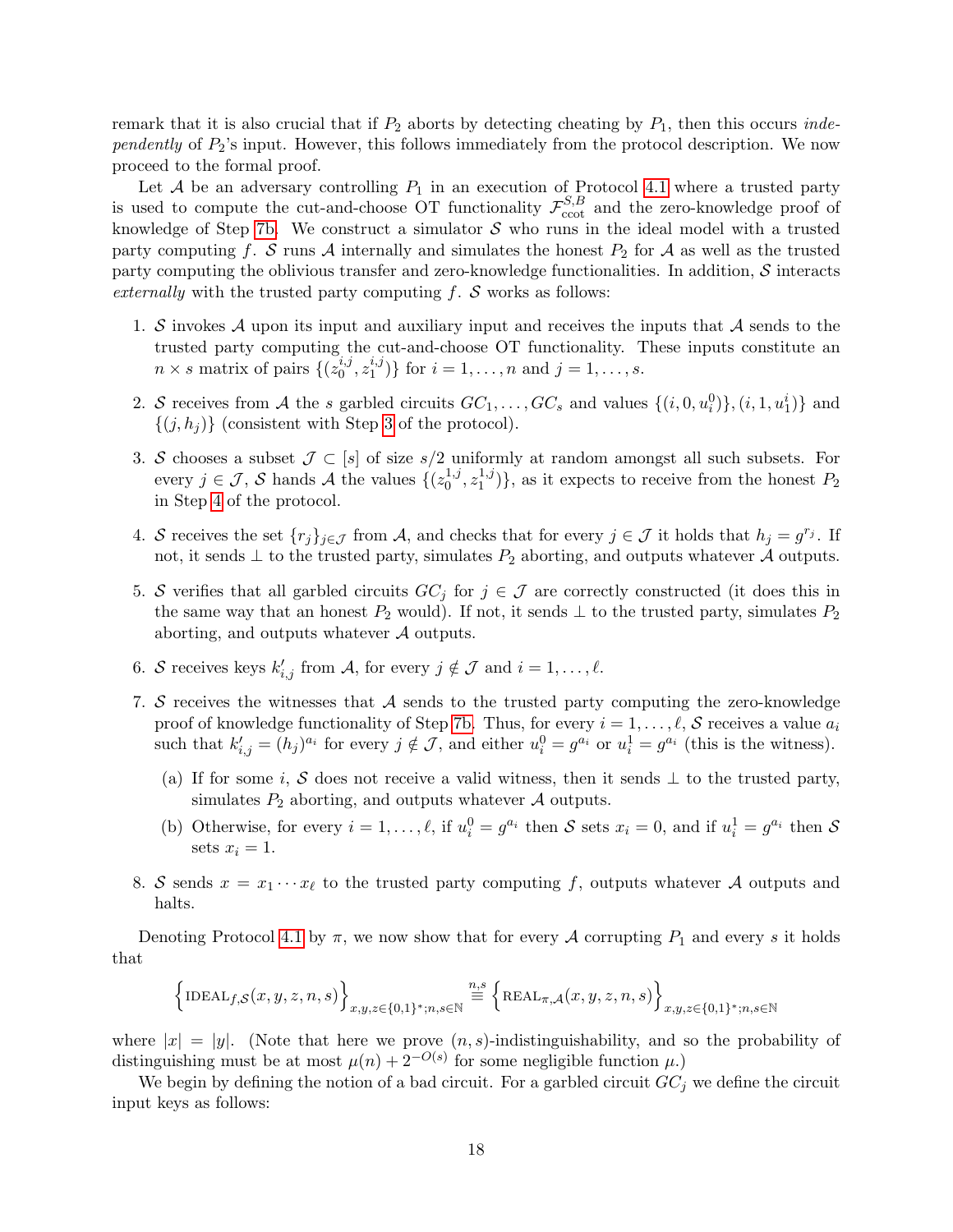remark that it is also crucial that if $P_2$ aborts by detecting cheating by $P_1$, then this occurs *independently* of $P_2$'s input. However, this follows immediately from the protocol description. We now proceed to the formal proof.

Let $\mathcal{A}$ be an adversary controlling $P_1$ in an execution of Protocol 4.1 where a trusted party is used to compute the cut-and-choose OT functionality $\mathcal{F}_{\text{ccot}}^{S,B}$ and the zero-knowledge proof of knowledge of Step 7b. We construct a simulator $\mathcal{S}$ who runs in the ideal model with a trusted party computing $f$. $\mathcal{S}$ runs $\mathcal{A}$ internally and simulates the honest $P_2$ for $\mathcal{A}$ as well as the trusted party computing the oblivious transfer and zero-knowledge functionalities. In addition, $\mathcal{S}$ interacts *externally* with the trusted party computing $f$. $\mathcal{S}$ works as follows:

1. $\mathcal{S}$ invokes $\mathcal{A}$ upon its input and auxiliary input and receives the inputs that $\mathcal{A}$ sends to the trusted party computing the cut-and-choose OT functionality. These inputs constitute an $n \times s$ matrix of pairs $\{(z_0^{i,j}, z_1^{i,j})\}$ for $i = 1, \ldots, n$ and $j = 1, \ldots, s$.
2. $\mathcal{S}$ receives from $\mathcal{A}$ the $s$ garbled circuits $GC_1, \ldots, GC_s$ and values $\{(i, 0, u_i^0)\}, (i, 1, u_1^i)\}$ and $\{(j, h_j)\}$ (consistent with Step 3 of the protocol).
3. $\mathcal{S}$ chooses a subset $\mathcal{J} \subset [s]$ of size $s/2$ uniformly at random amongst all such subsets. For every $j \in \mathcal{J}$, $\mathcal{S}$ hands $\mathcal{A}$ the values $\{(z_0^{1,j}, z_1^{1,j})\}$, as it expects to receive from the honest $P_2$ in Step 4 of the protocol.
4. $\mathcal{S}$ receives the set $\{r_j\}_{j \in \mathcal{J}}$ from $\mathcal{A}$, and checks that for every $j \in \mathcal{J}$ it holds that $h_j = g^{r_j}$. If not, it sends $\perp$ to the trusted party, simulates $P_2$ aborting, and outputs whatever $\mathcal{A}$ outputs.
5. $\mathcal{S}$ verifies that all garbled circuits $GC_j$ for $j \in \mathcal{J}$ are correctly constructed (it does this in the same way that an honest $P_2$ would). If not, it sends $\perp$ to the trusted party, simulates $P_2$ aborting, and outputs whatever $\mathcal{A}$ outputs.
6. $\mathcal{S}$ receives keys $k'_{i,j}$ from $\mathcal{A}$, for every $j \notin \mathcal{J}$ and $i = 1, \ldots, \ell$.
7. $\mathcal{S}$ receives the witnesses that $\mathcal{A}$ sends to the trusted party computing the zero-knowledge proof of knowledge functionality of Step 7b. Thus, for every $i = 1, \ldots, \ell$, $\mathcal{S}$ receives a value $a_i$ such that $k'_{i,j} = (h_j)^{a_i}$ for every $j \notin \mathcal{J}$, and either $u_i^0 = g^{a_i}$ or $u_i^1 = g^{a_i}$ (this is the witness).
   (a) If for some $i$, $\mathcal{S}$ does not receive a valid witness, then it sends $\perp$ to the trusted party, simulates $P_2$ aborting, and outputs whatever $\mathcal{A}$ outputs.
   (b) Otherwise, for every $i = 1, \ldots, \ell$, if $u_i^0 = g^{a_i}$ then $\mathcal{S}$ sets $x_i = 0$, and if $u_i^1 = g^{a_i}$ then $\mathcal{S}$ sets $x_i = 1$.
8. $\mathcal{S}$ sends $x = x_1 \cdots x_\ell$ to the trusted party computing $f$, outputs whatever $\mathcal{A}$ outputs and halts.

Denoting Protocol 4.1 by $\pi$, we now show that for every $\mathcal{A}$ corrupting $P_1$ and every $s$ it holds that

$$\left\{\text{IDEAL}_{f,\mathcal{S}}(x, y, z, n, s)\right\}_{x,y,z \in \{0,1\}^*; n,s \in \mathbb{N}} \stackrel{n,s}{\equiv} \left\{\text{REAL}_{\pi,\mathcal{A}}(x, y, z, n, s)\right\}_{x,y,z \in \{0,1\}^*; n,s \in \mathbb{N}}$$

where $|x| = |y|$. (Note that here we prove $(n, s)$-indistinguishability, and so the probability of distinguishing must be at most $\mu(n) + 2^{-O(s)}$ for some negligible function $\mu$.)

We begin by defining the notion of a bad circuit. For a garbled circuit $GC_j$ we define the circuit input keys as follows: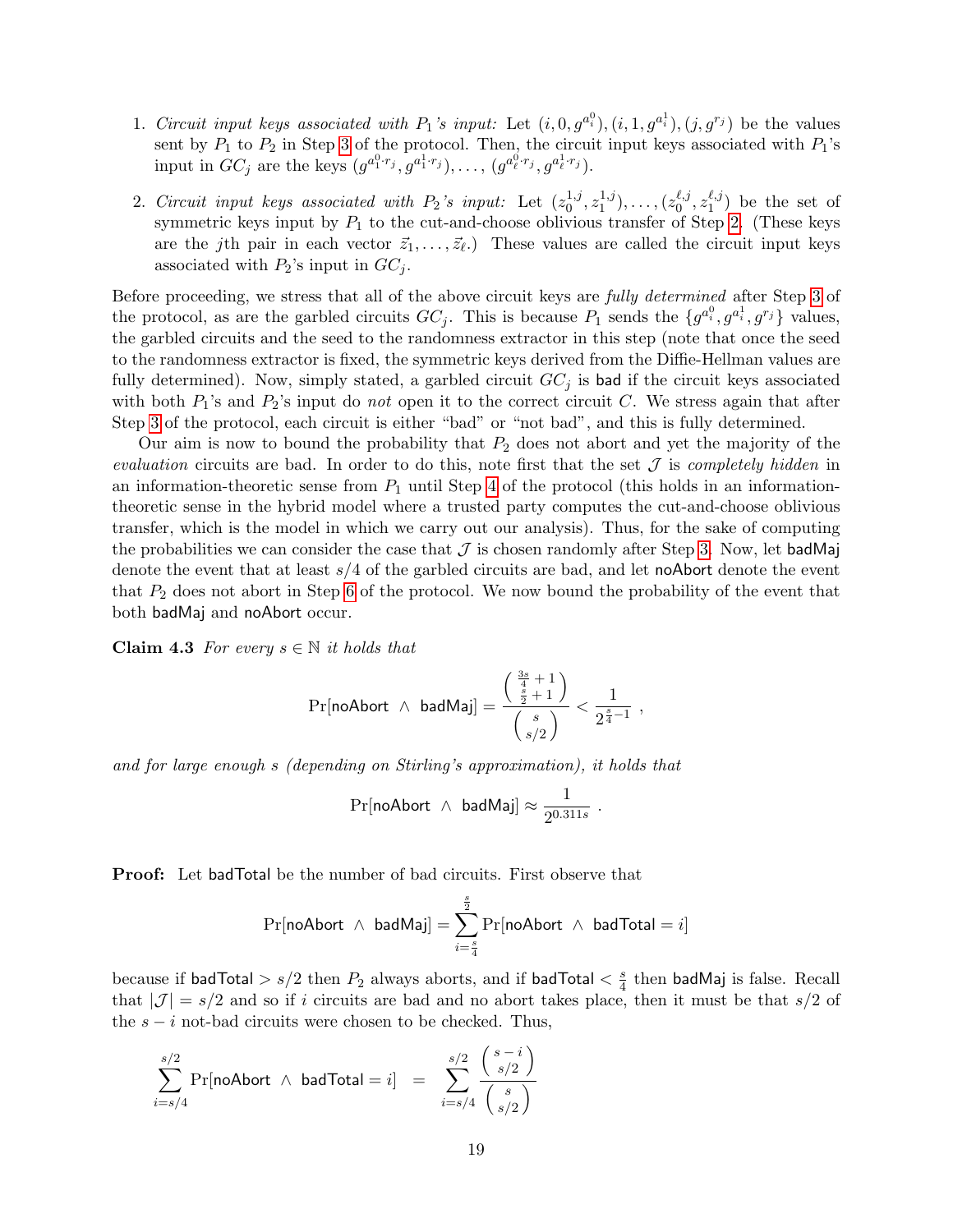1. *Circuit input keys associated with $P_1$'s input:* Let $(i, 0, g^{a_i^0}), (i, 1, g^{a_i^1}), (j, g^{r_j})$ be the values sent by $P_1$ to $P_2$ in Step 3 of the protocol. Then, the circuit input keys associated with $P_1$'s input in $GC_j$ are the keys $(g^{a_1^0 \cdot r_j}, g^{a_1^1 \cdot r_j}), \ldots, (g^{a_\ell^0 \cdot r_j}, g^{a_\ell^1 \cdot r_j})$.

2. *Circuit input keys associated with $P_2$'s input:* Let $(z_0^{1,j}, z_1^{1,j}), \ldots, (z_0^{\ell,j}, z_1^{\ell,j})$ be the set of symmetric keys input by $P_1$ to the cut-and-choose oblivious transfer of Step 2. (These keys are the $j$th pair in each vector $\vec{z}_1, \ldots, \vec{z}_\ell$.) These values are called the circuit input keys associated with $P_2$'s input in $GC_j$.

Before proceeding, we stress that all of the above circuit keys are *fully determined* after Step 3 of the protocol, as are the garbled circuits $GC_j$. This is because $P_1$ sends the $\{g^{a_i^0}, g^{a_i^1}, g^{r_j}\}$ values, the garbled circuits and the seed to the randomness extractor in this step (note that once the seed to the randomness extractor is fixed, the symmetric keys derived from the Diffie-Hellman values are fully determined). Now, simply stated, a garbled circuit $GC_j$ is $\mathsf{bad}$ if the circuit keys associated with both $P_1$'s and $P_2$'s input do *not* open it to the correct circuit $C$. We stress again that after Step 3 of the protocol, each circuit is either "bad" or "not bad", and this is fully determined.

Our aim is now to bound the probability that $P_2$ does not abort and yet the majority of the *evaluation* circuits are bad. In order to do this, note first that the set $\mathcal{J}$ is *completely hidden* in an information-theoretic sense from $P_1$ until Step 4 of the protocol (this holds in an information-theoretic sense in the hybrid model where a trusted party computes the cut-and-choose oblivious transfer, which is the model in which we carry out our analysis). Thus, for the sake of computing the probabilities we can consider the case that $\mathcal{J}$ is chosen randomly after Step 3. Now, let $\mathsf{badMaj}$ denote the event that at least $s/4$ of the garbled circuits are bad, and let $\mathsf{noAbort}$ denote the event that $P_2$ does not abort in Step 6 of the protocol. We now bound the probability of the event that both $\mathsf{badMaj}$ and $\mathsf{noAbort}$ occur.

**Claim 4.3** *For every $s \in \mathbb{N}$ it holds that*

$$\Pr[\mathsf{noAbort} \ \wedge \ \mathsf{badMaj}] = \frac{\binom{\frac{3s}{4}+1}{\frac{s}{2}+1}}{\binom{s}{s/2}} < \frac{1}{2^{\frac{s}{4}-1}} \ ,$$

*and for large enough $s$ (depending on Stirling's approximation), it holds that*

$$\Pr[\mathsf{noAbort} \ \wedge \ \mathsf{badMaj}] \approx \frac{1}{2^{0.311s}} \ .$$

**Proof:** Let $\mathsf{badTotal}$ be the number of bad circuits. First observe that

$$\Pr[\mathsf{noAbort} \ \wedge \ \mathsf{badMaj}] = \sum_{i=\frac{s}{4}}^{\frac{s}{2}} \Pr[\mathsf{noAbort} \ \wedge \ \mathsf{badTotal} = i]$$

because if $\mathsf{badTotal} > s/2$ then $P_2$ always aborts, and if $\mathsf{badTotal} < \frac{s}{4}$ then $\mathsf{badMaj}$ is false. Recall that $|\mathcal{J}| = s/2$ and so if $i$ circuits are bad and no abort takes place, then it must be that $s/2$ of the $s-i$ not-bad circuits were chosen to be checked. Thus,

$$\sum_{i=s/4}^{s/2} \Pr[\mathsf{noAbort} \ \wedge \ \mathsf{badTotal} = i] \ = \ \sum_{i=s/4}^{s/2} \frac{\binom{s-i}{s/2}}{\binom{s}{s/2}}$$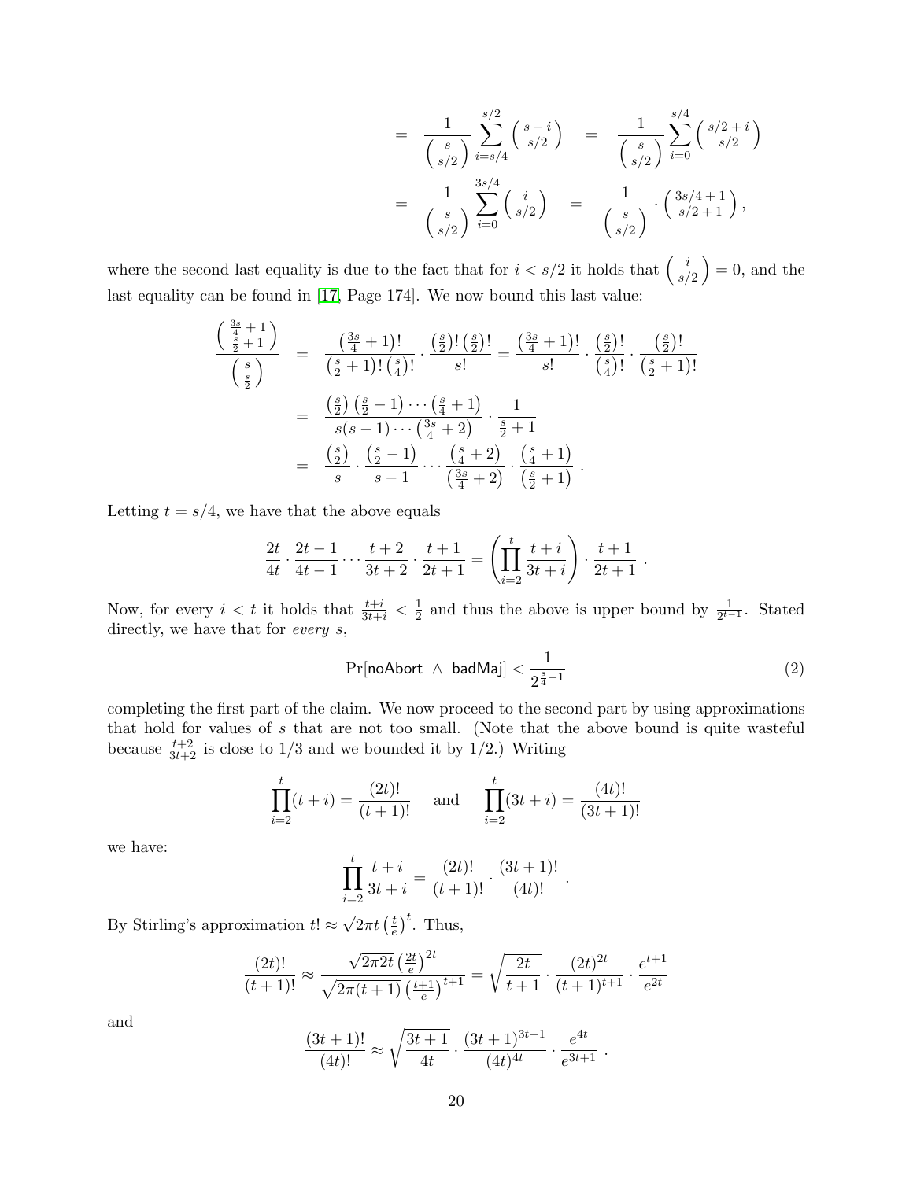$$= \frac{1}{\binom{s}{s/2}} \sum_{i=s/4}^{s/2} \binom{s-i}{s/2} = \frac{1}{\binom{s}{s/2}} \sum_{i=0}^{s/4} \binom{s/2+i}{s/2}$$

$$= \frac{1}{\binom{s}{s/2}} \sum_{i=0}^{3s/4} \binom{i}{s/2} = \frac{1}{\binom{s}{s/2}} \cdot \binom{3s/4+1}{s/2+1},$$

where the second last equality is due to the fact that for $i < s/2$ it holds that $\binom{i}{s/2} = 0$, and the last equality can be found in [17, Page 174]. We now bound this last value:

$$\frac{\binom{\frac{3s}{4}+1}{\frac{s}{2}+1}}{\binom{s}{\frac{s}{2}}} = \frac{\left(\frac{3s}{4}+1\right)!}{\left(\frac{s}{2}+1\right)!\left(\frac{s}{4}\right)!} \cdot \frac{\left(\frac{s}{2}\right)!\left(\frac{s}{2}\right)!}{s!} = \frac{\left(\frac{3s}{4}+1\right)!}{s!} \cdot \frac{\left(\frac{s}{2}\right)!}{\left(\frac{s}{4}\right)!} \cdot \frac{\left(\frac{s}{2}\right)!}{\left(\frac{s}{2}+1\right)!}$$

$$= \frac{\left(\frac{s}{2}\right)\left(\frac{s}{2}-1\right)\cdots\left(\frac{s}{4}+1\right)}{s(s-1)\cdots\left(\frac{3s}{4}+2\right)} \cdot \frac{1}{\frac{s}{2}+1}$$

$$= \frac{\left(\frac{s}{2}\right)}{s} \cdot \frac{\left(\frac{s}{2}-1\right)}{s-1} \cdots \frac{\left(\frac{s}{4}+2\right)}{\left(\frac{3s}{4}+2\right)} \cdot \frac{\left(\frac{s}{4}+1\right)}{\left(\frac{s}{2}+1\right)}.$$

Letting $t = s/4$, we have that the above equals

$$\frac{2t}{4t} \cdot \frac{2t-1}{4t-1} \cdots \frac{t+2}{3t+2} \cdot \frac{t+1}{2t+1} = \left(\prod_{i=2}^{t} \frac{t+i}{3t+i}\right) \cdot \frac{t+1}{2t+1}.$$

Now, for every $i < t$ it holds that $\frac{t+i}{3t+i} < \frac{1}{2}$ and thus the above is upper bound by $\frac{1}{2^{t-1}}$. Stated directly, we have that for *every* $s$,

$$\Pr[\mathsf{noAbort} \ \wedge \ \mathsf{badMaj}] < \frac{1}{2^{\frac{s}{4}-1}} \tag{2}$$

completing the first part of the claim. We now proceed to the second part by using approximations that hold for values of $s$ that are not too small. (Note that the above bound is quite wasteful because $\frac{t+2}{3t+2}$ is close to $1/3$ and we bounded it by $1/2$.) Writing

$$\prod_{i=2}^{t}(t+i) = \frac{(2t)!}{(t+1)!} \quad \text{and} \quad \prod_{i=2}^{t}(3t+i) = \frac{(4t)!}{(3t+1)!}$$

we have:

$$\prod_{i=2}^{t} \frac{t+i}{3t+i} = \frac{(2t)!}{(t+1)!} \cdot \frac{(3t+1)!}{(4t)!}.$$

By Stirling's approximation $t! \approx \sqrt{2\pi t}\left(\frac{t}{e}\right)^t$. Thus,

$$\frac{(2t)!}{(t+1)!} \approx \frac{\sqrt{2\pi 2t}\left(\frac{2t}{e}\right)^{2t}}{\sqrt{2\pi(t+1)}\left(\frac{t+1}{e}\right)^{t+1}} = \sqrt{\frac{2t}{t+1}} \cdot \frac{(2t)^{2t}}{(t+1)^{t+1}} \cdot \frac{e^{t+1}}{e^{2t}}$$

and

$$\frac{(3t+1)!}{(4t)!} \approx \sqrt{\frac{3t+1}{4t}} \cdot \frac{(3t+1)^{3t+1}}{(4t)^{4t}} \cdot \frac{e^{4t}}{e^{3t+1}}.$$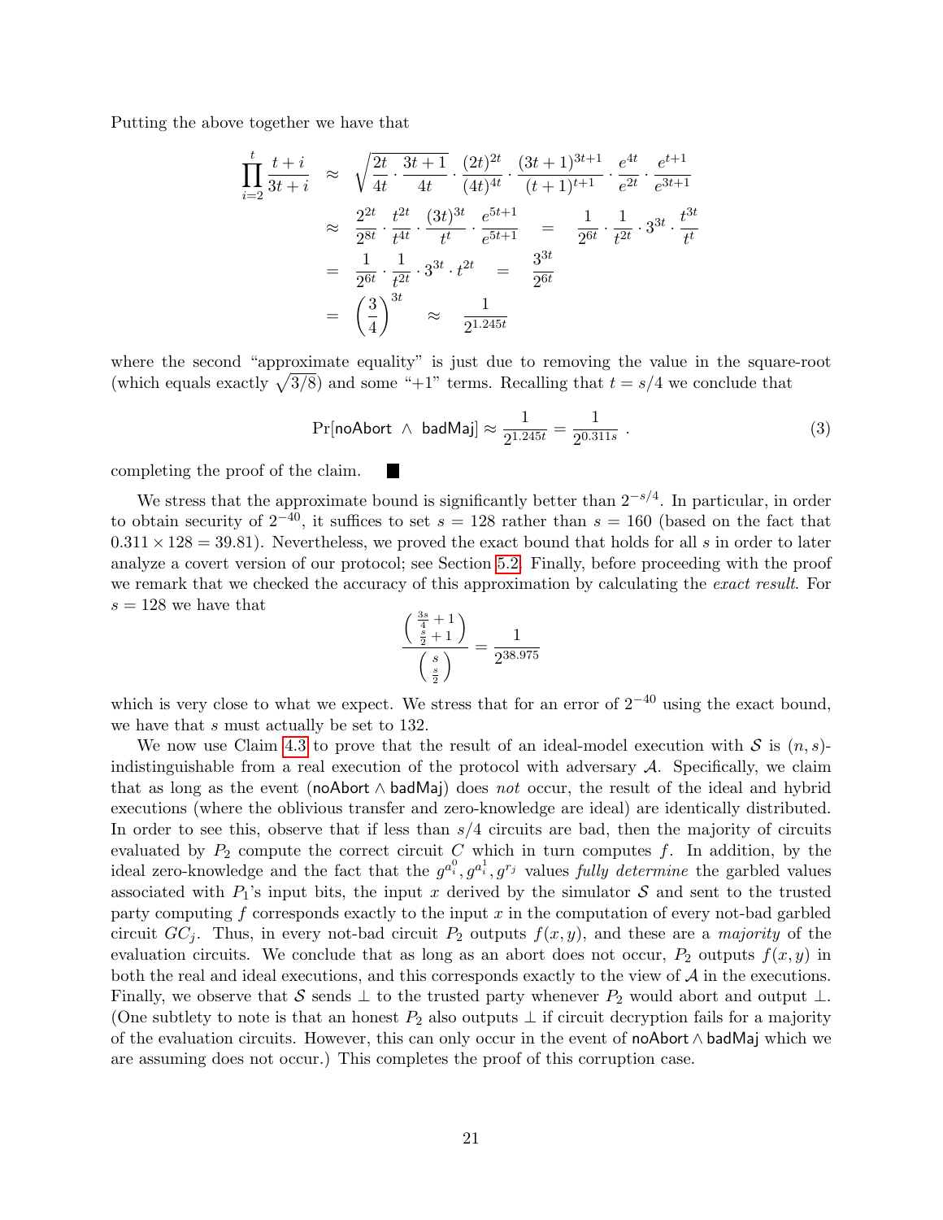Putting the above together we have that

$$
\begin{aligned}
\prod_{i=2}^{t} \frac{t+i}{3t+i} &\approx \sqrt{\frac{2t}{4t} \cdot \frac{3t+1}{4t}} \cdot \frac{(2t)^{2t}}{(4t)^{4t}} \cdot \frac{(3t+1)^{3t+1}}{(t+1)^{t+1}} \cdot \frac{e^{4t}}{e^{2t}} \cdot \frac{e^{t+1}}{e^{3t+1}} \\
&\approx \frac{2^{2t}}{2^{8t}} \cdot \frac{t^{2t}}{t^{4t}} \cdot \frac{(3t)^{3t}}{t^t} \cdot \frac{e^{5t+1}}{e^{5t+1}} \quad = \quad \frac{1}{2^{6t}} \cdot \frac{1}{t^{2t}} \cdot 3^{3t} \cdot \frac{t^{3t}}{t^t} \\
&= \frac{1}{2^{6t}} \cdot \frac{1}{t^{2t}} \cdot 3^{3t} \cdot t^{2t} \quad = \quad \frac{3^{3t}}{2^{6t}} \\
&= \left(\frac{3}{4}\right)^{3t} \quad \approx \quad \frac{1}{2^{1.245t}}
\end{aligned}
$$

where the second "approximate equality" is just due to removing the value in the square-root (which equals exactly $\sqrt{3/8}$) and some "+1" terms. Recalling that $t = s/4$ we conclude that

$$
\Pr[\mathsf{noAbort} \ \wedge \ \mathsf{badMaj}] \approx \frac{1}{2^{1.245t}} = \frac{1}{2^{0.311s}} \ . \tag{3}
$$

completing the proof of the claim. ∎

We stress that the approximate bound is significantly better than $2^{-s/4}$. In particular, in order to obtain security of $2^{-40}$, it suffices to set $s = 128$ rather than $s = 160$ (based on the fact that $0.311 \times 128 = 39.81$). Nevertheless, we proved the exact bound that holds for all $s$ in order to later analyze a covert version of our protocol; see Section 5.2. Finally, before proceeding with the proof we remark that we checked the accuracy of this approximation by calculating the *exact result*. For $s = 128$ we have that

$$
\frac{\binom{\frac{3s}{4}+1}{\frac{s}{2}+1}}{\binom{s}{\frac{s}{2}}} = \frac{1}{2^{38.975}}
$$

which is very close to what we expect. We stress that for an error of $2^{-40}$ using the exact bound, we have that $s$ must actually be set to 132.

We now use Claim 4.3 to prove that the result of an ideal-model execution with $\mathcal{S}$ is $(n,s)$-indistinguishable from a real execution of the protocol with adversary $\mathcal{A}$. Specifically, we claim that as long as the event $(\mathsf{noAbort} \wedge \mathsf{badMaj})$ does *not* occur, the result of the ideal and hybrid executions (where the oblivious transfer and zero-knowledge are ideal) are identically distributed. In order to see this, observe that if less than $s/4$ circuits are bad, then the majority of circuits evaluated by $P_2$ compute the correct circuit $C$ which in turn computes $f$. In addition, by the ideal zero-knowledge and the fact that the $g^{a_i^0}, g^{a_i^1}, g^{r_j}$ values *fully determine* the garbled values associated with $P_1$'s input bits, the input $x$ derived by the simulator $\mathcal{S}$ and sent to the trusted party computing $f$ corresponds exactly to the input $x$ in the computation of every not-bad garbled circuit $GC_j$. Thus, in every not-bad circuit $P_2$ outputs $f(x,y)$, and these are a *majority* of the evaluation circuits. We conclude that as long as an abort does not occur, $P_2$ outputs $f(x,y)$ in both the real and ideal executions, and this corresponds exactly to the view of $\mathcal{A}$ in the executions. Finally, we observe that $\mathcal{S}$ sends $\perp$ to the trusted party whenever $P_2$ would abort and output $\perp$. (One subtlety to note is that an honest $P_2$ also outputs $\perp$ if circuit decryption fails for a majority of the evaluation circuits. However, this can only occur in the event of $\mathsf{noAbort} \wedge \mathsf{badMaj}$ which we are assuming does not occur.) This completes the proof of this corruption case.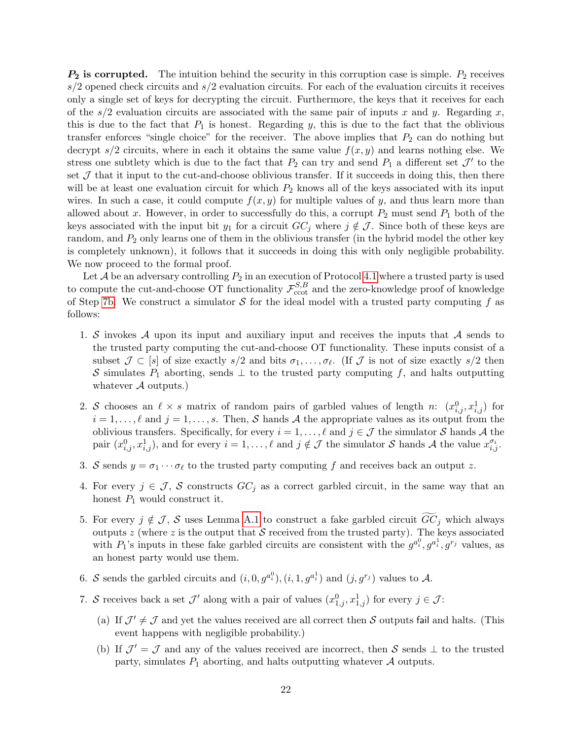**$P_2$ is corrupted.** The intuition behind the security in this corruption case is simple. $P_2$ receives $s/2$ opened check circuits and $s/2$ evaluation circuits. For each of the evaluation circuits it receives only a single set of keys for decrypting the circuit. Furthermore, the keys that it receives for each of the $s/2$ evaluation circuits are associated with the same pair of inputs $x$ and $y$. Regarding $x$, this is due to the fact that $P_1$ is honest. Regarding $y$, this is due to the fact that the oblivious transfer enforces "single choice" for the receiver. The above implies that $P_2$ can do nothing but decrypt $s/2$ circuits, where in each it obtains the same value $f(x, y)$ and learns nothing else. We stress one subtlety which is due to the fact that $P_2$ can try and send $P_1$ a different set $\mathcal{J}'$ to the set $\mathcal{J}$ that it input to the cut-and-choose oblivious transfer. If it succeeds in doing this, then there will be at least one evaluation circuit for which $P_2$ knows all of the keys associated with its input wires. In such a case, it could compute $f(x, y)$ for multiple values of $y$, and thus learn more than allowed about $x$. However, in order to successfully do this, a corrupt $P_2$ must send $P_1$ both of the keys associated with the input bit $y_1$ for a circuit $GC_j$ where $j \notin \mathcal{J}$. Since both of these keys are random, and $P_2$ only learns one of them in the oblivious transfer (in the hybrid model the other key is completely unknown), it follows that it succeeds in doing this with only negligible probability. We now proceed to the formal proof.

Let $\mathcal{A}$ be an adversary controlling $P_2$ in an execution of Protocol 4.1 where a trusted party is used to compute the cut-and-choose OT functionality $\mathcal{F}_{\rm ccot}^{S,B}$ and the zero-knowledge proof of knowledge of Step 7b. We construct a simulator $\mathcal{S}$ for the ideal model with a trusted party computing $f$ as follows:

1. $\mathcal{S}$ invokes $\mathcal{A}$ upon its input and auxiliary input and receives the inputs that $\mathcal{A}$ sends to the trusted party computing the cut-and-choose OT functionality. These inputs consist of a subset $\mathcal{J} \subset [s]$ of size exactly $s/2$ and bits $\sigma_1, \ldots, \sigma_\ell$. (If $\mathcal{J}$ is not of size exactly $s/2$ then $\mathcal{S}$ simulates $P_1$ aborting, sends $\perp$ to the trusted party computing $f$, and halts outputting whatever $\mathcal{A}$ outputs.)

2. $\mathcal{S}$ chooses an $\ell \times s$ matrix of random pairs of garbled values of length $n$: $(x_{i,j}^0, x_{i,j}^1)$ for $i = 1, \ldots, \ell$ and $j = 1, \ldots, s$. Then, $\mathcal{S}$ hands $\mathcal{A}$ the appropriate values as its output from the oblivious transfers. Specifically, for every $i = 1, \ldots, \ell$ and $j \in \mathcal{J}$ the simulator $\mathcal{S}$ hands $\mathcal{A}$ the pair $(x_{i,j}^0, x_{i,j}^1)$, and for every $i = 1, \ldots, \ell$ and $j \notin \mathcal{J}$ the simulator $\mathcal{S}$ hands $\mathcal{A}$ the value $x_{i,j}^{\sigma_i}$.

3. $\mathcal{S}$ sends $y = \sigma_1 \cdots \sigma_\ell$ to the trusted party computing $f$ and receives back an output $z$.

4. For every $j \in \mathcal{J}$, $\mathcal{S}$ constructs $GC_j$ as a correct garbled circuit, in the same way that an honest $P_1$ would construct it.

5. For every $j \notin \mathcal{J}$, $\mathcal{S}$ uses Lemma A.1 to construct a fake garbled circuit $\widetilde{GC}_j$ which always outputs $z$ (where $z$ is the output that $\mathcal{S}$ received from the trusted party). The keys associated with $P_1$'s inputs in these fake garbled circuits are consistent with the $g^{a_i^0}, g^{a_i^1}, g^{r_j}$ values, as an honest party would use them.

6. $\mathcal{S}$ sends the garbled circuits and $(i, 0, g^{a_i^0}), (i, 1, g^{a_i^1})$ and $(j, g^{r_j})$ values to $\mathcal{A}$.

7. $\mathcal{S}$ receives back a set $\mathcal{J}'$ along with a pair of values $(x_{1,j}^0, x_{1,j}^1)$ for every $j \in \mathcal{J}$:

   (a) If $\mathcal{J}' \neq \mathcal{J}$ and yet the values received are all correct then $\mathcal{S}$ outputs fail and halts. (This event happens with negligible probability.)

   (b) If $\mathcal{J}' = \mathcal{J}$ and any of the values received are incorrect, then $\mathcal{S}$ sends $\perp$ to the trusted party, simulates $P_1$ aborting, and halts outputting whatever $\mathcal{A}$ outputs.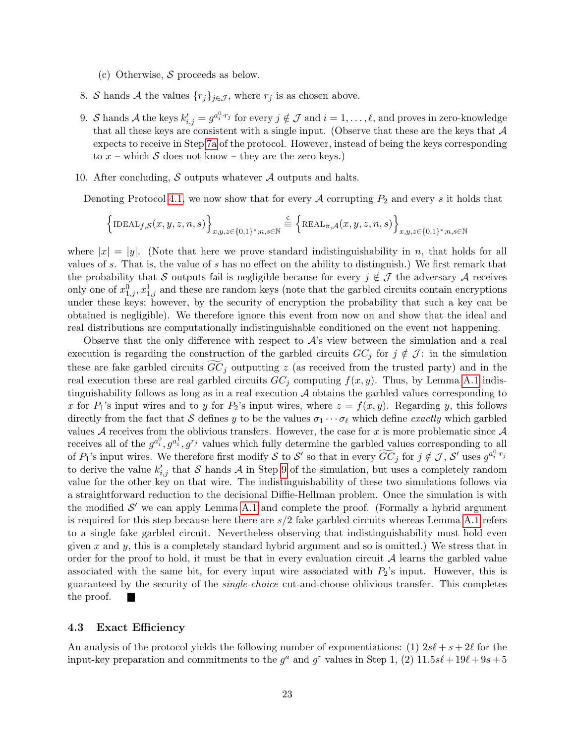(c) Otherwise, $\mathcal{S}$ proceeds as below.

8. $\mathcal{S}$ hands $\mathcal{A}$ the values $\{r_j\}_{j\in\mathcal{J}}$, where $r_j$ is as chosen above.

9. $\mathcal{S}$ hands $\mathcal{A}$ the keys $k'_{i,j} = g^{a_i^0 \cdot r_j}$ for every $j \notin \mathcal{J}$ and $i = 1,\ldots,\ell$, and proves in zero-knowledge that all these keys are consistent with a single input. (Observe that these are the keys that $\mathcal{A}$ expects to receive in Step 7a of the protocol. However, instead of being the keys corresponding to $x$ – which $\mathcal{S}$ does not know – they are the zero keys.)

10. After concluding, $\mathcal{S}$ outputs whatever $\mathcal{A}$ outputs and halts.

Denoting Protocol 4.1, we now show that for every $\mathcal{A}$ corrupting $P_2$ and every $s$ it holds that

$$\left\{\text{IDEAL}_{f,\mathcal{S}}(x,y,z,n,s)\right\}_{x,y,z\in\{0,1\}^*;n,s\in\mathbb{N}} \stackrel{\rm c}{\equiv} \left\{\text{REAL}_{\pi,\mathcal{A}}(x,y,z,n,s)\right\}_{x,y,z\in\{0,1\}^*;n,s\in\mathbb{N}}$$

where $|x| = |y|$. (Note that here we prove standard indistinguishability in $n$, that holds for all values of $s$. That is, the value of $s$ has no effect on the ability to distinguish.) We first remark that the probability that $\mathcal{S}$ outputs $\mathsf{fail}$ is negligible because for every $j \notin \mathcal{J}$ the adversary $\mathcal{A}$ receives only one of $x^0_{1,j}, x^1_{1,j}$ and these are random keys (note that the garbled circuits contain encryptions under these keys; however, by the security of encryption the probability that such a key can be obtained is negligible). We therefore ignore this event from now on and show that the ideal and real distributions are computationally indistinguishable conditioned on the event not happening.

Observe that the only difference with respect to $\mathcal{A}$'s view between the simulation and a real execution is regarding the construction of the garbled circuits $GC_j$ for $j \notin \mathcal{J}$: in the simulation these are fake garbled circuits $\widetilde{GC}_j$ outputting $z$ (as received from the trusted party) and in the real execution these are real garbled circuits $GC_j$ computing $f(x,y)$. Thus, by Lemma A.1 indistinguishability follows as long as in a real execution $\mathcal{A}$ obtains the garbled values corresponding to $x$ for $P_1$'s input wires and to $y$ for $P_2$'s input wires, where $z = f(x,y)$. Regarding $y$, this follows directly from the fact that $\mathcal{S}$ defines $y$ to be the values $\sigma_1\cdots\sigma_\ell$ which define *exactly* which garbled values $\mathcal{A}$ receives from the oblivious transfers. However, the case for $x$ is more problematic since $\mathcal{A}$ receives all of the $g^{a_i^0}, g^{a_i^1}, g^{r_j}$ values which fully determine the garbled values corresponding to all of $P_1$'s input wires. We therefore first modify $\mathcal{S}$ to $\mathcal{S}'$ so that in every $\widetilde{GC}_j$ for $j \notin \mathcal{J}$, $\mathcal{S}'$ uses $g^{a_i^0\cdot r_j}$ to derive the value $k'_{i,j}$ that $\mathcal{S}$ hands $\mathcal{A}$ in Step 9 of the simulation, but uses a completely random value for the other key on that wire. The indistinguishability of these two simulations follows via a straightforward reduction to the decisional Diffie-Hellman problem. Once the simulation is with the modified $\mathcal{S}'$ we can apply Lemma A.1 and complete the proof. (Formally a hybrid argument is required for this step because here there are $s/2$ fake garbled circuits whereas Lemma A.1 refers to a single fake garbled circuit. Nevertheless observing that indistinguishability must hold even given $x$ and $y$, this is a completely standard hybrid argument and so is omitted.) We stress that in order for the proof to hold, it must be that in every evaluation circuit $\mathcal{A}$ learns the garbled value associated with the same bit, for every input wire associated with $P_2$'s input. However, this is guaranteed by the security of the *single-choice* cut-and-choose oblivious transfer. This completes the proof. ■

### 4.3 Exact Efficiency

An analysis of the protocol yields the following number of exponentiations: (1) $2s\ell + s + 2\ell$ for the input-key preparation and commitments to the $g^a$ and $g^r$ values in Step 1, (2) $11.5s\ell + 19\ell + 9s + 5$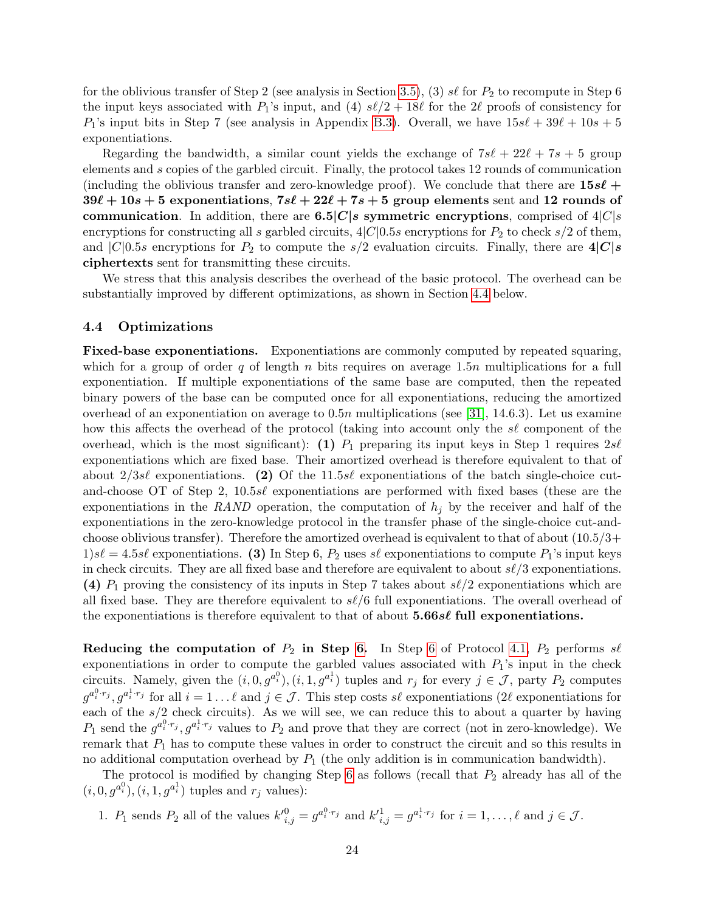for the oblivious transfer of Step 2 (see analysis in Section 3.5), (3) $s\ell$ for $P_2$ to recompute in Step 6 the input keys associated with $P_1$'s input, and (4) $s\ell/2 + 18\ell$ for the $2\ell$ proofs of consistency for $P_1$'s input bits in Step 7 (see analysis in Appendix B.3). Overall, we have $15s\ell + 39\ell + 10s + 5$ exponentiations.

Regarding the bandwidth, a similar count yields the exchange of $7s\ell + 22\ell + 7s + 5$ group elements and $s$ copies of the garbled circuit. Finally, the protocol takes 12 rounds of communication (including the oblivious transfer and zero-knowledge proof). We conclude that there are **$15s\ell + 39\ell + 10s + 5$ exponentiations**, **$7s\ell + 22\ell + 7s + 5$ group elements** sent and **12 rounds of communication**. In addition, there are **$6.5|C|s$ symmetric encryptions**, comprised of $4|C|s$ encryptions for constructing all $s$ garbled circuits, $4|C|0.5s$ encryptions for $P_2$ to check $s/2$ of them, and $|C|0.5s$ encryptions for $P_2$ to compute the $s/2$ evaluation circuits. Finally, there are **$4|C|s$ ciphertexts** sent for transmitting these circuits.

We stress that this analysis describes the overhead of the basic protocol. The overhead can be substantially improved by different optimizations, as shown in Section 4.4 below.

### 4.4 Optimizations

**Fixed-base exponentiations.** Exponentiations are commonly computed by repeated squaring, which for a group of order $q$ of length $n$ bits requires on average $1.5n$ multiplications for a full exponentiation. If multiple exponentiations of the same base are computed, then the repeated binary powers of the base can be computed once for all exponentiations, reducing the amortized overhead of an exponentiation on average to $0.5n$ multiplications (see [31], 14.6.3). Let us examine how this affects the overhead of the protocol (taking into account only the $s\ell$ component of the overhead, which is the most significant): **(1)** $P_1$ preparing its input keys in Step 1 requires $2s\ell$ exponentiations which are fixed base. Their amortized overhead is therefore equivalent to that of about $2/3s\ell$ exponentiations. **(2)** Of the $11.5s\ell$ exponentiations of the batch single-choice cut-and-choose OT of Step 2, $10.5s\ell$ exponentiations are performed with fixed bases (these are the exponentiations in the *RAND* operation, the computation of $h_j$ by the receiver and half of the exponentiations in the zero-knowledge protocol in the transfer phase of the single-choice cut-and-choose oblivious transfer). Therefore the amortized overhead is equivalent to that of about $(10.5/3 + 1)s\ell = 4.5s\ell$ exponentiations. **(3)** In Step 6, $P_2$ uses $s\ell$ exponentiations to compute $P_1$'s input keys in check circuits. They are all fixed base and therefore are equivalent to about $s\ell/3$ exponentiations. **(4)** $P_1$ proving the consistency of its inputs in Step 7 takes about $s\ell/2$ exponentiations which are all fixed base. They are therefore equivalent to $s\ell/6$ full exponentiations. The overall overhead of the exponentiations is therefore equivalent to that of about **$5.66s\ell$ full exponentiations.**

**Reducing the computation of $P_2$ in Step 6.** In Step 6 of Protocol 4.1, $P_2$ performs $s\ell$ exponentiations in order to compute the garbled values associated with $P_1$'s input in the check circuits. Namely, given the $(i, 0, g^{a_i^0}), (i, 1, g^{a_i^1})$ tuples and $r_j$ for every $j \in \mathcal{J}$, party $P_2$ computes $g^{a_i^0 \cdot r_j}, g^{a_i^1 \cdot r_j}$ for all $i = 1 \ldots \ell$ and $j \in \mathcal{J}$. This step costs $s\ell$ exponentiations ($2\ell$ exponentiations for each of the $s/2$ check circuits). As we will see, we can reduce this to about a quarter by having $P_1$ send the $g^{a_i^0 \cdot r_j}, g^{a_i^1 \cdot r_j}$ values to $P_2$ and prove that they are correct (not in zero-knowledge). We remark that $P_1$ has to compute these values in order to construct the circuit and so this results in no additional computation overhead by $P_1$ (the only addition is in communication bandwidth).

The protocol is modified by changing Step 6 as follows (recall that $P_2$ already has all of the $(i, 0, g^{a_i^0}), (i, 1, g^{a_i^1})$ tuples and $r_j$ values):

1. $P_1$ sends $P_2$ all of the values $k'^0_{i,j} = g^{a_i^0 \cdot r_j}$ and $k'^1_{i,j} = g^{a_i^1 \cdot r_j}$ for $i = 1, \ldots, \ell$ and $j \in \mathcal{J}$.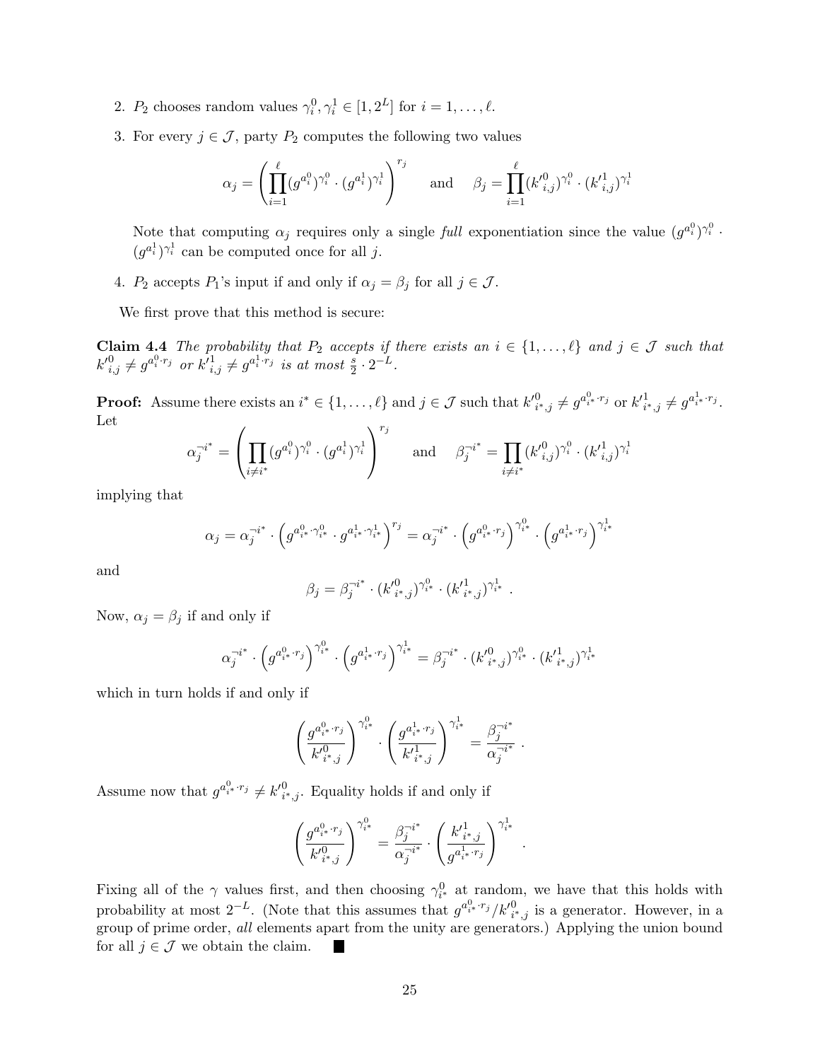2. $P_2$ chooses random values $\gamma_i^0, \gamma_i^1 \in [1, 2^L]$ for $i = 1, \ldots, \ell$.

3. For every $j \in \mathcal{J}$, party $P_2$ computes the following two values

$$\alpha_j = \left( \prod_{i=1}^{\ell} (g^{a_i^0})^{\gamma_i^0} \cdot (g^{a_i^1})^{\gamma_i^1} \right)^{r_j} \qquad \text{and} \qquad \beta_j = \prod_{i=1}^{\ell} (k'^0_{i,j})^{\gamma_i^0} \cdot (k'^1_{i,j})^{\gamma_i^1}$$

   Note that computing $\alpha_j$ requires only a single *full* exponentiation since the value $(g^{a_i^0})^{\gamma_i^0} \cdot (g^{a_i^1})^{\gamma_i^1}$ can be computed once for all $j$.

4. $P_2$ accepts $P_1$'s input if and only if $\alpha_j = \beta_j$ for all $j \in \mathcal{J}$.

We first prove that this method is secure:

**Claim 4.4** *The probability that $P_2$ accepts if there exists an $i \in \{1, \ldots, \ell\}$ and $j \in \mathcal{J}$ such that $k'^0_{i,j} \neq g^{a_i^0 \cdot r_j}$ or $k'^1_{i,j} \neq g^{a_i^1 \cdot r_j}$ is at most $\frac{s}{2} \cdot 2^{-L}$.*

**Proof:** Assume there exists an $i^* \in \{1, \ldots, \ell\}$ and $j \in \mathcal{J}$ such that $k'^0_{i^*,j} \neq g^{a_{i^*}^0 \cdot r_j}$ or $k'^1_{i^*,j} \neq g^{a_{i^*}^1 \cdot r_j}$. Let

$$\alpha_j^{\neg i^*} = \left( \prod_{i \neq i^*} (g^{a_i^0})^{\gamma_i^0} \cdot (g^{a_i^1})^{\gamma_i^1} \right)^{r_j} \qquad \text{and} \qquad \beta_j^{\neg i^*} = \prod_{i \neq i^*} (k'^0_{i,j})^{\gamma_i^0} \cdot (k'^1_{i,j})^{\gamma_i^1}$$

implying that

$$\alpha_j = \alpha_j^{\neg i^*} \cdot \left( g^{a_{i^*}^0 \cdot \gamma_{i^*}^0} \cdot g^{a_{i^*}^1 \cdot \gamma_{i^*}^1} \right)^{r_j} = \alpha_j^{\neg i^*} \cdot \left( g^{a_{i^*}^0 \cdot r_j} \right)^{\gamma_{i^*}^0} \cdot \left( g^{a_{i^*}^1 \cdot r_j} \right)^{\gamma_{i^*}^1}$$

and

$$\beta_j = \beta_j^{\neg i^*} \cdot (k'^0_{i^*,j})^{\gamma_{i^*}^0} \cdot (k'^1_{i^*,j})^{\gamma_{i^*}^1} \ .$$

Now, $\alpha_j = \beta_j$ if and only if

$$\alpha_j^{\neg i^*} \cdot \left( g^{a_{i^*}^0 \cdot r_j} \right)^{\gamma_{i^*}^0} \cdot \left( g^{a_{i^*}^1 \cdot r_j} \right)^{\gamma_{i^*}^1} = \beta_j^{\neg i^*} \cdot (k'^0_{i^*,j})^{\gamma_{i^*}^0} \cdot (k'^1_{i^*,j})^{\gamma_{i^*}^1}$$

which in turn holds if and only if

$$\left( \frac{g^{a_{i^*}^0 \cdot r_j}}{k'^0_{i^*,j}} \right)^{\gamma_{i^*}^0} \cdot \left( \frac{g^{a_{i^*}^1 \cdot r_j}}{k'^1_{i^*,j}} \right)^{\gamma_{i^*}^1} = \frac{\beta_j^{\neg i^*}}{\alpha_j^{\neg i^*}} \ .$$

Assume now that $g^{a_{i^*}^0 \cdot r_j} \neq k'^0_{i^*,j}$. Equality holds if and only if

$$\left( \frac{g^{a_{i^*}^0 \cdot r_j}}{k'^0_{i^*,j}} \right)^{\gamma_{i^*}^0} = \frac{\beta_j^{\neg i^*}}{\alpha_j^{\neg i^*}} \cdot \left( \frac{k'^1_{i^*,j}}{g^{a_{i^*}^1 \cdot r_j}} \right)^{\gamma_{i^*}^1} \ .$$

Fixing all of the $\gamma$ values first, and then choosing $\gamma_{i^*}^0$ at random, we have that this holds with probability at most $2^{-L}$. (Note that this assumes that $g^{a_{i^*}^0 \cdot r_j} / k'^0_{i^*,j}$ is a generator. However, in a group of prime order, *all* elements apart from the unity are generators.) Applying the union bound for all $j \in \mathcal{J}$ we obtain the claim. ■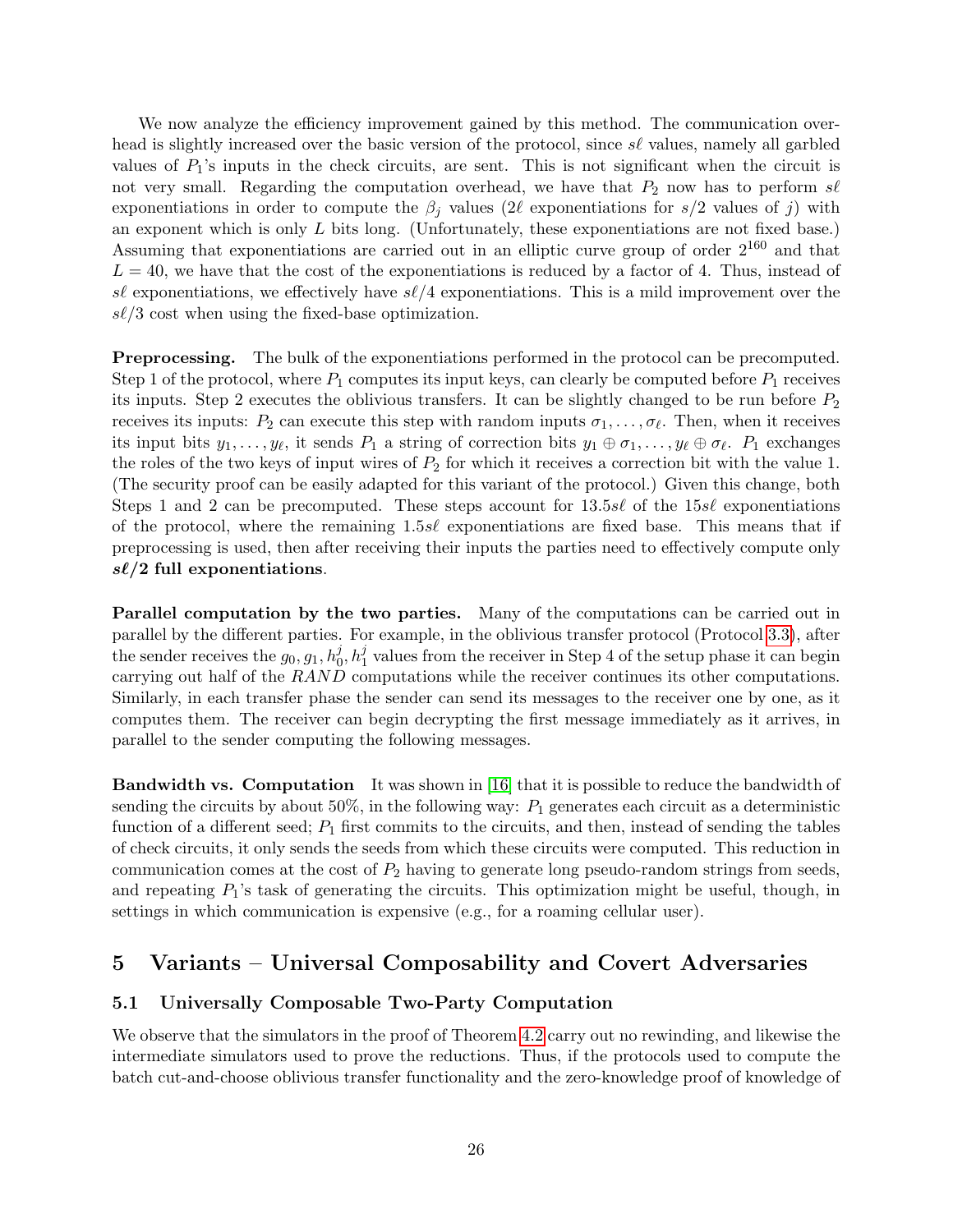We now analyze the efficiency improvement gained by this method. The communication overhead is slightly increased over the basic version of the protocol, since $s\ell$ values, namely all garbled values of $P_1$'s inputs in the check circuits, are sent. This is not significant when the circuit is not very small. Regarding the computation overhead, we have that $P_2$ now has to perform $s\ell$ exponentiations in order to compute the $\beta_j$ values ($2\ell$ exponentiations for $s/2$ values of $j$) with an exponent which is only $L$ bits long. (Unfortunately, these exponentiations are not fixed base.) Assuming that exponentiations are carried out in an elliptic curve group of order $2^{160}$ and that $L = 40$, we have that the cost of the exponentiations is reduced by a factor of 4. Thus, instead of $s\ell$ exponentiations, we effectively have $s\ell/4$ exponentiations. This is a mild improvement over the $s\ell/3$ cost when using the fixed-base optimization.

**Preprocessing.** The bulk of the exponentiations performed in the protocol can be precomputed. Step 1 of the protocol, where $P_1$ computes its input keys, can clearly be computed before $P_1$ receives its inputs. Step 2 executes the oblivious transfers. It can be slightly changed to be run before $P_2$ receives its inputs: $P_2$ can execute this step with random inputs $\sigma_1, \ldots, \sigma_\ell$. Then, when it receives its input bits $y_1, \ldots, y_\ell$, it sends $P_1$ a string of correction bits $y_1 \oplus \sigma_1, \ldots, y_\ell \oplus \sigma_\ell$. $P_1$ exchanges the roles of the two keys of input wires of $P_2$ for which it receives a correction bit with the value 1. (The security proof can be easily adapted for this variant of the protocol.) Given this change, both Steps 1 and 2 can be precomputed. These steps account for $13.5s\ell$ of the $15s\ell$ exponentiations of the protocol, where the remaining $1.5s\ell$ exponentiations are fixed base. This means that if preprocessing is used, then after receiving their inputs the parties need to effectively compute only **$s\ell/2$ full exponentiations**.

**Parallel computation by the two parties.** Many of the computations can be carried out in parallel by the different parties. For example, in the oblivious transfer protocol (Protocol 3.3), after the sender receives the $g_0, g_1, h_0^j, h_1^j$ values from the receiver in Step 4 of the setup phase it can begin carrying out half of the $RAND$ computations while the receiver continues its other computations. Similarly, in each transfer phase the sender can send its messages to the receiver one by one, as it computes them. The receiver can begin decrypting the first message immediately as it arrives, in parallel to the sender computing the following messages.

**Bandwidth vs. Computation** It was shown in [16] that it is possible to reduce the bandwidth of sending the circuits by about 50%, in the following way: $P_1$ generates each circuit as a deterministic function of a different seed; $P_1$ first commits to the circuits, and then, instead of sending the tables of check circuits, it only sends the seeds from which these circuits were computed. This reduction in communication comes at the cost of $P_2$ having to generate long pseudo-random strings from seeds, and repeating $P_1$'s task of generating the circuits. This optimization might be useful, though, in settings in which communication is expensive (e.g., for a roaming cellular user).

## 5 Variants – Universal Composability and Covert Adversaries

### 5.1 Universally Composable Two-Party Computation

We observe that the simulators in the proof of Theorem 4.2 carry out no rewinding, and likewise the intermediate simulators used to prove the reductions. Thus, if the protocols used to compute the batch cut-and-choose oblivious transfer functionality and the zero-knowledge proof of knowledge of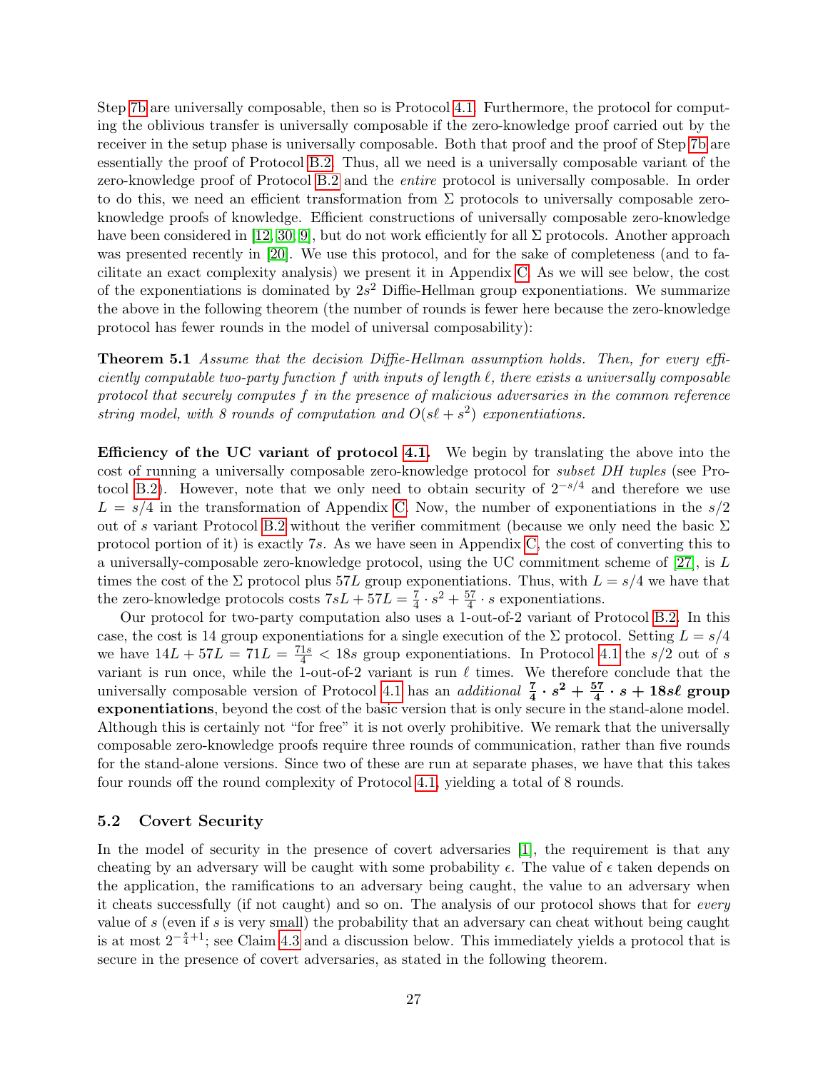Step 7b are universally composable, then so is Protocol 4.1. Furthermore, the protocol for computing the oblivious transfer is universally composable if the zero-knowledge proof carried out by the receiver in the setup phase is universally composable. Both that proof and the proof of Step 7b are essentially the proof of Protocol B.2. Thus, all we need is a universally composable variant of the zero-knowledge proof of Protocol B.2 and the *entire* protocol is universally composable. In order to do this, we need an efficient transformation from $\Sigma$ protocols to universally composable zero-knowledge proofs of knowledge. Efficient constructions of universally composable zero-knowledge have been considered in [12, 30, 9], but do not work efficiently for all $\Sigma$ protocols. Another approach was presented recently in [20]. We use this protocol, and for the sake of completeness (and to facilitate an exact complexity analysis) we present it in Appendix C. As we will see below, the cost of the exponentiations is dominated by $2s^2$ Diffie-Hellman group exponentiations. We summarize the above in the following theorem (the number of rounds is fewer here because the zero-knowledge protocol has fewer rounds in the model of universal composability):

**Theorem 5.1** *Assume that the decision Diffie-Hellman assumption holds. Then, for every efficiently computable two-party function $f$ with inputs of length $\ell$, there exists a universally composable protocol that securely computes $f$ in the presence of malicious adversaries in the common reference string model, with 8 rounds of computation and $O(s\ell + s^2)$ exponentiations.*

**Efficiency of the UC variant of protocol 4.1.** We begin by translating the above into the cost of running a universally composable zero-knowledge protocol for *subset DH tuples* (see Protocol B.2). However, note that we only need to obtain security of $2^{-s/4}$ and therefore we use $L = s/4$ in the transformation of Appendix C. Now, the number of exponentiations in the $s/2$ out of $s$ variant Protocol B.2 without the verifier commitment (because we only need the basic $\Sigma$ protocol portion of it) is exactly $7s$. As we have seen in Appendix C, the cost of converting this to a universally-composable zero-knowledge protocol, using the UC commitment scheme of [27], is $L$ times the cost of the $\Sigma$ protocol plus $57L$ group exponentiations. Thus, with $L = s/4$ we have that the zero-knowledge protocols costs $7sL + 57L = \frac{7}{4} \cdot s^2 + \frac{57}{4} \cdot s$ exponentiations.

Our protocol for two-party computation also uses a 1-out-of-2 variant of Protocol B.2. In this case, the cost is 14 group exponentiations for a single execution of the $\Sigma$ protocol. Setting $L = s/4$ we have $14L + 57L = 71L = \frac{71s}{4} < 18s$ group exponentiations. In Protocol 4.1 the $s/2$ out of $s$ variant is run once, while the 1-out-of-2 variant is run $\ell$ times. We therefore conclude that the universally composable version of Protocol 4.1 has an *additional* $\boldsymbol{\frac{7}{4} \cdot s^2 + \frac{57}{4} \cdot s + 18s\ell}$ **group exponentiations**, beyond the cost of the basic version that is only secure in the stand-alone model. Although this is certainly not "for free" it is not overly prohibitive. We remark that the universally composable zero-knowledge proofs require three rounds of communication, rather than five rounds for the stand-alone versions. Since two of these are run at separate phases, we have that this takes four rounds off the round complexity of Protocol 4.1, yielding a total of 8 rounds.

### 5.2 Covert Security

In the model of security in the presence of covert adversaries [1], the requirement is that any cheating by an adversary will be caught with some probability $\epsilon$. The value of $\epsilon$ taken depends on the application, the ramifications to an adversary being caught, the value to an adversary when it cheats successfully (if not caught) and so on. The analysis of our protocol shows that for *every* value of $s$ (even if $s$ is very small) the probability that an adversary can cheat without being caught is at most $2^{-\frac{s}{4}+1}$; see Claim 4.3 and a discussion below. This immediately yields a protocol that is secure in the presence of covert adversaries, as stated in the following theorem.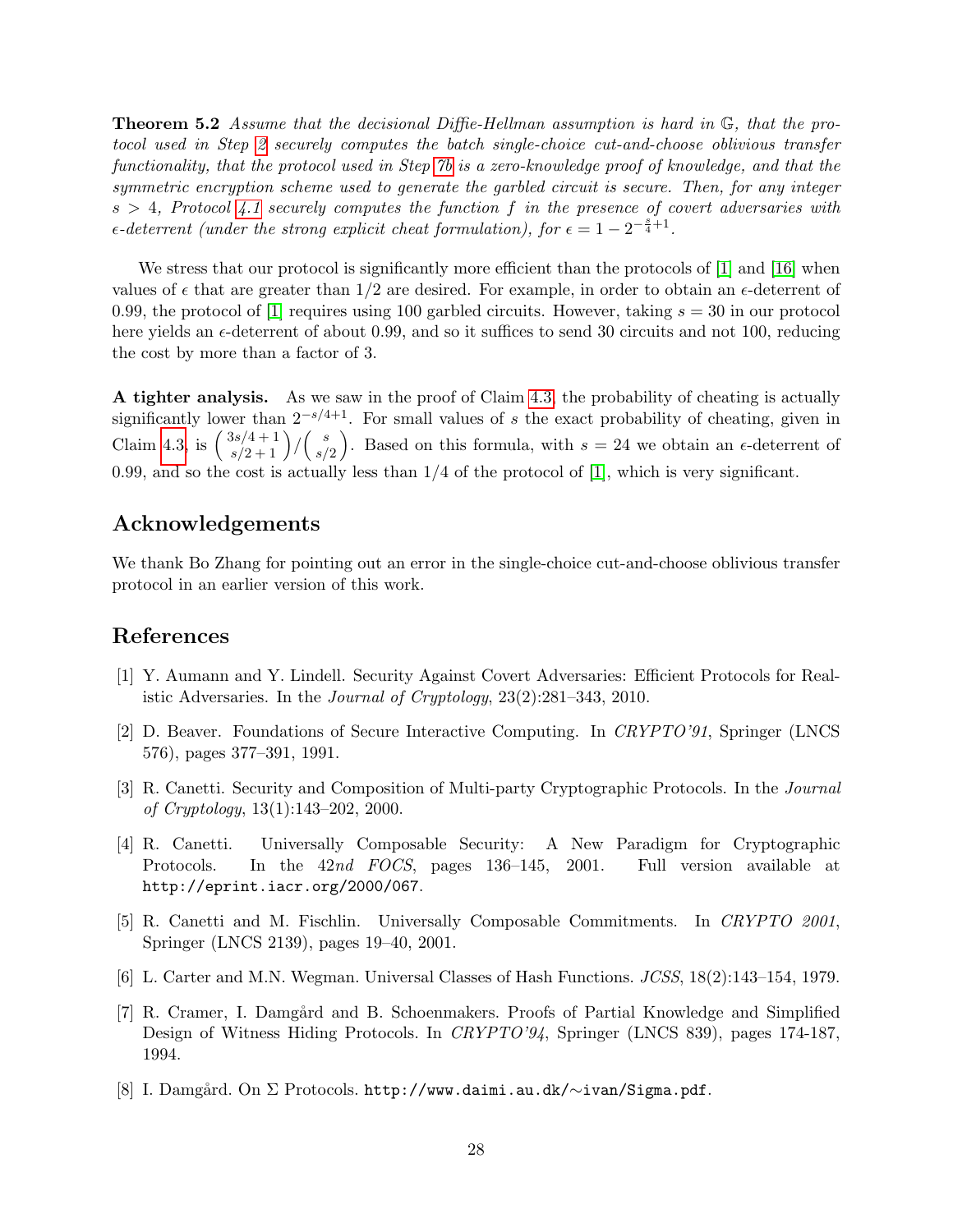**Theorem 5.2** *Assume that the decisional Diffie-Hellman assumption is hard in $\mathbb{G}$, that the protocol used in Step 2 securely computes the batch single-choice cut-and-choose oblivious transfer functionality, that the protocol used in Step 7b is a zero-knowledge proof of knowledge, and that the symmetric encryption scheme used to generate the garbled circuit is secure. Then, for any integer $s > 4$, Protocol 4.1 securely computes the function $f$ in the presence of covert adversaries with $\epsilon$-deterrent (under the strong explicit cheat formulation), for $\epsilon = 1 - 2^{-\frac{s}{4}+1}$.*

We stress that our protocol is significantly more efficient than the protocols of [1] and [16] when values of $\epsilon$ that are greater than 1/2 are desired. For example, in order to obtain an $\epsilon$-deterrent of 0.99, the protocol of [1] requires using 100 garbled circuits. However, taking $s = 30$ in our protocol here yields an $\epsilon$-deterrent of about 0.99, and so it suffices to send 30 circuits and not 100, reducing the cost by more than a factor of 3.

**A tighter analysis.** As we saw in the proof of Claim 4.3, the probability of cheating is actually significantly lower than $2^{-s/4+1}$. For small values of $s$ the exact probability of cheating, given in Claim 4.3, is $\binom{3s/4+1}{s/2+1}/\binom{s}{s/2}$. Based on this formula, with $s = 24$ we obtain an $\epsilon$-deterrent of 0.99, and so the cost is actually less than 1/4 of the protocol of [1], which is very significant.

## Acknowledgements

We thank Bo Zhang for pointing out an error in the single-choice cut-and-choose oblivious transfer protocol in an earlier version of this work.

## References

[1] Y. Aumann and Y. Lindell. Security Against Covert Adversaries: Efficient Protocols for Realistic Adversaries. In the *Journal of Cryptology*, 23(2):281–343, 2010.

[2] D. Beaver. Foundations of Secure Interactive Computing. In *CRYPTO'91*, Springer (LNCS 576), pages 377–391, 1991.

[3] R. Canetti. Security and Composition of Multi-party Cryptographic Protocols. In the *Journal of Cryptology*, 13(1):143–202, 2000.

[4] R. Canetti. Universally Composable Security: A New Paradigm for Cryptographic Protocols. In the *42nd FOCS*, pages 136–145, 2001. Full version available at `http://eprint.iacr.org/2000/067`.

[5] R. Canetti and M. Fischlin. Universally Composable Commitments. In *CRYPTO 2001*, Springer (LNCS 2139), pages 19–40, 2001.

[6] L. Carter and M.N. Wegman. Universal Classes of Hash Functions. *JCSS*, 18(2):143–154, 1979.

[7] R. Cramer, I. Damgård and B. Schoenmakers. Proofs of Partial Knowledge and Simplified Design of Witness Hiding Protocols. In *CRYPTO'94*, Springer (LNCS 839), pages 174-187, 1994.

[8] I. Damgård. On Σ Protocols. `http://www.daimi.au.dk/~ivan/Sigma.pdf`.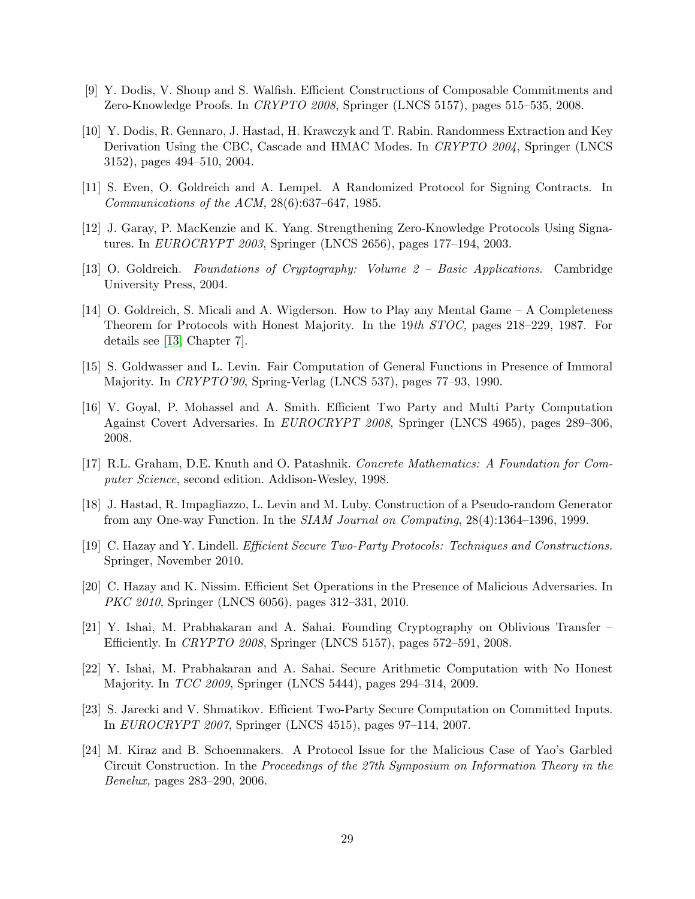[9] Y. Dodis, V. Shoup and S. Walfish. Efficient Constructions of Composable Commitments and Zero-Knowledge Proofs. In *CRYPTO 2008*, Springer (LNCS 5157), pages 515–535, 2008.

[10] Y. Dodis, R. Gennaro, J. Hastad, H. Krawczyk and T. Rabin. Randomness Extraction and Key Derivation Using the CBC, Cascade and HMAC Modes. In *CRYPTO 2004*, Springer (LNCS 3152), pages 494–510, 2004.

[11] S. Even, O. Goldreich and A. Lempel. A Randomized Protocol for Signing Contracts. In *Communications of the ACM,* 28(6):637–647, 1985.

[12] J. Garay, P. MacKenzie and K. Yang. Strengthening Zero-Knowledge Protocols Using Signatures. In *EUROCRYPT 2003*, Springer (LNCS 2656), pages 177–194, 2003.

[13] O. Goldreich. *Foundations of Cryptography: Volume 2 – Basic Applications*. Cambridge University Press, 2004.

[14] O. Goldreich, S. Micali and A. Wigderson. How to Play any Mental Game – A Completeness Theorem for Protocols with Honest Majority. In the 19*th STOC,* pages 218–229, 1987. For details see [13, Chapter 7].

[15] S. Goldwasser and L. Levin. Fair Computation of General Functions in Presence of Immoral Majority. In *CRYPTO'90*, Spring-Verlag (LNCS 537), pages 77–93, 1990.

[16] V. Goyal, P. Mohassel and A. Smith. Efficient Two Party and Multi Party Computation Against Covert Adversaries. In *EUROCRYPT 2008*, Springer (LNCS 4965), pages 289–306, 2008.

[17] R.L. Graham, D.E. Knuth and O. Patashnik. *Concrete Mathematics: A Foundation for Computer Science*, second edition. Addison-Wesley, 1998.

[18] J. Hastad, R. Impagliazzo, L. Levin and M. Luby. Construction of a Pseudo-random Generator from any One-way Function. In the *SIAM Journal on Computing*, 28(4):1364–1396, 1999.

[19] C. Hazay and Y. Lindell. *Efficient Secure Two-Party Protocols: Techniques and Constructions.* Springer, November 2010.

[20] C. Hazay and K. Nissim. Efficient Set Operations in the Presence of Malicious Adversaries. In *PKC 2010*, Springer (LNCS 6056), pages 312–331, 2010.

[21] Y. Ishai, M. Prabhakaran and A. Sahai. Founding Cryptography on Oblivious Transfer – Efficiently. In *CRYPTO 2008*, Springer (LNCS 5157), pages 572–591, 2008.

[22] Y. Ishai, M. Prabhakaran and A. Sahai. Secure Arithmetic Computation with No Honest Majority. In *TCC 2009*, Springer (LNCS 5444), pages 294–314, 2009.

[23] S. Jarecki and V. Shmatikov. Efficient Two-Party Secure Computation on Committed Inputs. In *EUROCRYPT 2007*, Springer (LNCS 4515), pages 97–114, 2007.

[24] M. Kiraz and B. Schoenmakers. A Protocol Issue for the Malicious Case of Yao's Garbled Circuit Construction. In the *Proceedings of the 27th Symposium on Information Theory in the Benelux,* pages 283–290, 2006.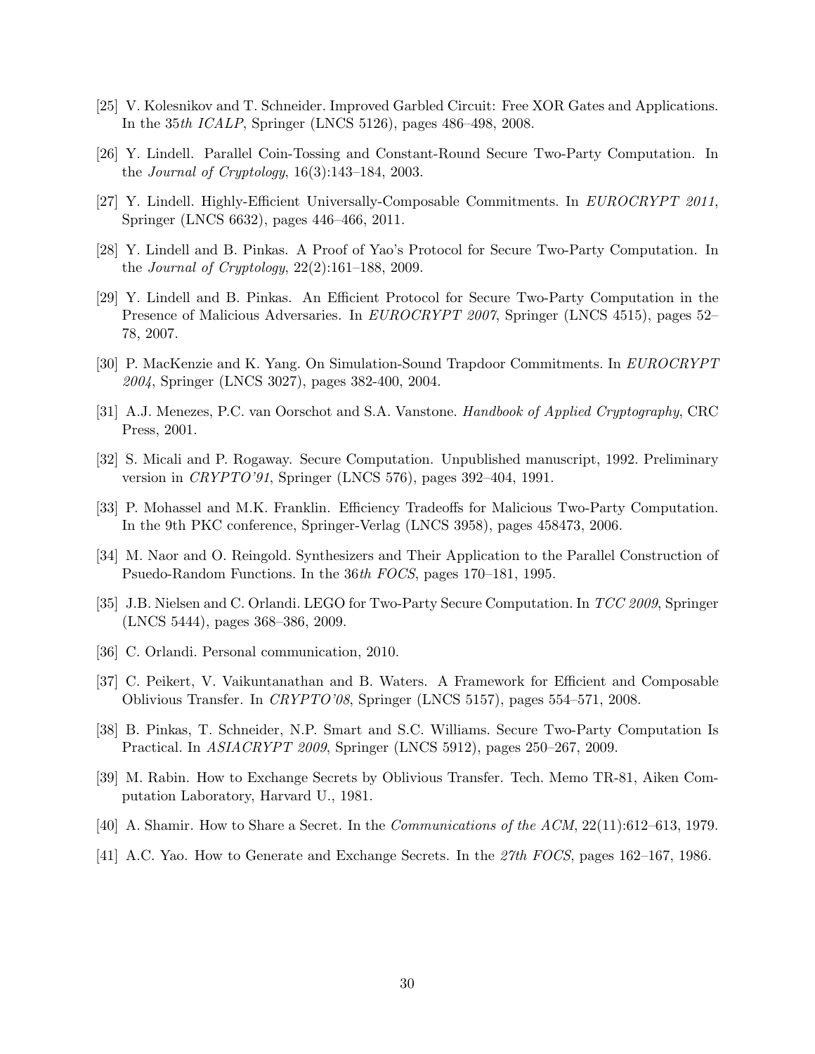[25] V. Kolesnikov and T. Schneider. Improved Garbled Circuit: Free XOR Gates and Applications. In the 35*th ICALP*, Springer (LNCS 5126), pages 486–498, 2008.

[26] Y. Lindell. Parallel Coin-Tossing and Constant-Round Secure Two-Party Computation. In the *Journal of Cryptology*, 16(3):143–184, 2003.

[27] Y. Lindell. Highly-Efficient Universally-Composable Commitments. In *EUROCRYPT 2011*, Springer (LNCS 6632), pages 446–466, 2011.

[28] Y. Lindell and B. Pinkas. A Proof of Yao's Protocol for Secure Two-Party Computation. In the *Journal of Cryptology*, 22(2):161–188, 2009.

[29] Y. Lindell and B. Pinkas. An Efficient Protocol for Secure Two-Party Computation in the Presence of Malicious Adversaries. In *EUROCRYPT 2007*, Springer (LNCS 4515), pages 52–78, 2007.

[30] P. MacKenzie and K. Yang. On Simulation-Sound Trapdoor Commitments. In *EUROCRYPT 2004*, Springer (LNCS 3027), pages 382-400, 2004.

[31] A.J. Menezes, P.C. van Oorschot and S.A. Vanstone. *Handbook of Applied Cryptography*, CRC Press, 2001.

[32] S. Micali and P. Rogaway. Secure Computation. Unpublished manuscript, 1992. Preliminary version in *CRYPTO'91*, Springer (LNCS 576), pages 392–404, 1991.

[33] P. Mohassel and M.K. Franklin. Efficiency Tradeoffs for Malicious Two-Party Computation. In the 9th PKC conference, Springer-Verlag (LNCS 3958), pages 458473, 2006.

[34] M. Naor and O. Reingold. Synthesizers and Their Application to the Parallel Construction of Psuedo-Random Functions. In the 36*th FOCS*, pages 170–181, 1995.

[35] J.B. Nielsen and C. Orlandi. LEGO for Two-Party Secure Computation. In *TCC 2009*, Springer (LNCS 5444), pages 368–386, 2009.

[36] C. Orlandi. Personal communication, 2010.

[37] C. Peikert, V. Vaikuntanathan and B. Waters. A Framework for Efficient and Composable Oblivious Transfer. In *CRYPTO'08*, Springer (LNCS 5157), pages 554–571, 2008.

[38] B. Pinkas, T. Schneider, N.P. Smart and S.C. Williams. Secure Two-Party Computation Is Practical. In *ASIACRYPT 2009*, Springer (LNCS 5912), pages 250–267, 2009.

[39] M. Rabin. How to Exchange Secrets by Oblivious Transfer. Tech. Memo TR-81, Aiken Computation Laboratory, Harvard U., 1981.

[40] A. Shamir. How to Share a Secret. In the *Communications of the ACM*, 22(11):612–613, 1979.

[41] A.C. Yao. How to Generate and Exchange Secrets. In the *27th FOCS*, pages 162–167, 1986.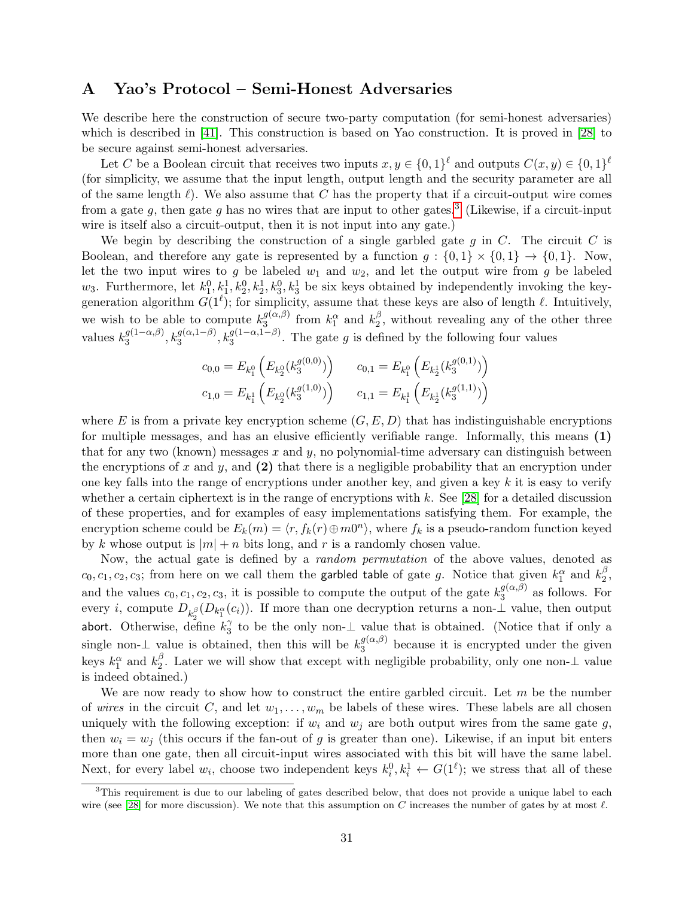# A Yao's Protocol – Semi-Honest Adversaries

We describe here the construction of secure two-party computation (for semi-honest adversaries) which is described in [41]. This construction is based on Yao construction. It is proved in [28] to be secure against semi-honest adversaries.

Let $C$ be a Boolean circuit that receives two inputs $x, y \in \{0,1\}^\ell$ and outputs $C(x,y) \in \{0,1\}^\ell$ (for simplicity, we assume that the input length, output length and the security parameter are all of the same length $\ell$). We also assume that $C$ has the property that if a circuit-output wire comes from a gate $g$, then gate $g$ has no wires that are input to other gates.[3] (Likewise, if a circuit-input wire is itself also a circuit-output, then it is not input into any gate.)

We begin by describing the construction of a single garbled gate $g$ in $C$. The circuit $C$ is Boolean, and therefore any gate is represented by a function $g : \{0,1\} \times \{0,1\} \to \{0,1\}$. Now, let the two input wires to $g$ be labeled $w_1$ and $w_2$, and let the output wire from $g$ be labeled $w_3$. Furthermore, let $k_1^0, k_1^1, k_2^0, k_2^1, k_3^0, k_3^1$ be six keys obtained by independently invoking the key-generation algorithm $G(1^\ell)$; for simplicity, assume that these keys are also of length $\ell$. Intuitively, we wish to be able to compute $k_3^{g(\alpha,\beta)}$ from $k_1^\alpha$ and $k_2^\beta$, without revealing any of the other three values $k_3^{g(1-\alpha,\beta)}, k_3^{g(\alpha,1-\beta)}, k_3^{g(1-\alpha,1-\beta)}$. The gate $g$ is defined by the following four values

$$
c_{0,0} = E_{k_1^0}\left(E_{k_2^0}(k_3^{g(0,0)})\right) \qquad c_{0,1} = E_{k_1^0}\left(E_{k_2^1}(k_3^{g(0,1)})\right)
$$

$$
c_{1,0} = E_{k_1^1}\left(E_{k_2^0}(k_3^{g(1,0)})\right) \qquad c_{1,1} = E_{k_1^1}\left(E_{k_2^1}(k_3^{g(1,1)})\right)
$$

where $E$ is from a private key encryption scheme $(G, E, D)$ that has indistinguishable encryptions for multiple messages, and has an elusive efficiently verifiable range. Informally, this means **(1)** that for any two (known) messages $x$ and $y$, no polynomial-time adversary can distinguish between the encryptions of $x$ and $y$, and **(2)** that there is a negligible probability that an encryption under one key falls into the range of encryptions under another key, and given a key $k$ it is easy to verify whether a certain ciphertext is in the range of encryptions with $k$. See [28] for a detailed discussion of these properties, and for examples of easy implementations satisfying them. For example, the encryption scheme could be $E_k(m) = \langle r, f_k(r) \oplus m0^n \rangle$, where $f_k$ is a pseudo-random function keyed by $k$ whose output is $|m| + n$ bits long, and $r$ is a randomly chosen value.

Now, the actual gate is defined by a *random permutation* of the above values, denoted as $c_0, c_1, c_2, c_3$; from here on we call them the garbled table of gate $g$. Notice that given $k_1^\alpha$ and $k_2^\beta$, and the values $c_0, c_1, c_2, c_3$, it is possible to compute the output of the gate $k_3^{g(\alpha,\beta)}$ as follows. For every $i$, compute $D_{k_2^\beta}(D_{k_1^\alpha}(c_i))$. If more than one decryption returns a non-$\perp$ value, then output abort. Otherwise, define $k_3^\gamma$ to be the only non-$\perp$ value that is obtained. (Notice that if only a single non-$\perp$ value is obtained, then this will be $k_3^{g(\alpha,\beta)}$ because it is encrypted under the given keys $k_1^\alpha$ and $k_2^\beta$. Later we will show that except with negligible probability, only one non-$\perp$ value is indeed obtained.)

We are now ready to show how to construct the entire garbled circuit. Let $m$ be the number of *wires* in the circuit $C$, and let $w_1, \ldots, w_m$ be labels of these wires. These labels are all chosen uniquely with the following exception: if $w_i$ and $w_j$ are both output wires from the same gate $g$, then $w_i = w_j$ (this occurs if the fan-out of $g$ is greater than one). Likewise, if an input bit enters more than one gate, then all circuit-input wires associated with this bit will have the same label. Next, for every label $w_i$, choose two independent keys $k_i^0, k_i^1 \leftarrow G(1^\ell)$; we stress that all of these

[3] This requirement is due to our labeling of gates described below, that does not provide a unique label to each wire (see [28] for more discussion). We note that this assumption on $C$ increases the number of gates by at most $\ell$.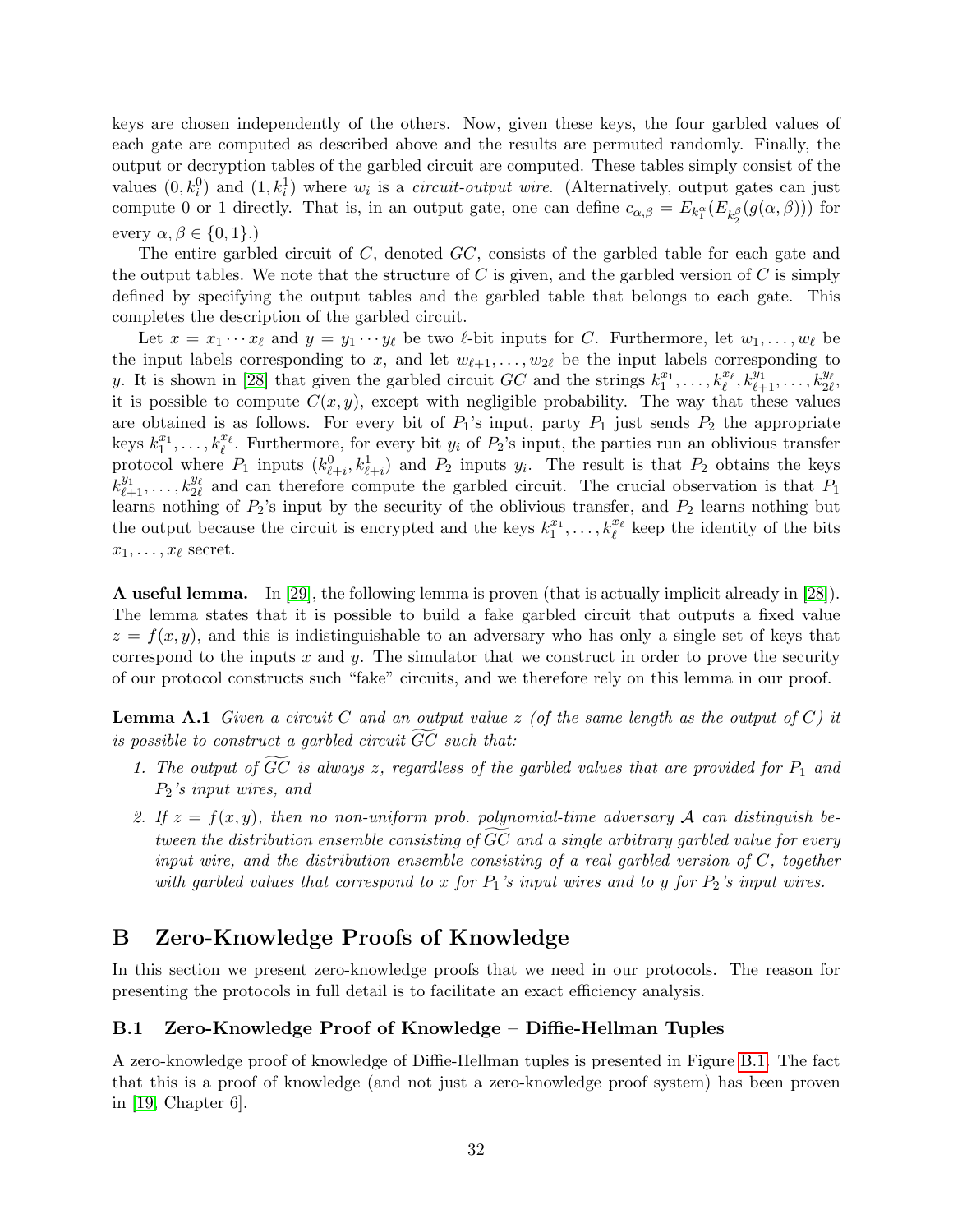keys are chosen independently of the others. Now, given these keys, the four garbled values of each gate are computed as described above and the results are permuted randomly. Finally, the output or decryption tables of the garbled circuit are computed. These tables simply consist of the values $(0, k_i^0)$ and $(1, k_i^1)$ where $w_i$ is a *circuit-output wire*. (Alternatively, output gates can just compute 0 or 1 directly. That is, in an output gate, one can define $c_{\alpha,\beta} = E_{k_1^\alpha}(E_{k_2^\beta}(g(\alpha, \beta)))$ for every $\alpha, \beta \in \{0, 1\}$.)

The entire garbled circuit of $C$, denoted $GC$, consists of the garbled table for each gate and the output tables. We note that the structure of $C$ is given, and the garbled version of $C$ is simply defined by specifying the output tables and the garbled table that belongs to each gate. This completes the description of the garbled circuit.

Let $x = x_1 \cdots x_\ell$ and $y = y_1 \cdots y_\ell$ be two $\ell$-bit inputs for $C$. Furthermore, let $w_1, \ldots, w_\ell$ be the input labels corresponding to $x$, and let $w_{\ell+1}, \ldots, w_{2\ell}$ be the input labels corresponding to $y$. It is shown in [28] that given the garbled circuit $GC$ and the strings $k_1^{x_1}, \ldots, k_\ell^{x_\ell}, k_{\ell+1}^{y_1}, \ldots, k_{2\ell}^{y_\ell}$, it is possible to compute $C(x, y)$, except with negligible probability. The way that these values are obtained is as follows. For every bit of $P_1$'s input, party $P_1$ just sends $P_2$ the appropriate keys $k_1^{x_1}, \ldots, k_\ell^{x_\ell}$. Furthermore, for every bit $y_i$ of $P_2$'s input, the parties run an oblivious transfer protocol where $P_1$ inputs $(k_{\ell+i}^0, k_{\ell+i}^1)$ and $P_2$ inputs $y_i$. The result is that $P_2$ obtains the keys $k_{\ell+1}^{y_1}, \ldots, k_{2\ell}^{y_\ell}$ and can therefore compute the garbled circuit. The crucial observation is that $P_1$ learns nothing of $P_2$'s input by the security of the oblivious transfer, and $P_2$ learns nothing but the output because the circuit is encrypted and the keys $k_1^{x_1}, \ldots, k_\ell^{x_\ell}$ keep the identity of the bits $x_1, \ldots, x_\ell$ secret.

**A useful lemma.** In [29], the following lemma is proven (that is actually implicit already in [28]). The lemma states that it is possible to build a fake garbled circuit that outputs a fixed value $z = f(x, y)$, and this is indistinguishable to an adversary who has only a single set of keys that correspond to the inputs $x$ and $y$. The simulator that we construct in order to prove the security of our protocol constructs such "fake" circuits, and we therefore rely on this lemma in our proof.

**Lemma A.1** *Given a circuit $C$ and an output value $z$ (of the same length as the output of $C$) it is possible to construct a garbled circuit $\widetilde{GC}$ such that:*

1. *The output of $\widetilde{GC}$ is always $z$, regardless of the garbled values that are provided for $P_1$ and $P_2$'s input wires, and*
2. *If $z = f(x, y)$, then no non-uniform prob. polynomial-time adversary $\mathcal{A}$ can distinguish between the distribution ensemble consisting of $\widetilde{GC}$ and a single arbitrary garbled value for every input wire, and the distribution ensemble consisting of a real garbled version of $C$, together with garbled values that correspond to $x$ for $P_1$'s input wires and to $y$ for $P_2$'s input wires.*

# B Zero-Knowledge Proofs of Knowledge

In this section we present zero-knowledge proofs that we need in our protocols. The reason for presenting the protocols in full detail is to facilitate an exact efficiency analysis.

## B.1 Zero-Knowledge Proof of Knowledge – Diffie-Hellman Tuples

A zero-knowledge proof of knowledge of Diffie-Hellman tuples is presented in Figure B.1. The fact that this is a proof of knowledge (and not just a zero-knowledge proof system) has been proven in [19, Chapter 6].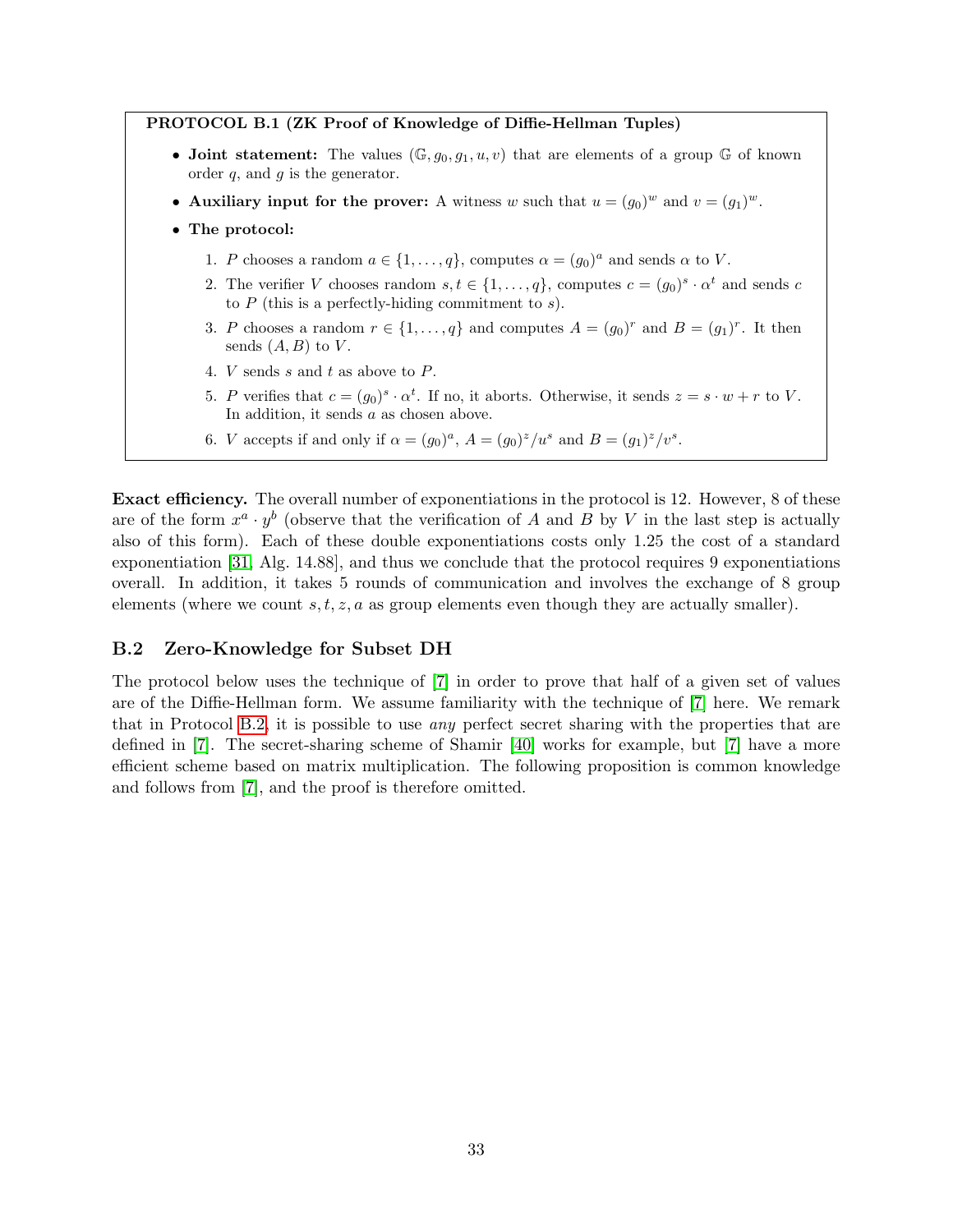**PROTOCOL B.1 (ZK Proof of Knowledge of Diffie-Hellman Tuples)**

- **Joint statement:** The values $(\mathbb{G}, g_0, g_1, u, v)$ that are elements of a group $\mathbb{G}$ of known order $q$, and $g$ is the generator.
- **Auxiliary input for the prover:** A witness $w$ such that $u = (g_0)^w$ and $v = (g_1)^w$.
- **The protocol:**
  1. $P$ chooses a random $a \in \{1, \ldots, q\}$, computes $\alpha = (g_0)^a$ and sends $\alpha$ to $V$.
  2. The verifier $V$ chooses random $s, t \in \{1, \ldots, q\}$, computes $c = (g_0)^s \cdot \alpha^t$ and sends $c$ to $P$ (this is a perfectly-hiding commitment to $s$).
  3. $P$ chooses a random $r \in \{1, \ldots, q\}$ and computes $A = (g_0)^r$ and $B = (g_1)^r$. It then sends $(A, B)$ to $V$.
  4. $V$ sends $s$ and $t$ as above to $P$.
  5. $P$ verifies that $c = (g_0)^s \cdot \alpha^t$. If no, it aborts. Otherwise, it sends $z = s \cdot w + r$ to $V$. In addition, it sends $a$ as chosen above.
  6. $V$ accepts if and only if $\alpha = (g_0)^a$, $A = (g_0)^z / u^s$ and $B = (g_1)^z / v^s$.

**Exact efficiency.** The overall number of exponentiations in the protocol is 12. However, 8 of these are of the form $x^a \cdot y^b$ (observe that the verification of $A$ and $B$ by $V$ in the last step is actually also of this form). Each of these double exponentiations costs only 1.25 the cost of a standard exponentiation [31, Alg. 14.88], and thus we conclude that the protocol requires 9 exponentiations overall. In addition, it takes 5 rounds of communication and involves the exchange of 8 group elements (where we count $s, t, z, a$ as group elements even though they are actually smaller).

## B.2 Zero-Knowledge for Subset DH

The protocol below uses the technique of [7] in order to prove that half of a given set of values are of the Diffie-Hellman form. We assume familiarity with the technique of [7] here. We remark that in Protocol B.2, it is possible to use *any* perfect secret sharing with the properties that are defined in [7]. The secret-sharing scheme of Shamir [40] works for example, but [7] have a more efficient scheme based on matrix multiplication. The following proposition is common knowledge and follows from [7], and the proof is therefore omitted.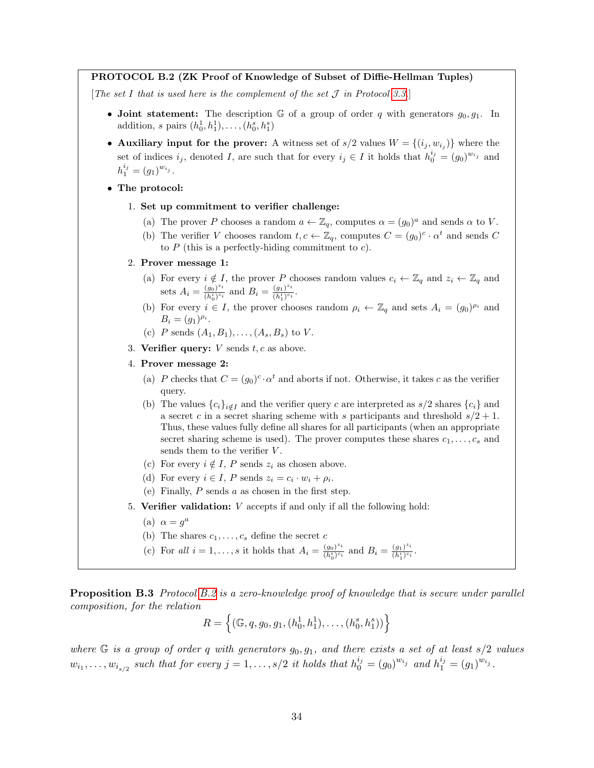**PROTOCOL B.2 (ZK Proof of Knowledge of Subset of Diffie-Hellman Tuples)**

[*The set $I$ that is used here is the complement of the set $\mathcal{J}$ in Protocol 3.3.*]

- **Joint statement:** The description $\mathbb{G}$ of a group of order $q$ with generators $g_0, g_1$. In addition, $s$ pairs $(h_0^1, h_1^1), \ldots, (h_0^s, h_1^s)$
- **Auxiliary input for the prover:** A witness set of $s/2$ values $W = \{(i_j, w_{i_j})\}$ where the set of indices $i_j$, denoted $I$, are such that for every $i_j \in I$ it holds that $h_0^{i_j} = (g_0)^{w_{i_j}}$ and $h_1^{i_j} = (g_1)^{w_{i_j}}$.
- **The protocol:**
  1. **Set up commitment to verifier challenge:**
     (a) The prover $P$ chooses a random $a \leftarrow \mathbb{Z}_q$, computes $\alpha = (g_0)^a$ and sends $\alpha$ to $V$.
     (b) The verifier $V$ chooses random $t, c \leftarrow \mathbb{Z}_q$, computes $C = (g_0)^c \cdot \alpha^t$ and sends $C$ to $P$ (this is a perfectly-hiding commitment to $c$).
  2. **Prover message 1:**
     (a) For every $i \notin I$, the prover $P$ chooses random values $c_i \leftarrow \mathbb{Z}_q$ and $z_i \leftarrow \mathbb{Z}_q$ and sets $A_i = \frac{(g_0)^{z_i}}{(h_0^i)^{c_i}}$ and $B_i = \frac{(g_1)^{z_i}}{(h_1^i)^{c_i}}$.
     (b) For every $i \in I$, the prover chooses random $\rho_i \leftarrow \mathbb{Z}_q$ and sets $A_i = (g_0)^{\rho_i}$ and $B_i = (g_1)^{\rho_i}$.
     (c) $P$ sends $(A_1, B_1), \ldots, (A_s, B_s)$ to $V$.
  3. **Verifier query:** $V$ sends $t, c$ as above.
  4. **Prover message 2:**
     (a) $P$ checks that $C = (g_0)^c \cdot \alpha^t$ and aborts if not. Otherwise, it takes $c$ as the verifier query.
     (b) The values $\{c_i\}_{i \notin I}$ and the verifier query $c$ are interpreted as $s/2$ shares $\{c_i\}$ and a secret $c$ in a secret sharing scheme with $s$ participants and threshold $s/2 + 1$. Thus, these values fully define all shares for all participants (when an appropriate secret sharing scheme is used). The prover computes these shares $c_1, \ldots, c_s$ and sends them to the verifier $V$.
     (c) For every $i \notin I$, $P$ sends $z_i$ as chosen above.
     (d) For every $i \in I$, $P$ sends $z_i = c_i \cdot w_i + \rho_i$.
     (e) Finally, $P$ sends $a$ as chosen in the first step.
  5. **Verifier validation:** $V$ accepts if and only if all the following hold:
     (a) $\alpha = g^a$
     (b) The shares $c_1, \ldots, c_s$ define the secret $c$
     (c) For *all* $i = 1, \ldots, s$ it holds that $A_i = \frac{(g_0)^{z_i}}{(h_0^i)^{c_i}}$ and $B_i = \frac{(g_1)^{z_i}}{(h_1^i)^{c_i}}$.

**Proposition B.3** *Protocol B.2 is a zero-knowledge proof of knowledge that is secure under parallel composition, for the relation*

$$R = \left\{ (\mathbb{G}, q, g_0, g_1, (h_0^1, h_1^1), \ldots, (h_0^s, h_1^s)) \right\}$$

*where $\mathbb{G}$ is a group of order $q$ with generators $g_0, g_1$, and there exists a set of at least $s/2$ values $w_{i_1}, \ldots, w_{i_{s/2}}$ such that for every $j = 1, \ldots, s/2$ it holds that $h_0^{i_j} = (g_0)^{w_{i_j}}$ and $h_1^{i_j} = (g_1)^{w_{i_j}}$.*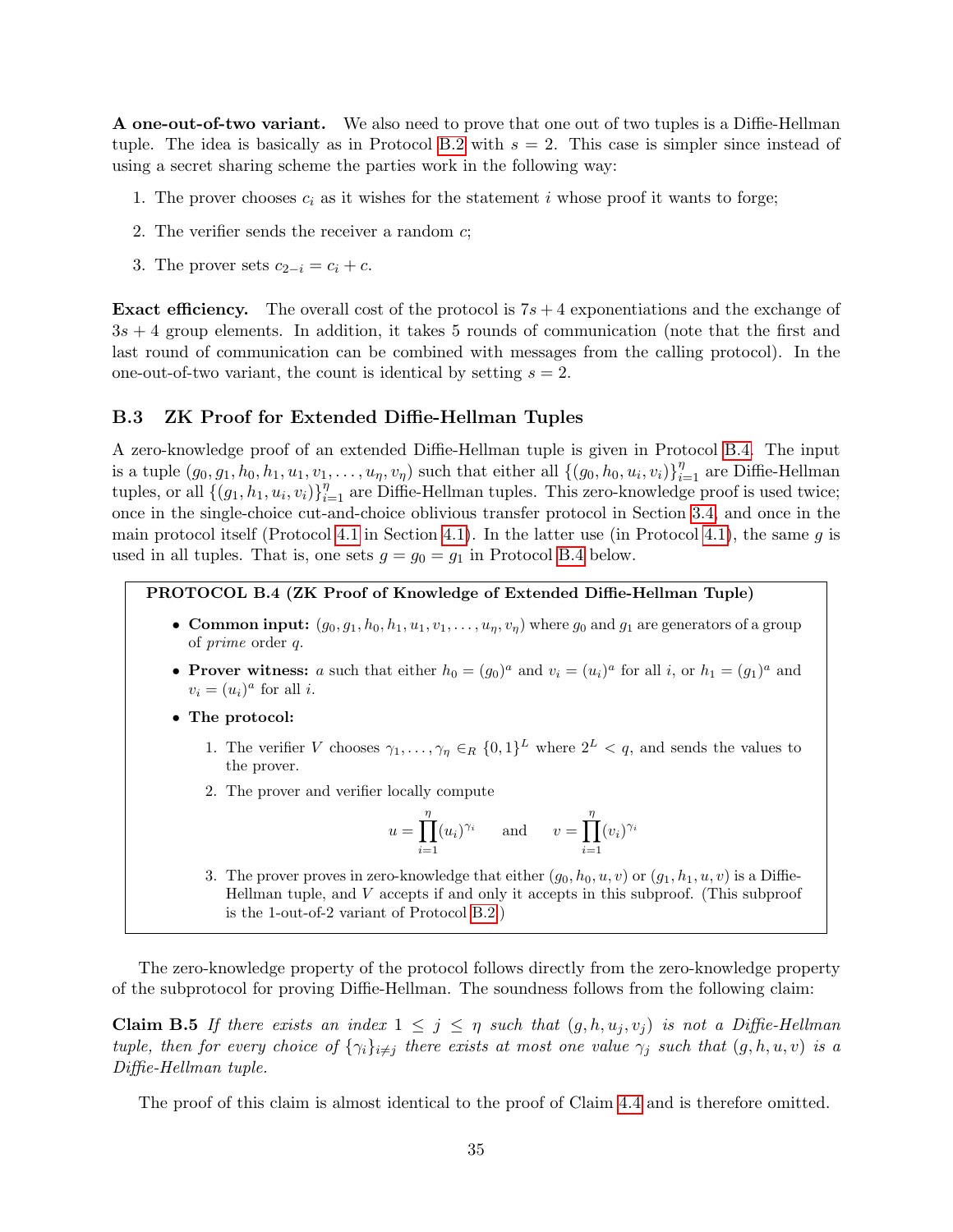**A one-out-of-two variant.** We also need to prove that one out of two tuples is a Diffie-Hellman tuple. The idea is basically as in Protocol B.2 with $s = 2$. This case is simpler since instead of using a secret sharing scheme the parties work in the following way:

1. The prover chooses $c_i$ as it wishes for the statement $i$ whose proof it wants to forge;
2. The verifier sends the receiver a random $c$;
3. The prover sets $c_{2-i} = c_i + c$.

**Exact efficiency.** The overall cost of the protocol is $7s + 4$ exponentiations and the exchange of $3s + 4$ group elements. In addition, it takes 5 rounds of communication (note that the first and last round of communication can be combined with messages from the calling protocol). In the one-out-of-two variant, the count is identical by setting $s = 2$.

### B.3 ZK Proof for Extended Diffie-Hellman Tuples

A zero-knowledge proof of an extended Diffie-Hellman tuple is given in Protocol B.4. The input is a tuple $(g_0, g_1, h_0, h_1, u_1, v_1, \ldots, u_\eta, v_\eta)$ such that either all $\{(g_0, h_0, u_i, v_i)\}_{i=1}^{\eta}$ are Diffie-Hellman tuples, or all $\{(g_1, h_1, u_i, v_i)\}_{i=1}^{\eta}$ are Diffie-Hellman tuples. This zero-knowledge proof is used twice; once in the single-choice cut-and-choice oblivious transfer protocol in Section 3.4, and once in the main protocol itself (Protocol 4.1 in Section 4.1). In the latter use (in Protocol 4.1), the same $g$ is used in all tuples. That is, one sets $g = g_0 = g_1$ in Protocol B.4 below.

**PROTOCOL B.4 (ZK Proof of Knowledge of Extended Diffie-Hellman Tuple)**

- **Common input:** $(g_0, g_1, h_0, h_1, u_1, v_1, \ldots, u_\eta, v_\eta)$ where $g_0$ and $g_1$ are generators of a group of *prime* order $q$.
- **Prover witness:** $a$ such that either $h_0 = (g_0)^a$ and $v_i = (u_i)^a$ for all $i$, or $h_1 = (g_1)^a$ and $v_i = (u_i)^a$ for all $i$.
- **The protocol:**
  1. The verifier $V$ chooses $\gamma_1, \ldots, \gamma_\eta \in_R \{0,1\}^L$ where $2^L < q$, and sends the values to the prover.
  2. The prover and verifier locally compute
  $$u = \prod_{i=1}^{\eta} (u_i)^{\gamma_i} \qquad \text{and} \qquad v = \prod_{i=1}^{\eta} (v_i)^{\gamma_i}$$
  3. The prover proves in zero-knowledge that either $(g_0, h_0, u, v)$ or $(g_1, h_1, u, v)$ is a Diffie-Hellman tuple, and $V$ accepts if and only it accepts in this subproof. (This subproof is the 1-out-of-2 variant of Protocol B.2.)

The zero-knowledge property of the protocol follows directly from the zero-knowledge property of the subprotocol for proving Diffie-Hellman. The soundness follows from the following claim:

**Claim B.5** *If there exists an index $1 \leq j \leq \eta$ such that $(g, h, u_j, v_j)$ is not a Diffie-Hellman tuple, then for every choice of $\{\gamma_i\}_{i \neq j}$ there exists at most one value $\gamma_j$ such that $(g, h, u, v)$ is a Diffie-Hellman tuple.*

The proof of this claim is almost identical to the proof of Claim 4.4 and is therefore omitted.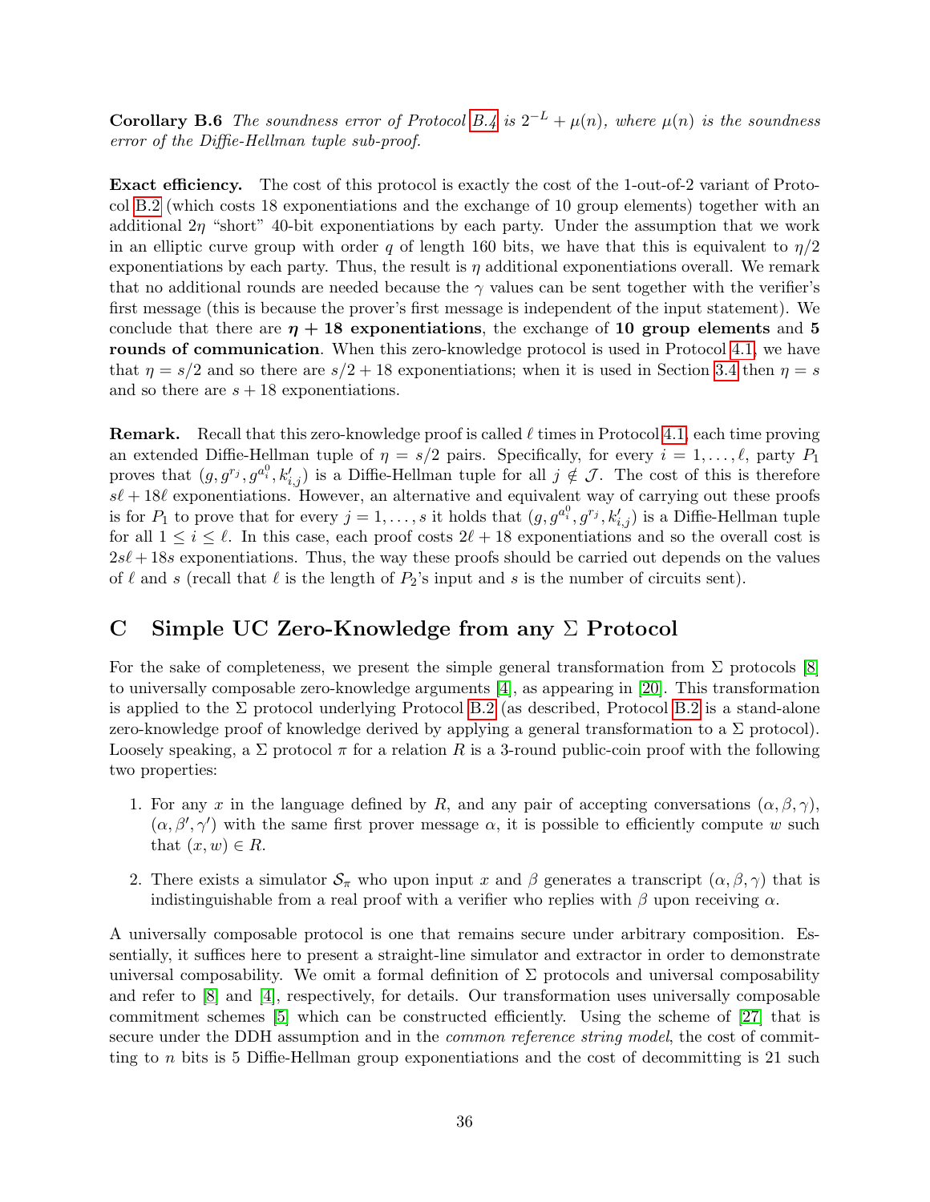**Corollary B.6** *The soundness error of Protocol B.4 is $2^{-L} + \mu(n)$, where $\mu(n)$ is the soundness error of the Diffie-Hellman tuple sub-proof.*

**Exact efficiency.** The cost of this protocol is exactly the cost of the 1-out-of-2 variant of Protocol B.2 (which costs 18 exponentiations and the exchange of 10 group elements) together with an additional $2\eta$ "short" 40-bit exponentiations by each party. Under the assumption that we work in an elliptic curve group with order $q$ of length 160 bits, we have that this is equivalent to $\eta/2$ exponentiations by each party. Thus, the result is $\eta$ additional exponentiations overall. We remark that no additional rounds are needed because the $\gamma$ values can be sent together with the verifier's first message (this is because the prover's first message is independent of the input statement). We conclude that there are **$\eta + 18$ exponentiations**, the exchange of **10 group elements** and **5 rounds of communication**. When this zero-knowledge protocol is used in Protocol 4.1, we have that $\eta = s/2$ and so there are $s/2 + 18$ exponentiations; when it is used in Section 3.4 then $\eta = s$ and so there are $s + 18$ exponentiations.

**Remark.** Recall that this zero-knowledge proof is called $\ell$ times in Protocol 4.1, each time proving an extended Diffie-Hellman tuple of $\eta = s/2$ pairs. Specifically, for every $i = 1, \ldots, \ell$, party $P_1$ proves that $(g, g^{r_j}, g^{a_i^0}, k'_{i,j})$ is a Diffie-Hellman tuple for all $j \notin \mathcal{J}$. The cost of this is therefore $s\ell + 18\ell$ exponentiations. However, an alternative and equivalent way of carrying out these proofs is for $P_1$ to prove that for every $j = 1, \ldots, s$ it holds that $(g, g^{a_i^0}, g^{r_j}, k'_{i,j})$ is a Diffie-Hellman tuple for all $1 \leq i \leq \ell$. In this case, each proof costs $2\ell + 18$ exponentiations and so the overall cost is $2s\ell + 18s$ exponentiations. Thus, the way these proofs should be carried out depends on the values of $\ell$ and $s$ (recall that $\ell$ is the length of $P_2$'s input and $s$ is the number of circuits sent).

# C Simple UC Zero-Knowledge from any $\Sigma$ Protocol

For the sake of completeness, we present the simple general transformation from $\Sigma$ protocols [8] to universally composable zero-knowledge arguments [4], as appearing in [20]. This transformation is applied to the $\Sigma$ protocol underlying Protocol B.2 (as described, Protocol B.2 is a stand-alone zero-knowledge proof of knowledge derived by applying a general transformation to a $\Sigma$ protocol). Loosely speaking, a $\Sigma$ protocol $\pi$ for a relation $R$ is a 3-round public-coin proof with the following two properties:

1. For any $x$ in the language defined by $R$, and any pair of accepting conversations $(\alpha, \beta, \gamma)$, $(\alpha, \beta', \gamma')$ with the same first prover message $\alpha$, it is possible to efficiently compute $w$ such that $(x, w) \in R$.

2. There exists a simulator $\mathcal{S}_\pi$ who upon input $x$ and $\beta$ generates a transcript $(\alpha, \beta, \gamma)$ that is indistinguishable from a real proof with a verifier who replies with $\beta$ upon receiving $\alpha$.

A universally composable protocol is one that remains secure under arbitrary composition. Essentially, it suffices here to present a straight-line simulator and extractor in order to demonstrate universal composability. We omit a formal definition of $\Sigma$ protocols and universal composability and refer to [8] and [4], respectively, for details. Our transformation uses universally composable commitment schemes [5] which can be constructed efficiently. Using the scheme of [27] that is secure under the DDH assumption and in the *common reference string model*, the cost of committing to $n$ bits is 5 Diffie-Hellman group exponentiations and the cost of decommitting is 21 such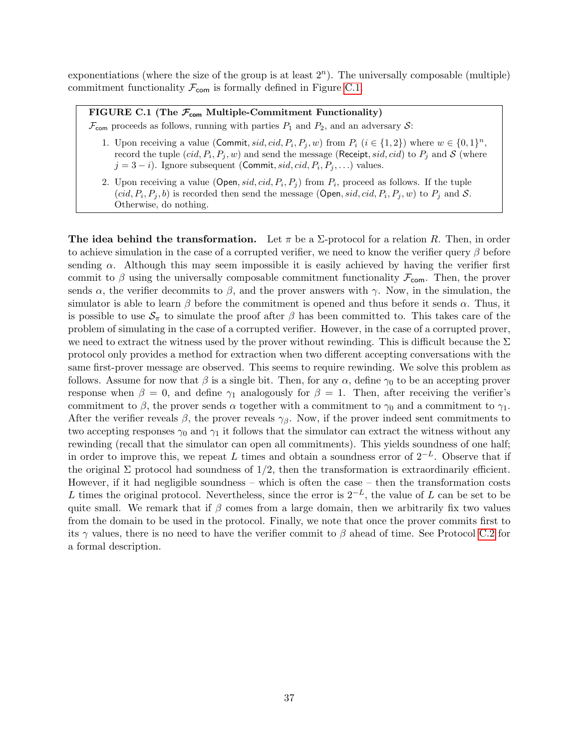exponentiations (where the size of the group is at least $2^n$). The universally composable (multiple) commitment functionality $\mathcal{F}_{\mathsf{com}}$ is formally defined in Figure C.1.

> **FIGURE C.1 (The $\mathcal{F}_{\mathsf{com}}$ Multiple-Commitment Functionality)**
>
> $\mathcal{F}_{\mathsf{com}}$ proceeds as follows, running with parties $P_1$ and $P_2$, and an adversary $\mathcal{S}$:
>
> 1. Upon receiving a value $(\mathsf{Commit}, sid, cid, P_i, P_j, w)$ from $P_i$ ($i \in \{1,2\}$) where $w \in \{0,1\}^n$, record the tuple $(cid, P_i, P_j, w)$ and send the message $(\mathsf{Receipt}, sid, cid)$ to $P_j$ and $\mathcal{S}$ (where $j = 3 - i$). Ignore subsequent $(\mathsf{Commit}, sid, cid, P_i, P_j, \ldots)$ values.
> 2. Upon receiving a value $(\mathsf{Open}, sid, cid, P_i, P_j)$ from $P_i$, proceed as follows. If the tuple $(cid, P_i, P_j, b)$ is recorded then send the message $(\mathsf{Open}, sid, cid, P_i, P_j, w)$ to $P_j$ and $\mathcal{S}$. Otherwise, do nothing.

**The idea behind the transformation.** Let $\pi$ be a $\Sigma$-protocol for a relation $R$. Then, in order to achieve simulation in the case of a corrupted verifier, we need to know the verifier query $\beta$ before sending $\alpha$. Although this may seem impossible it is easily achieved by having the verifier first commit to $\beta$ using the universally composable commitment functionality $\mathcal{F}_{\mathsf{com}}$. Then, the prover sends $\alpha$, the verifier decommits to $\beta$, and the prover answers with $\gamma$. Now, in the simulation, the simulator is able to learn $\beta$ before the commitment is opened and thus before it sends $\alpha$. Thus, it is possible to use $\mathcal{S}_\pi$ to simulate the proof after $\beta$ has been committed to. This takes care of the problem of simulating in the case of a corrupted verifier. However, in the case of a corrupted prover, we need to extract the witness used by the prover without rewinding. This is difficult because the $\Sigma$ protocol only provides a method for extraction when two different accepting conversations with the same first-prover message are observed. This seems to require rewinding. We solve this problem as follows. Assume for now that $\beta$ is a single bit. Then, for any $\alpha$, define $\gamma_0$ to be an accepting prover response when $\beta = 0$, and define $\gamma_1$ analogously for $\beta = 1$. Then, after receiving the verifier's commitment to $\beta$, the prover sends $\alpha$ together with a commitment to $\gamma_0$ and a commitment to $\gamma_1$. After the verifier reveals $\beta$, the prover reveals $\gamma_\beta$. Now, if the prover indeed sent commitments to two accepting responses $\gamma_0$ and $\gamma_1$ it follows that the simulator can extract the witness without any rewinding (recall that the simulator can open all commitments). This yields soundness of one half; in order to improve this, we repeat $L$ times and obtain a soundness error of $2^{-L}$. Observe that if the original $\Sigma$ protocol had soundness of $1/2$, then the transformation is extraordinarily efficient. However, if it had negligible soundness – which is often the case – then the transformation costs $L$ times the original protocol. Nevertheless, since the error is $2^{-L}$, the value of $L$ can be set to be quite small. We remark that if $\beta$ comes from a large domain, then we arbitrarily fix two values from the domain to be used in the protocol. Finally, we note that once the prover commits first to its $\gamma$ values, there is no need to have the verifier commit to $\beta$ ahead of time. See Protocol C.2 for a formal description.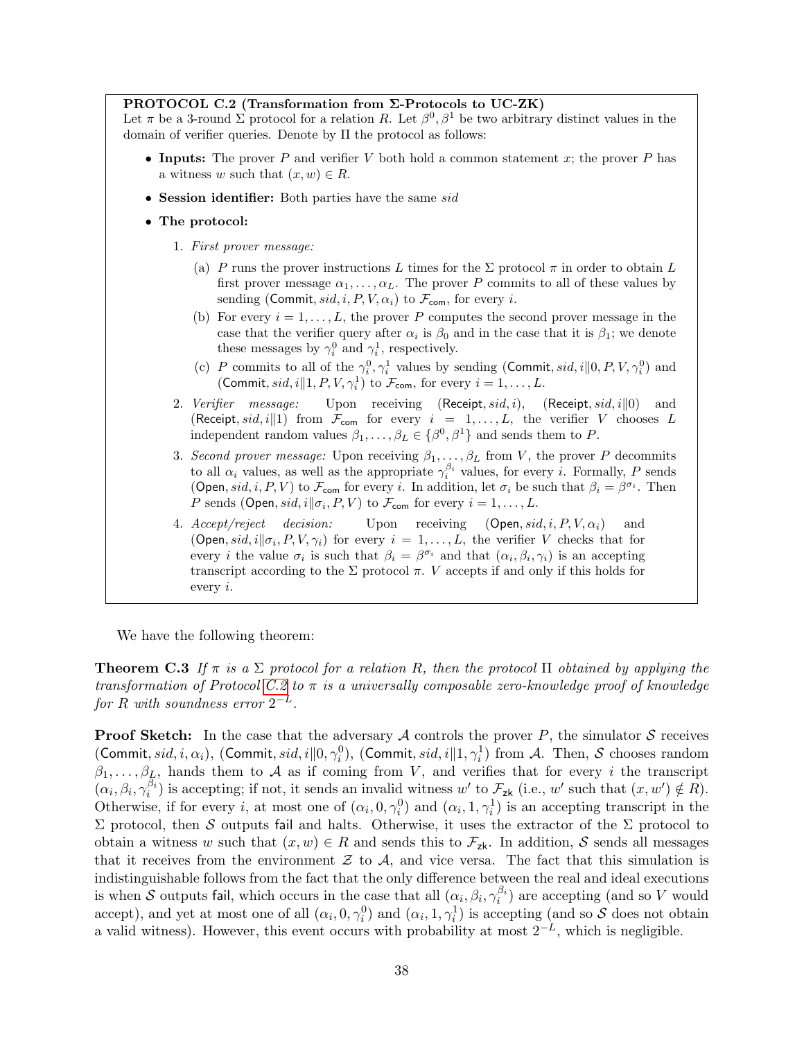**PROTOCOL C.2 (Transformation from Σ-Protocols to UC-ZK)**
Let $\pi$ be a 3-round $\Sigma$ protocol for a relation $R$. Let $\beta^0, \beta^1$ be two arbitrary distinct values in the domain of verifier queries. Denote by $\Pi$ the protocol as follows:

- **Inputs:** The prover $P$ and verifier $V$ both hold a common statement $x$; the prover $P$ has a witness $w$ such that $(x, w) \in R$.
- **Session identifier:** Both parties have the same $sid$
- **The protocol:**
  1. *First prover message:*
     (a) $P$ runs the prover instructions $L$ times for the $\Sigma$ protocol $\pi$ in order to obtain $L$ first prover message $\alpha_1, \ldots, \alpha_L$. The prover $P$ commits to all of these values by sending $(\mathsf{Commit}, sid, i, P, V, \alpha_i)$ to $\mathcal{F}_{\mathsf{com}}$, for every $i$.
     (b) For every $i = 1, \ldots, L$, the prover $P$ computes the second prover message in the case that the verifier query after $\alpha_i$ is $\beta_0$ and in the case that it is $\beta_1$; we denote these messages by $\gamma_i^0$ and $\gamma_i^1$, respectively.
     (c) $P$ commits to all of the $\gamma_i^0, \gamma_i^1$ values by sending $(\mathsf{Commit}, sid, i\|0, P, V, \gamma_i^0)$ and $(\mathsf{Commit}, sid, i\|1, P, V, \gamma_i^1)$ to $\mathcal{F}_{\mathsf{com}}$, for every $i = 1, \ldots, L$.
  2. *Verifier message:* Upon receiving $(\mathsf{Receipt}, sid, i)$, $(\mathsf{Receipt}, sid, i\|0)$ and $(\mathsf{Receipt}, sid, i\|1)$ from $\mathcal{F}_{\mathsf{com}}$ for every $i = 1, \ldots, L$, the verifier $V$ chooses $L$ independent random values $\beta_1, \ldots, \beta_L \in \{\beta^0, \beta^1\}$ and sends them to $P$.
  3. *Second prover message:* Upon receiving $\beta_1, \ldots, \beta_L$ from $V$, the prover $P$ decommits to all $\alpha_i$ values, as well as the appropriate $\gamma_i^{\beta_i}$ values, for every $i$. Formally, $P$ sends $(\mathsf{Open}, sid, i, P, V)$ to $\mathcal{F}_{\mathsf{com}}$ for every $i$. In addition, let $\sigma_i$ be such that $\beta_i = \beta^{\sigma_i}$. Then $P$ sends $(\mathsf{Open}, sid, i\|\sigma_i, P, V)$ to $\mathcal{F}_{\mathsf{com}}$ for every $i = 1, \ldots, L$.
  4. *Accept/reject decision:* Upon receiving $(\mathsf{Open}, sid, i, P, V, \alpha_i)$ and $(\mathsf{Open}, sid, i\|\sigma_i, P, V, \gamma_i)$ for every $i = 1, \ldots, L$, the verifier $V$ checks that for every $i$ the value $\sigma_i$ is such that $\beta_i = \beta^{\sigma_i}$ and that $(\alpha_i, \beta_i, \gamma_i)$ is an accepting transcript according to the $\Sigma$ protocol $\pi$. $V$ accepts if and only if this holds for every $i$.

We have the following theorem:

**Theorem C.3** *If $\pi$ is a $\Sigma$ protocol for a relation $R$, then the protocol $\Pi$ obtained by applying the transformation of Protocol C.2 to $\pi$ is a universally composable zero-knowledge proof of knowledge for $R$ with soundness error $2^{-L}$.*

**Proof Sketch:** In the case that the adversary $\mathcal{A}$ controls the prover $P$, the simulator $\mathcal{S}$ receives $(\mathsf{Commit}, sid, i, \alpha_i)$, $(\mathsf{Commit}, sid, i\|0, \gamma_i^0)$, $(\mathsf{Commit}, sid, i\|1, \gamma_i^1)$ from $\mathcal{A}$. Then, $\mathcal{S}$ chooses random $\beta_1, \ldots, \beta_L$, hands them to $\mathcal{A}$ as if coming from $V$, and verifies that for every $i$ the transcript $(\alpha_i, \beta_i, \gamma_i^{\beta_i})$ is accepting; if not, it sends an invalid witness $w'$ to $\mathcal{F}_{\mathsf{zk}}$ (i.e., $w'$ such that $(x, w') \notin R$). Otherwise, if for every $i$, at most one of $(\alpha_i, 0, \gamma_i^0)$ and $(\alpha_i, 1, \gamma_i^1)$ is an accepting transcript in the $\Sigma$ protocol, then $\mathcal{S}$ outputs $\mathsf{fail}$ and halts. Otherwise, it uses the extractor of the $\Sigma$ protocol to obtain a witness $w$ such that $(x, w) \in R$ and sends this to $\mathcal{F}_{\mathsf{zk}}$. In addition, $\mathcal{S}$ sends all messages that it receives from the environment $\mathcal{Z}$ to $\mathcal{A}$, and vice versa. The fact that this simulation is indistinguishable follows from the fact that the only difference between the real and ideal executions is when $\mathcal{S}$ outputs $\mathsf{fail}$, which occurs in the case that all $(\alpha_i, \beta_i, \gamma_i^{\beta_i})$ are accepting (and so $V$ would accept), and yet at most one of all $(\alpha_i, 0, \gamma_i^0)$ and $(\alpha_i, 1, \gamma_i^1)$ is accepting (and so $\mathcal{S}$ does not obtain a valid witness). However, this event occurs with probability at most $2^{-L}$, which is negligible.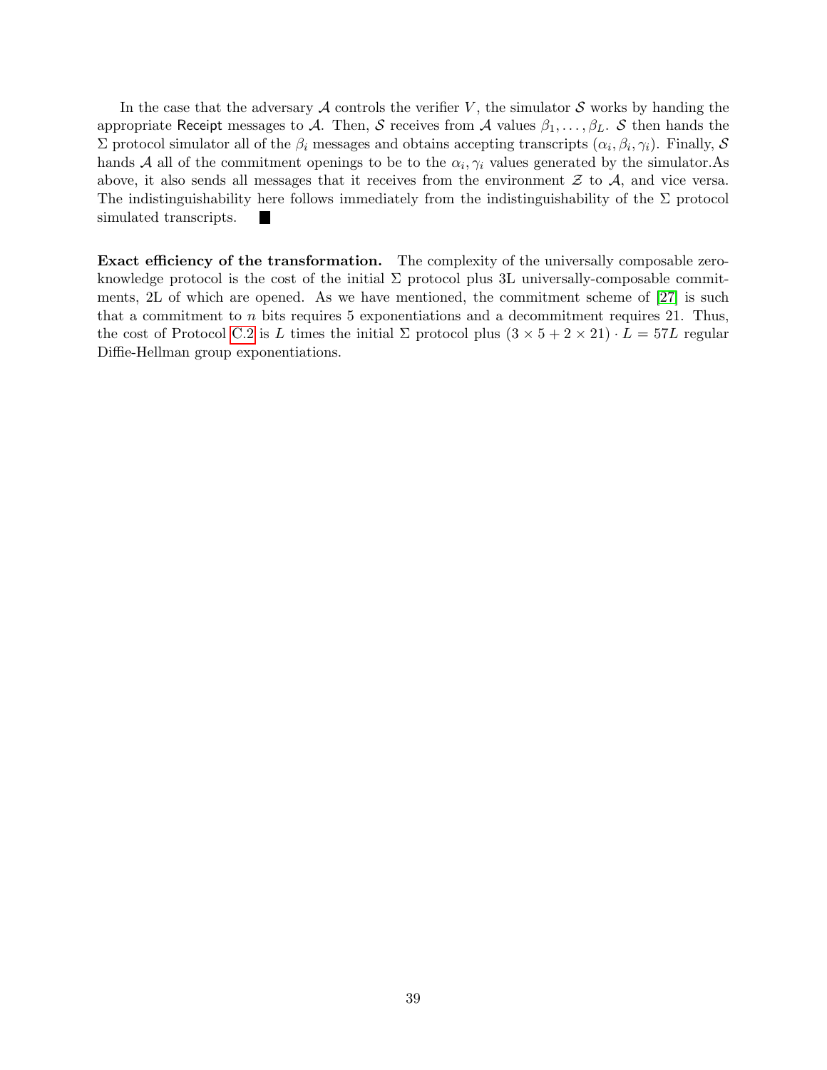In the case that the adversary $\mathcal{A}$ controls the verifier $V$, the simulator $\mathcal{S}$ works by handing the appropriate Receipt messages to $\mathcal{A}$. Then, $\mathcal{S}$ receives from $\mathcal{A}$ values $\beta_1, \ldots, \beta_L$. $\mathcal{S}$ then hands the $\Sigma$ protocol simulator all of the $\beta_i$ messages and obtains accepting transcripts $(\alpha_i, \beta_i, \gamma_i)$. Finally, $\mathcal{S}$ hands $\mathcal{A}$ all of the commitment openings to be to the $\alpha_i, \gamma_i$ values generated by the simulator.As above, it also sends all messages that it receives from the environment $\mathcal{Z}$ to $\mathcal{A}$, and vice versa. The indistinguishability here follows immediately from the indistinguishability of the $\Sigma$ protocol simulated transcripts. ■

**Exact efficiency of the transformation.** The complexity of the universally composable zero-knowledge protocol is the cost of the initial $\Sigma$ protocol plus 3L universally-composable commitments, 2L of which are opened. As we have mentioned, the commitment scheme of [27] is such that a commitment to $n$ bits requires 5 exponentiations and a decommitment requires 21. Thus, the cost of Protocol C.2 is $L$ times the initial $\Sigma$ protocol plus $(3 \times 5 + 2 \times 21) \cdot L = 57L$ regular Diffie-Hellman group exponentiations.